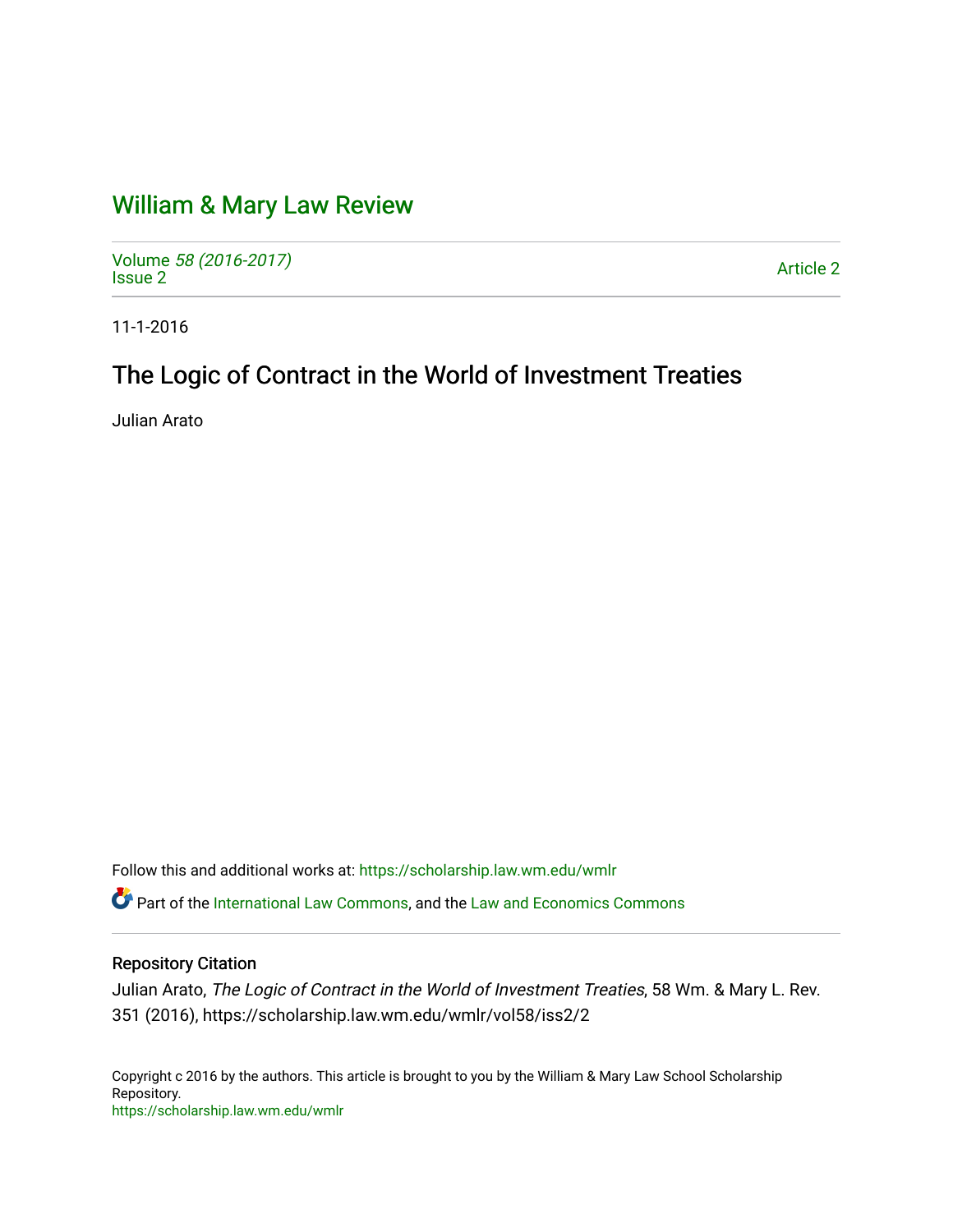# William & Mary Law Review

Volume 58 (2016-2017)
Issue 2

Article 2

11-1-2016

## The Logic of Contract in the World of Investment Treaties

Julian Arato

Follow this and additional works at: https://scholarship.law.wm.edu/wmlr

Part of the International Law Commons, and the Law and Economics Commons

### Repository Citation

Julian Arato, *The Logic of Contract in the World of Investment Treaties*, 58 Wm. & Mary L. Rev. 351 (2016), https://scholarship.law.wm.edu/wmlr/vol58/iss2/2

Copyright c 2016 by the authors. This article is brought to you by the William & Mary Law School Scholarship Repository.
https://scholarship.law.wm.edu/wmlr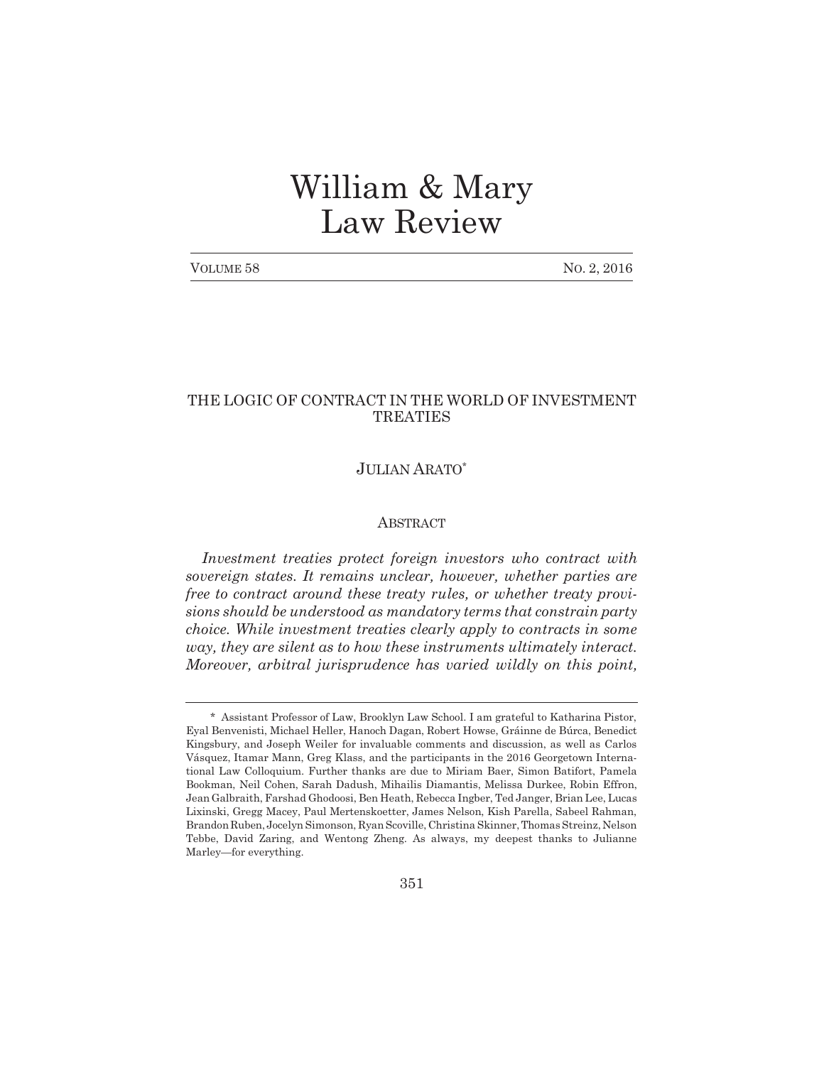# William & Mary Law Review

VOLUME 58 NO. 2, 2016

## THE LOGIC OF CONTRACT IN THE WORLD OF INVESTMENT TREATIES

JULIAN ARATO[*]

### ABSTRACT

*Investment treaties protect foreign investors who contract with sovereign states. It remains unclear, however, whether parties are free to contract around these treaty rules, or whether treaty provisions should be understood as mandatory terms that constrain party choice. While investment treaties clearly apply to contracts in some way, they are silent as to how these instruments ultimately interact. Moreover, arbitral jurisprudence has varied wildly on this point,*

---

[*] Assistant Professor of Law, Brooklyn Law School. I am grateful to Katharina Pistor, Eyal Benvenisti, Michael Heller, Hanoch Dagan, Robert Howse, Gráinne de Búrca, Benedict Kingsbury, and Joseph Weiler for invaluable comments and discussion, as well as Carlos Vásquez, Itamar Mann, Greg Klass, and the participants in the 2016 Georgetown International Law Colloquium. Further thanks are due to Miriam Baer, Simon Batifort, Pamela Bookman, Neil Cohen, Sarah Dadush, Mihailis Diamantis, Melissa Durkee, Robin Effron, Jean Galbraith, Farshad Ghodoosi, Ben Heath, Rebecca Ingber, Ted Janger, Brian Lee, Lucas Lixinski, Gregg Macey, Paul Mertenskoetter, James Nelson, Kish Parella, Sabeel Rahman, Brandon Ruben, Jocelyn Simonson, Ryan Scoville, Christina Skinner, Thomas Streinz, Nelson Tebbe, David Zaring, and Wentong Zheng. As always, my deepest thanks to Julianne Marley—for everything.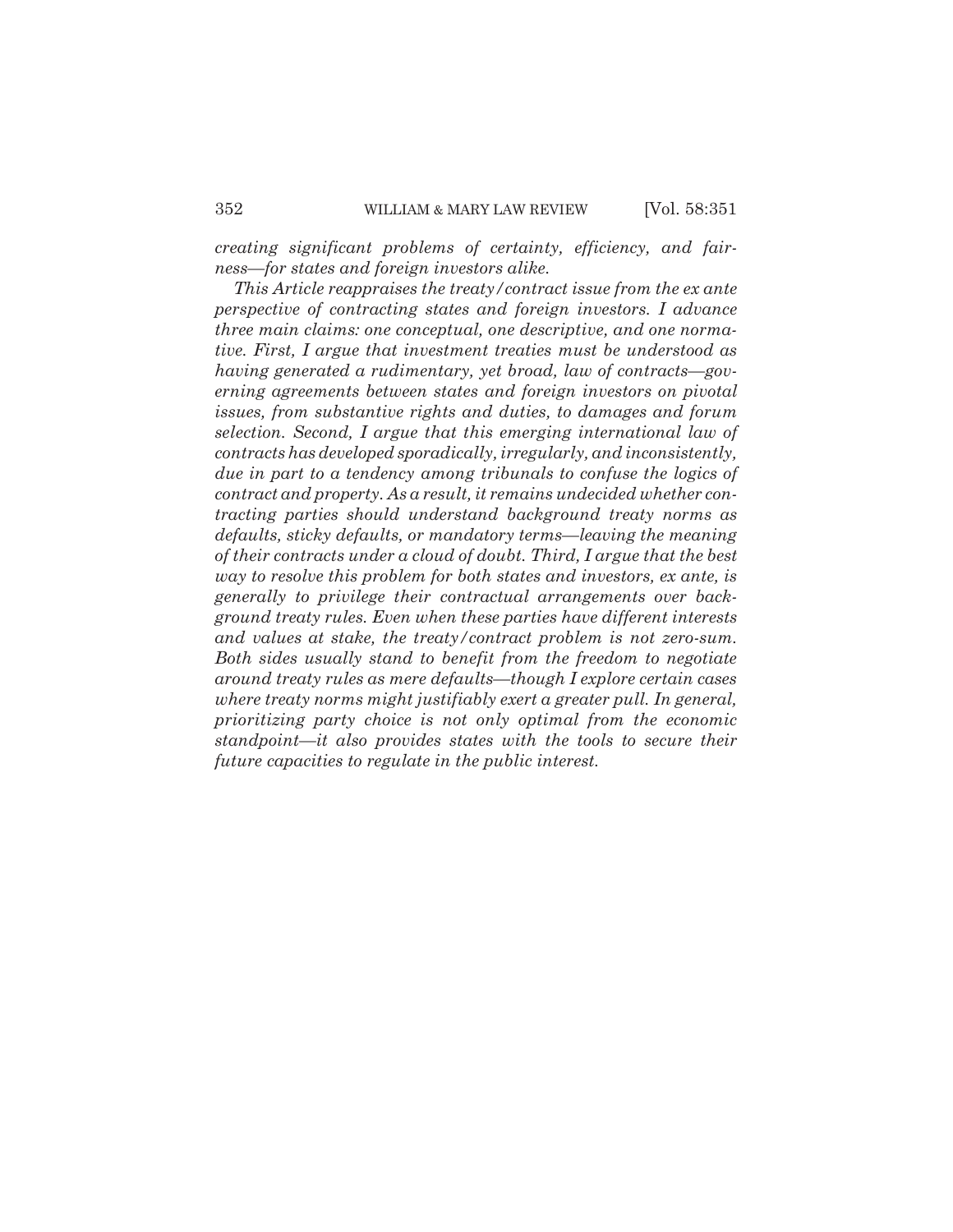*creating significant problems of certainty, efficiency, and fairness—for states and foreign investors alike.*

*This Article reappraises the treaty/contract issue from the ex ante perspective of contracting states and foreign investors. I advance three main claims: one conceptual, one descriptive, and one normative. First, I argue that investment treaties must be understood as having generated a rudimentary, yet broad, law of contracts—governing agreements between states and foreign investors on pivotal issues, from substantive rights and duties, to damages and forum selection. Second, I argue that this emerging international law of contracts has developed sporadically, irregularly, and inconsistently, due in part to a tendency among tribunals to confuse the logics of contract and property. As a result, it remains undecided whether contracting parties should understand background treaty norms as defaults, sticky defaults, or mandatory terms—leaving the meaning of their contracts under a cloud of doubt. Third, I argue that the best way to resolve this problem for both states and investors, ex ante, is generally to privilege their contractual arrangements over background treaty rules. Even when these parties have different interests and values at stake, the treaty/contract problem is not zero-sum. Both sides usually stand to benefit from the freedom to negotiate around treaty rules as mere defaults—though I explore certain cases where treaty norms might justifiably exert a greater pull. In general, prioritizing party choice is not only optimal from the economic standpoint—it also provides states with the tools to secure their future capacities to regulate in the public interest.*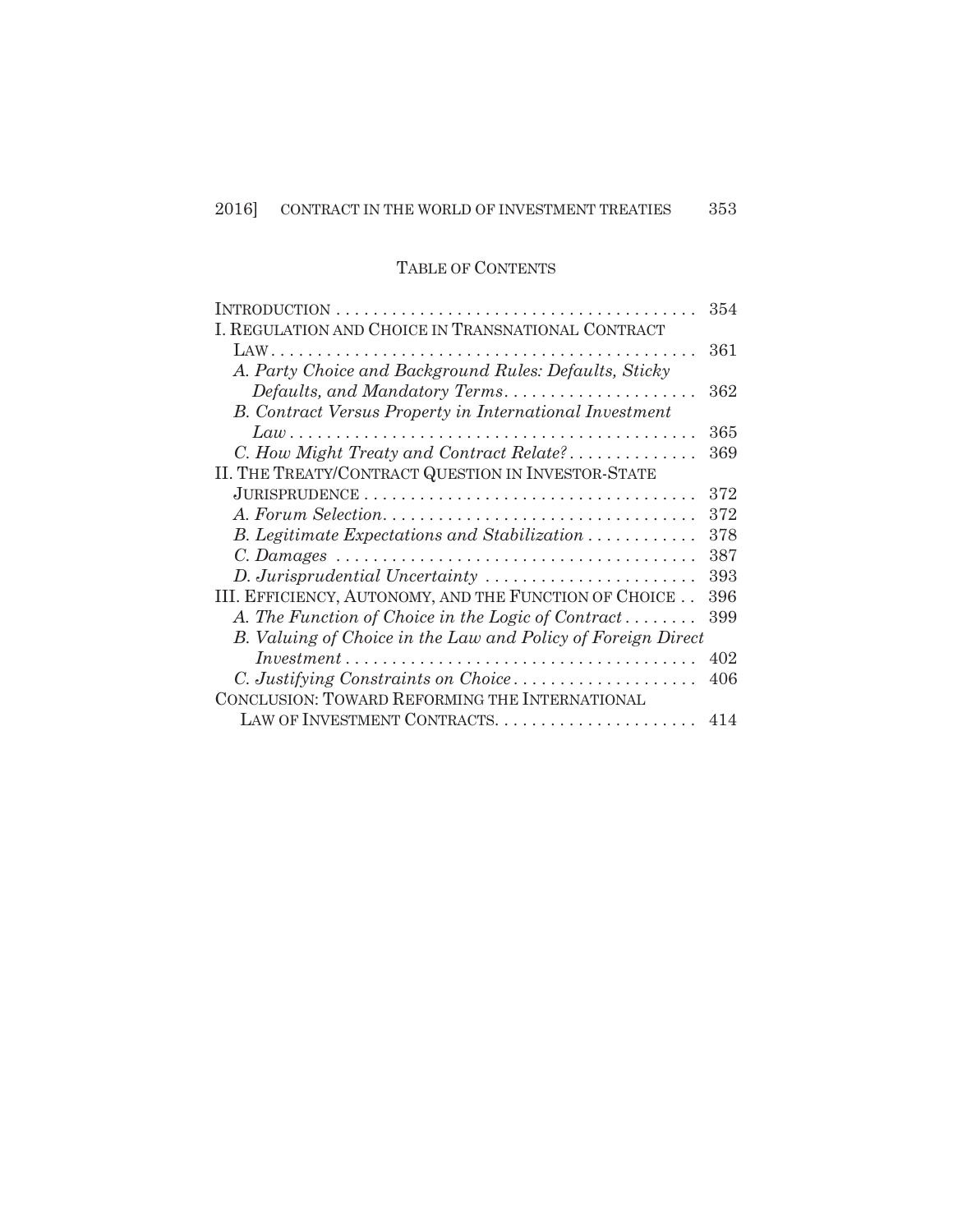## TABLE OF CONTENTS

| | |
|---|---|
| INTRODUCTION | 354 |
| I. REGULATION AND CHOICE IN TRANSNATIONAL CONTRACT LAW | 361 |
| *A. Party Choice and Background Rules: Defaults, Sticky Defaults, and Mandatory Terms* | 362 |
| *B. Contract Versus Property in International Investment Law* | 365 |
| *C. How Might Treaty and Contract Relate?* | 369 |
| II. THE TREATY/CONTRACT QUESTION IN INVESTOR-STATE JURISPRUDENCE | 372 |
| *A. Forum Selection* | 372 |
| *B. Legitimate Expectations and Stabilization* | 378 |
| *C. Damages* | 387 |
| *D. Jurisprudential Uncertainty* | 393 |
| III. EFFICIENCY, AUTONOMY, AND THE FUNCTION OF CHOICE | 396 |
| *A. The Function of Choice in the Logic of Contract* | 399 |
| *B. Valuing of Choice in the Law and Policy of Foreign Direct Investment* | 402 |
| *C. Justifying Constraints on Choice* | 406 |
| CONCLUSION: TOWARD REFORMING THE INTERNATIONAL LAW OF INVESTMENT CONTRACTS | 414 |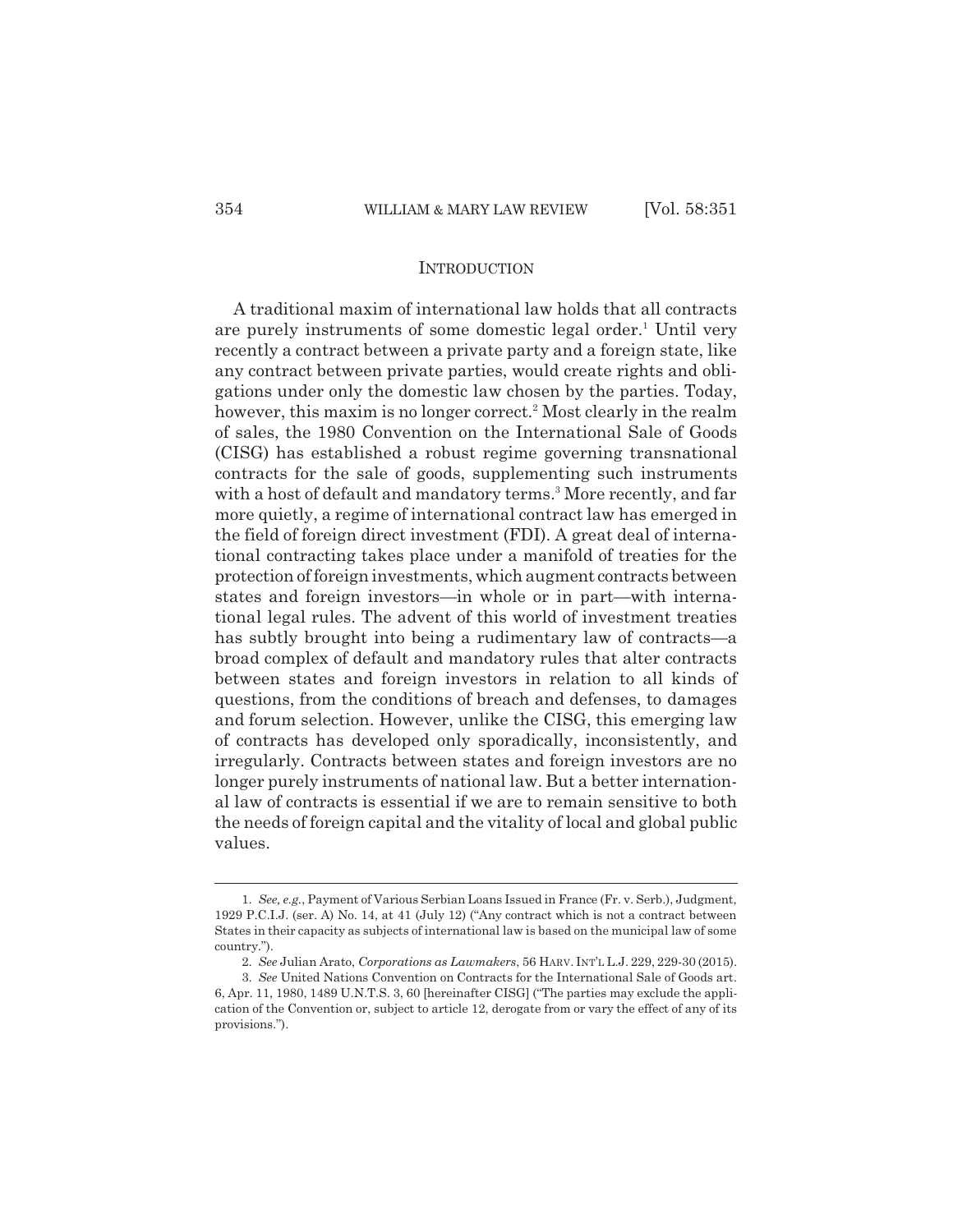## INTRODUCTION

A traditional maxim of international law holds that all contracts are purely instruments of some domestic legal order.[1] Until very recently a contract between a private party and a foreign state, like any contract between private parties, would create rights and obligations under only the domestic law chosen by the parties. Today, however, this maxim is no longer correct.[2] Most clearly in the realm of sales, the 1980 Convention on the International Sale of Goods (CISG) has established a robust regime governing transnational contracts for the sale of goods, supplementing such instruments with a host of default and mandatory terms.[3] More recently, and far more quietly, a regime of international contract law has emerged in the field of foreign direct investment (FDI). A great deal of international contracting takes place under a manifold of treaties for the protection of foreign investments, which augment contracts between states and foreign investors—in whole or in part—with international legal rules. The advent of this world of investment treaties has subtly brought into being a rudimentary law of contracts—a broad complex of default and mandatory rules that alter contracts between states and foreign investors in relation to all kinds of questions, from the conditions of breach and defenses, to damages and forum selection. However, unlike the CISG, this emerging law of contracts has developed only sporadically, inconsistently, and irregularly. Contracts between states and foreign investors are no longer purely instruments of national law. But a better international law of contracts is essential if we are to remain sensitive to both the needs of foreign capital and the vitality of local and global public values.

---

1. *See, e.g.*, Payment of Various Serbian Loans Issued in France (Fr. v. Serb.), Judgment, 1929 P.C.I.J. (ser. A) No. 14, at 41 (July 12) ("Any contract which is not a contract between States in their capacity as subjects of international law is based on the municipal law of some country.").

2. *See* Julian Arato, *Corporations as Lawmakers*, 56 HARV. INT'L L.J. 229, 229-30 (2015).

3. *See* United Nations Convention on Contracts for the International Sale of Goods art. 6, Apr. 11, 1980, 1489 U.N.T.S. 3, 60 [hereinafter CISG] ("The parties may exclude the application of the Convention or, subject to article 12, derogate from or vary the effect of any of its provisions.").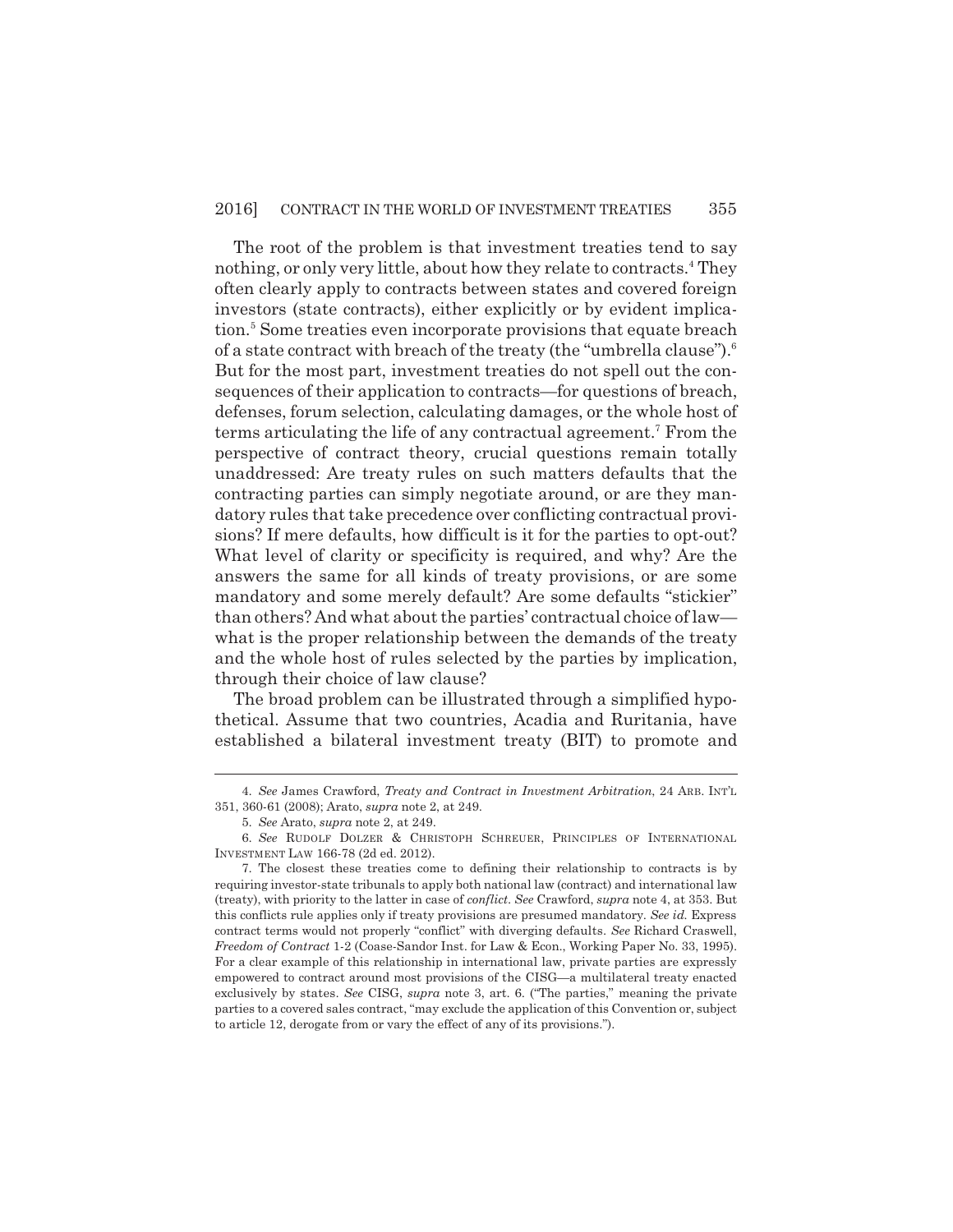The root of the problem is that investment treaties tend to say nothing, or only very little, about how they relate to contracts.[4] They often clearly apply to contracts between states and covered foreign investors (state contracts), either explicitly or by evident implication.[5] Some treaties even incorporate provisions that equate breach of a state contract with breach of the treaty (the "umbrella clause").[6] But for the most part, investment treaties do not spell out the consequences of their application to contracts—for questions of breach, defenses, forum selection, calculating damages, or the whole host of terms articulating the life of any contractual agreement.[7] From the perspective of contract theory, crucial questions remain totally unaddressed: Are treaty rules on such matters defaults that the contracting parties can simply negotiate around, or are they mandatory rules that take precedence over conflicting contractual provisions? If mere defaults, how difficult is it for the parties to opt-out? What level of clarity or specificity is required, and why? Are the answers the same for all kinds of treaty provisions, or are some mandatory and some merely default? Are some defaults "stickier" than others? And what about the parties' contractual choice of law—what is the proper relationship between the demands of the treaty and the whole host of rules selected by the parties by implication, through their choice of law clause?

The broad problem can be illustrated through a simplified hypothetical. Assume that two countries, Acadia and Ruritania, have established a bilateral investment treaty (BIT) to promote and

---

4. *See* James Crawford, *Treaty and Contract in Investment Arbitration*, 24 ARB. INT'L 351, 360-61 (2008); Arato, *supra* note 2, at 249.

5. *See* Arato, *supra* note 2, at 249.

6. *See* RUDOLF DOLZER & CHRISTOPH SCHREUER, PRINCIPLES OF INTERNATIONAL INVESTMENT LAW 166-78 (2d ed. 2012).

7. The closest these treaties come to defining their relationship to contracts is by requiring investor-state tribunals to apply both national law (contract) and international law (treaty), with priority to the latter in case of *conflict*. *See* Crawford, *supra* note 4, at 353. But this conflicts rule applies only if treaty provisions are presumed mandatory. *See id.* Express contract terms would not properly "conflict" with diverging defaults. *See* Richard Craswell, *Freedom of Contract* 1-2 (Coase-Sandor Inst. for Law & Econ., Working Paper No. 33, 1995). For a clear example of this relationship in international law, private parties are expressly empowered to contract around most provisions of the CISG—a multilateral treaty enacted exclusively by states. *See* CISG, *supra* note 3, art. 6. ("The parties," meaning the private parties to a covered sales contract, "may exclude the application of this Convention or, subject to article 12, derogate from or vary the effect of any of its provisions.").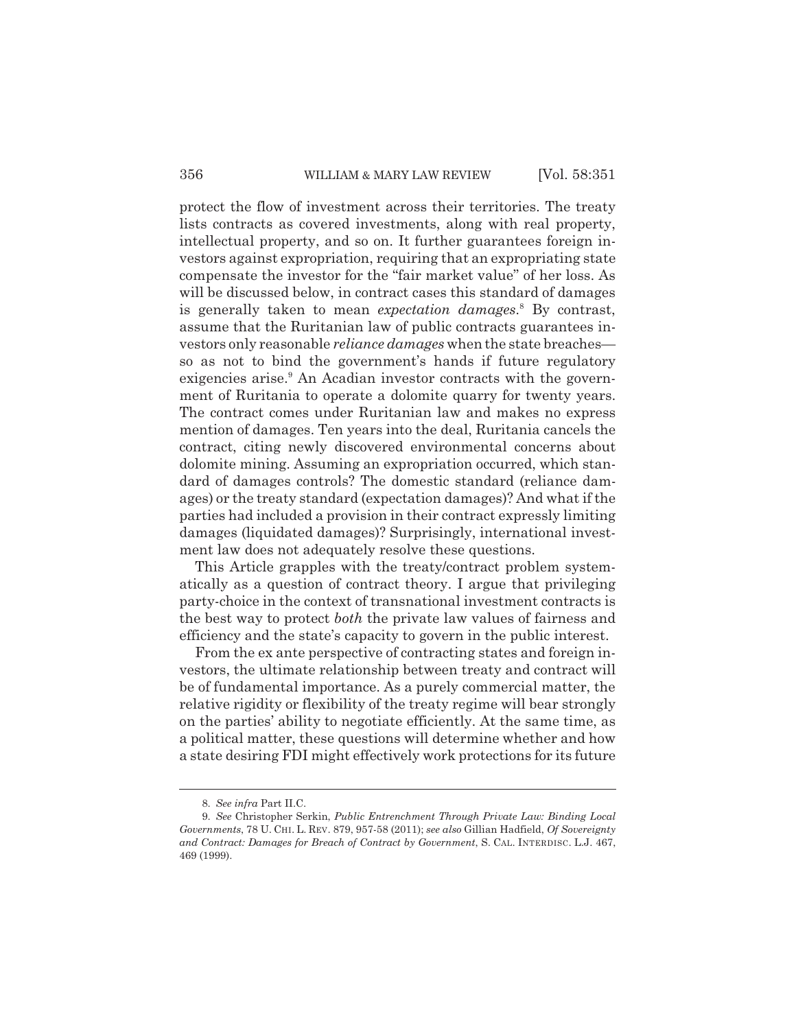protect the flow of investment across their territories. The treaty lists contracts as covered investments, along with real property, intellectual property, and so on. It further guarantees foreign investors against expropriation, requiring that an expropriating state compensate the investor for the "fair market value" of her loss. As will be discussed below, in contract cases this standard of damages is generally taken to mean *expectation damages*.[8] By contrast, assume that the Ruritanian law of public contracts guarantees investors only reasonable *reliance damages* when the state breaches—so as not to bind the government's hands if future regulatory exigencies arise.[9] An Acadian investor contracts with the government of Ruritania to operate a dolomite quarry for twenty years. The contract comes under Ruritanian law and makes no express mention of damages. Ten years into the deal, Ruritania cancels the contract, citing newly discovered environmental concerns about dolomite mining. Assuming an expropriation occurred, which standard of damages controls? The domestic standard (reliance damages) or the treaty standard (expectation damages)? And what if the parties had included a provision in their contract expressly limiting damages (liquidated damages)? Surprisingly, international investment law does not adequately resolve these questions.

This Article grapples with the treaty/contract problem systematically as a question of contract theory. I argue that privileging party-choice in the context of transnational investment contracts is the best way to protect *both* the private law values of fairness and efficiency and the state's capacity to govern in the public interest.

From the ex ante perspective of contracting states and foreign investors, the ultimate relationship between treaty and contract will be of fundamental importance. As a purely commercial matter, the relative rigidity or flexibility of the treaty regime will bear strongly on the parties' ability to negotiate efficiently. At the same time, as a political matter, these questions will determine whether and how a state desiring FDI might effectively work protections for its future

8. *See infra* Part II.C.

9. *See* Christopher Serkin, *Public Entrenchment Through Private Law: Binding Local Governments*, 78 U. CHI. L. REV. 879, 957-58 (2011); *see also* Gillian Hadfield, *Of Sovereignty and Contract: Damages for Breach of Contract by Government*, S. CAL. INTERDISC. L.J. 467, 469 (1999).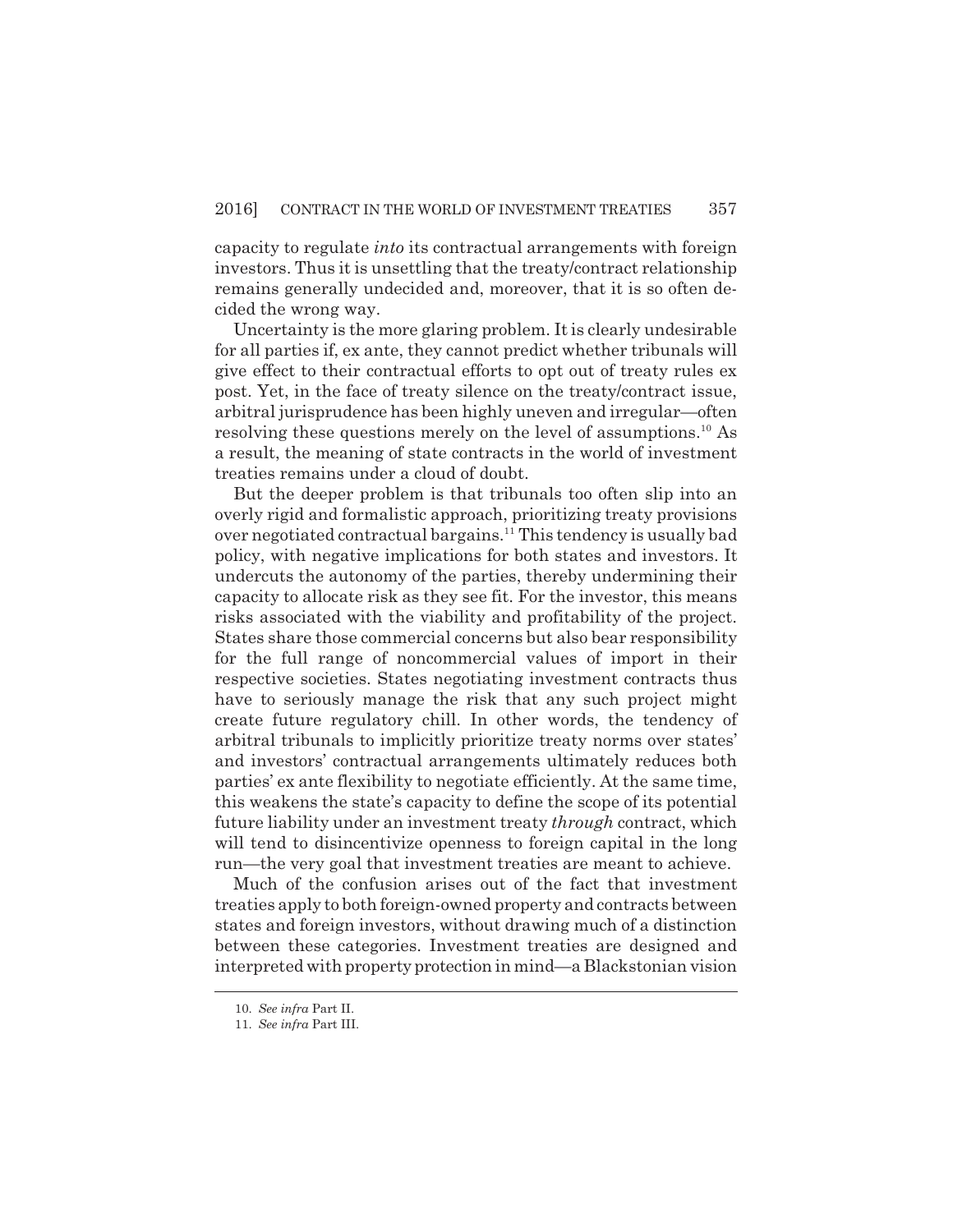capacity to regulate *into* its contractual arrangements with foreign investors. Thus it is unsettling that the treaty/contract relationship remains generally undecided and, moreover, that it is so often decided the wrong way.

Uncertainty is the more glaring problem. It is clearly undesirable for all parties if, ex ante, they cannot predict whether tribunals will give effect to their contractual efforts to opt out of treaty rules ex post. Yet, in the face of treaty silence on the treaty/contract issue, arbitral jurisprudence has been highly uneven and irregular—often resolving these questions merely on the level of assumptions.[10] As a result, the meaning of state contracts in the world of investment treaties remains under a cloud of doubt.

But the deeper problem is that tribunals too often slip into an overly rigid and formalistic approach, prioritizing treaty provisions over negotiated contractual bargains.[11] This tendency is usually bad policy, with negative implications for both states and investors. It undercuts the autonomy of the parties, thereby undermining their capacity to allocate risk as they see fit. For the investor, this means risks associated with the viability and profitability of the project. States share those commercial concerns but also bear responsibility for the full range of noncommercial values of import in their respective societies. States negotiating investment contracts thus have to seriously manage the risk that any such project might create future regulatory chill. In other words, the tendency of arbitral tribunals to implicitly prioritize treaty norms over states' and investors' contractual arrangements ultimately reduces both parties' ex ante flexibility to negotiate efficiently. At the same time, this weakens the state's capacity to define the scope of its potential future liability under an investment treaty *through* contract, which will tend to disincentivize openness to foreign capital in the long run—the very goal that investment treaties are meant to achieve.

Much of the confusion arises out of the fact that investment treaties apply to both foreign-owned property and contracts between states and foreign investors, without drawing much of a distinction between these categories. Investment treaties are designed and interpreted with property protection in mind—a Blackstonian vision

10. *See infra* Part II.

11. *See infra* Part III.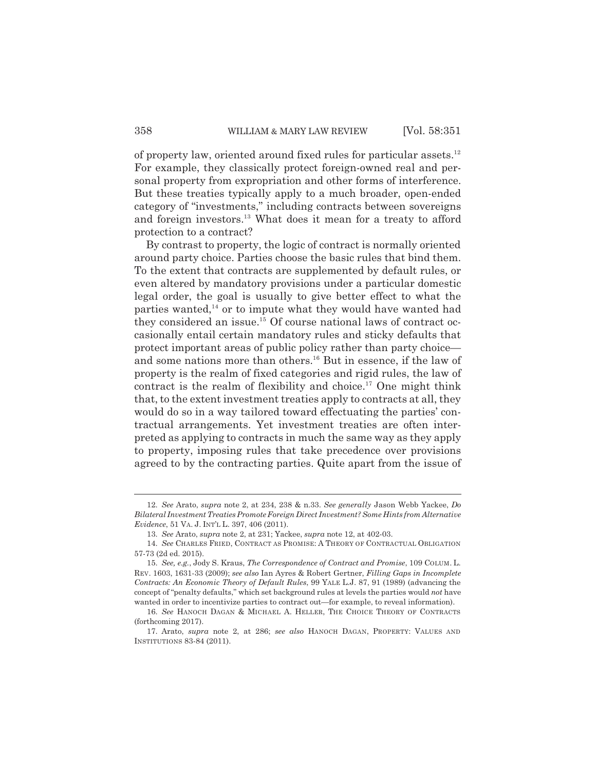of property law, oriented around fixed rules for particular assets.[12] For example, they classically protect foreign-owned real and personal property from expropriation and other forms of interference. But these treaties typically apply to a much broader, open-ended category of "investments," including contracts between sovereigns and foreign investors.[13] What does it mean for a treaty to afford protection to a contract?

By contrast to property, the logic of contract is normally oriented around party choice. Parties choose the basic rules that bind them. To the extent that contracts are supplemented by default rules, or even altered by mandatory provisions under a particular domestic legal order, the goal is usually to give better effect to what the parties wanted,[14] or to impute what they would have wanted had they considered an issue.[15] Of course national laws of contract occasionally entail certain mandatory rules and sticky defaults that protect important areas of public policy rather than party choice—and some nations more than others.[16] But in essence, if the law of property is the realm of fixed categories and rigid rules, the law of contract is the realm of flexibility and choice.[17] One might think that, to the extent investment treaties apply to contracts at all, they would do so in a way tailored toward effectuating the parties' contractual arrangements. Yet investment treaties are often interpreted as applying to contracts in much the same way as they apply to property, imposing rules that take precedence over provisions agreed to by the contracting parties. Quite apart from the issue of

---

12. *See* Arato, *supra* note 2, at 234, 238 & n.33. *See generally* Jason Webb Yackee, *Do Bilateral Investment Treaties Promote Foreign Direct Investment? Some Hints from Alternative Evidence*, 51 VA. J. INT'L L. 397, 406 (2011).

13. *See* Arato, *supra* note 2, at 231; Yackee, *supra* note 12, at 402-03.

14. *See* CHARLES FRIED, CONTRACT AS PROMISE: A THEORY OF CONTRACTUAL OBLIGATION 57-73 (2d ed. 2015).

15. *See, e.g.*, Jody S. Kraus, *The Correspondence of Contract and Promise*, 109 COLUM. L. REV. 1603, 1631-33 (2009); *see also* Ian Ayres & Robert Gertner, *Filling Gaps in Incomplete Contracts: An Economic Theory of Default Rules*, 99 YALE L.J. 87, 91 (1989) (advancing the concept of "penalty defaults," which set background rules at levels the parties would *not* have wanted in order to incentivize parties to contract out—for example, to reveal information).

16. *See* HANOCH DAGAN & MICHAEL A. HELLER, THE CHOICE THEORY OF CONTRACTS (forthcoming 2017).

17. Arato, *supra* note 2, at 286; *see also* HANOCH DAGAN, PROPERTY: VALUES AND INSTITUTIONS 83-84 (2011).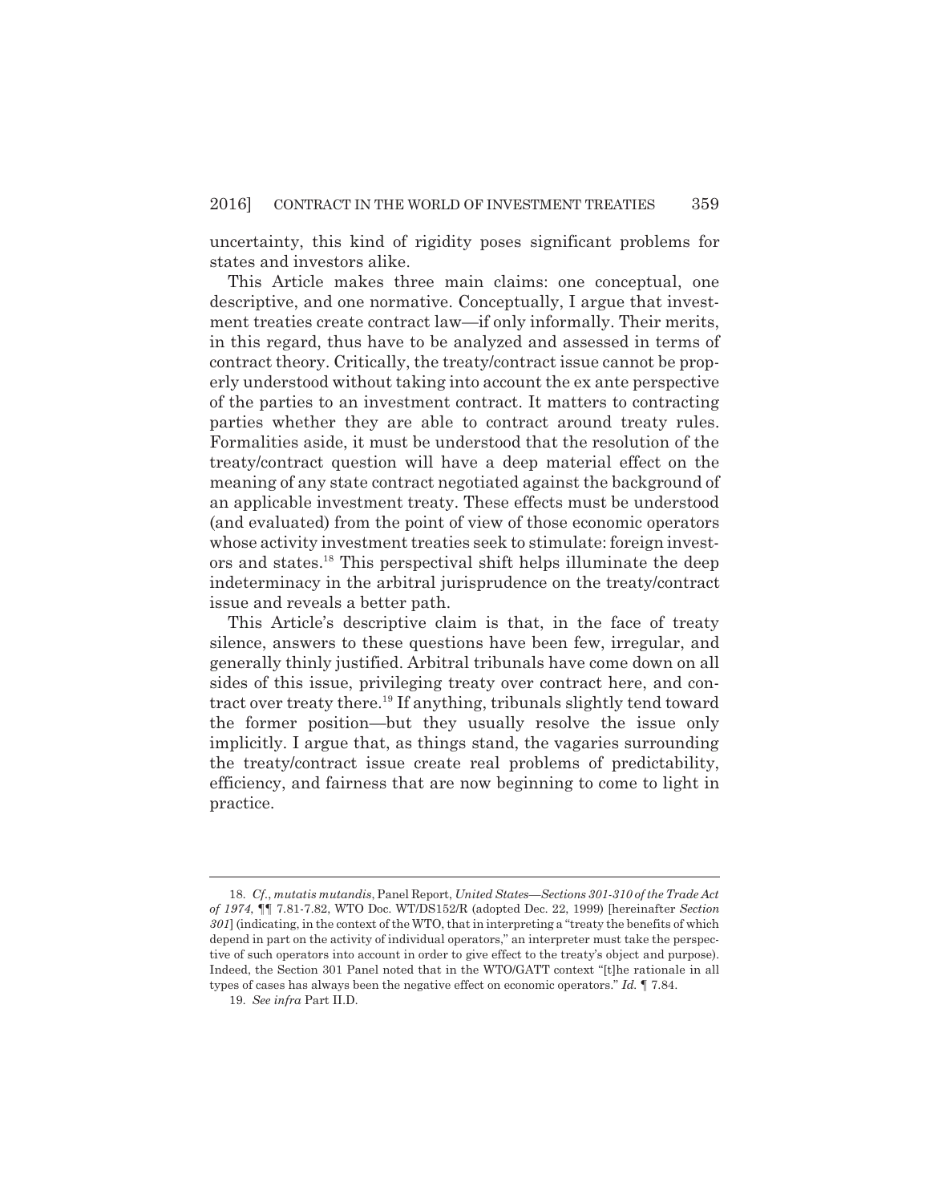uncertainty, this kind of rigidity poses significant problems for states and investors alike.

This Article makes three main claims: one conceptual, one descriptive, and one normative. Conceptually, I argue that investment treaties create contract law—if only informally. Their merits, in this regard, thus have to be analyzed and assessed in terms of contract theory. Critically, the treaty/contract issue cannot be properly understood without taking into account the ex ante perspective of the parties to an investment contract. It matters to contracting parties whether they are able to contract around treaty rules. Formalities aside, it must be understood that the resolution of the treaty/contract question will have a deep material effect on the meaning of any state contract negotiated against the background of an applicable investment treaty. These effects must be understood (and evaluated) from the point of view of those economic operators whose activity investment treaties seek to stimulate: foreign investors and states.[18] This perspectival shift helps illuminate the deep indeterminacy in the arbitral jurisprudence on the treaty/contract issue and reveals a better path.

This Article's descriptive claim is that, in the face of treaty silence, answers to these questions have been few, irregular, and generally thinly justified. Arbitral tribunals have come down on all sides of this issue, privileging treaty over contract here, and contract over treaty there.[19] If anything, tribunals slightly tend toward the former position—but they usually resolve the issue only implicitly. I argue that, as things stand, the vagaries surrounding the treaty/contract issue create real problems of predictability, efficiency, and fairness that are now beginning to come to light in practice.

---

18. *Cf.*, *mutatis mutandis*, Panel Report, *United States—Sections 301-310 of the Trade Act of 1974*, ¶¶ 7.81-7.82, WTO Doc. WT/DS152/R (adopted Dec. 22, 1999) [hereinafter *Section 301*] (indicating, in the context of the WTO, that in interpreting a "treaty the benefits of which depend in part on the activity of individual operators," an interpreter must take the perspective of such operators into account in order to give effect to the treaty's object and purpose). Indeed, the Section 301 Panel noted that in the WTO/GATT context "[t]he rationale in all types of cases has always been the negative effect on economic operators." *Id.* ¶ 7.84.

19. *See infra* Part II.D.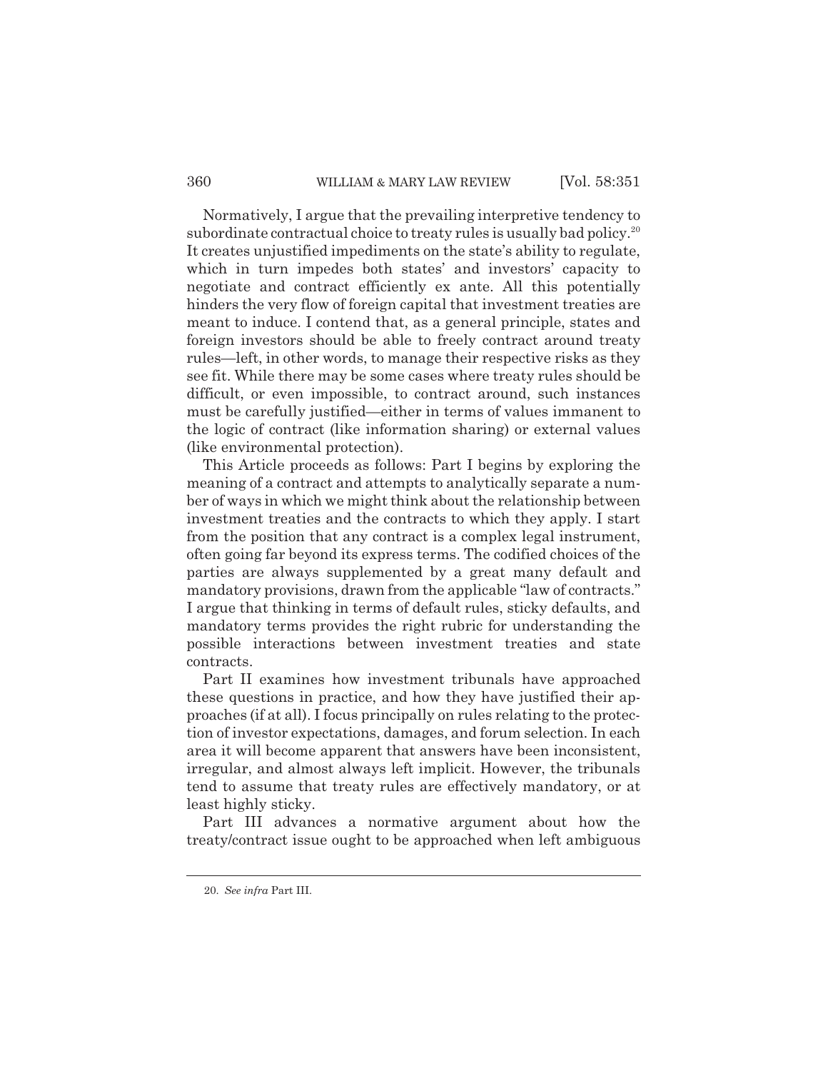Normatively, I argue that the prevailing interpretive tendency to subordinate contractual choice to treaty rules is usually bad policy.[20] It creates unjustified impediments on the state's ability to regulate, which in turn impedes both states' and investors' capacity to negotiate and contract efficiently ex ante. All this potentially hinders the very flow of foreign capital that investment treaties are meant to induce. I contend that, as a general principle, states and foreign investors should be able to freely contract around treaty rules—left, in other words, to manage their respective risks as they see fit. While there may be some cases where treaty rules should be difficult, or even impossible, to contract around, such instances must be carefully justified—either in terms of values immanent to the logic of contract (like information sharing) or external values (like environmental protection).

This Article proceeds as follows: Part I begins by exploring the meaning of a contract and attempts to analytically separate a number of ways in which we might think about the relationship between investment treaties and the contracts to which they apply. I start from the position that any contract is a complex legal instrument, often going far beyond its express terms. The codified choices of the parties are always supplemented by a great many default and mandatory provisions, drawn from the applicable "law of contracts." I argue that thinking in terms of default rules, sticky defaults, and mandatory terms provides the right rubric for understanding the possible interactions between investment treaties and state contracts.

Part II examines how investment tribunals have approached these questions in practice, and how they have justified their approaches (if at all). I focus principally on rules relating to the protection of investor expectations, damages, and forum selection. In each area it will become apparent that answers have been inconsistent, irregular, and almost always left implicit. However, the tribunals tend to assume that treaty rules are effectively mandatory, or at least highly sticky.

Part III advances a normative argument about how the treaty/contract issue ought to be approached when left ambiguous

---

20. *See infra* Part III.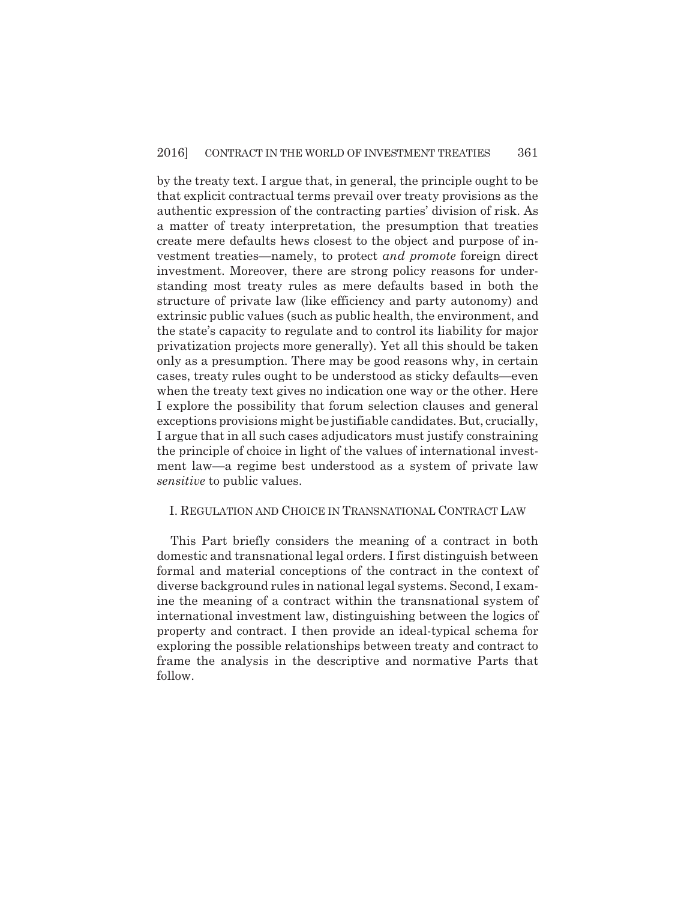by the treaty text. I argue that, in general, the principle ought to be that explicit contractual terms prevail over treaty provisions as the authentic expression of the contracting parties' division of risk. As a matter of treaty interpretation, the presumption that treaties create mere defaults hews closest to the object and purpose of investment treaties—namely, to protect *and promote* foreign direct investment. Moreover, there are strong policy reasons for understanding most treaty rules as mere defaults based in both the structure of private law (like efficiency and party autonomy) and extrinsic public values (such as public health, the environment, and the state's capacity to regulate and to control its liability for major privatization projects more generally). Yet all this should be taken only as a presumption. There may be good reasons why, in certain cases, treaty rules ought to be understood as sticky defaults—even when the treaty text gives no indication one way or the other. Here I explore the possibility that forum selection clauses and general exceptions provisions might be justifiable candidates. But, crucially, I argue that in all such cases adjudicators must justify constraining the principle of choice in light of the values of international investment law—a regime best understood as a system of private law *sensitive* to public values.

## I. REGULATION AND CHOICE IN TRANSNATIONAL CONTRACT LAW

This Part briefly considers the meaning of a contract in both domestic and transnational legal orders. I first distinguish between formal and material conceptions of the contract in the context of diverse background rules in national legal systems. Second, I examine the meaning of a contract within the transnational system of international investment law, distinguishing between the logics of property and contract. I then provide an ideal-typical schema for exploring the possible relationships between treaty and contract to frame the analysis in the descriptive and normative Parts that follow.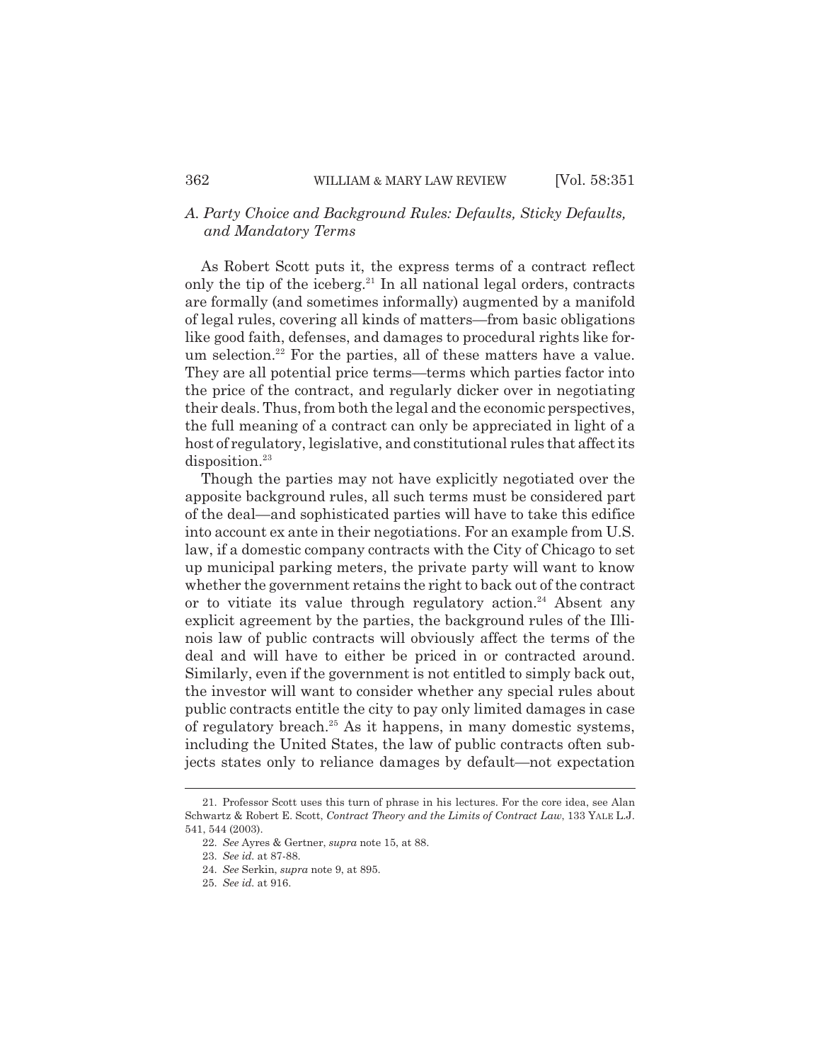### *A. Party Choice and Background Rules: Defaults, Sticky Defaults, and Mandatory Terms*

As Robert Scott puts it, the express terms of a contract reflect only the tip of the iceberg.[21] In all national legal orders, contracts are formally (and sometimes informally) augmented by a manifold of legal rules, covering all kinds of matters—from basic obligations like good faith, defenses, and damages to procedural rights like forum selection.[22] For the parties, all of these matters have a value. They are all potential price terms—terms which parties factor into the price of the contract, and regularly dicker over in negotiating their deals. Thus, from both the legal and the economic perspectives, the full meaning of a contract can only be appreciated in light of a host of regulatory, legislative, and constitutional rules that affect its disposition.[23]

Though the parties may not have explicitly negotiated over the apposite background rules, all such terms must be considered part of the deal—and sophisticated parties will have to take this edifice into account ex ante in their negotiations. For an example from U.S. law, if a domestic company contracts with the City of Chicago to set up municipal parking meters, the private party will want to know whether the government retains the right to back out of the contract or to vitiate its value through regulatory action.[24] Absent any explicit agreement by the parties, the background rules of the Illinois law of public contracts will obviously affect the terms of the deal and will have to either be priced in or contracted around. Similarly, even if the government is not entitled to simply back out, the investor will want to consider whether any special rules about public contracts entitle the city to pay only limited damages in case of regulatory breach.[25] As it happens, in many domestic systems, including the United States, the law of public contracts often subjects states only to reliance damages by default—not expectation

---

21. Professor Scott uses this turn of phrase in his lectures. For the core idea, see Alan Schwartz & Robert E. Scott, *Contract Theory and the Limits of Contract Law*, 133 YALE L.J. 541, 544 (2003).

22. *See* Ayres & Gertner, *supra* note 15, at 88.

23. *See id.* at 87-88.

24. *See* Serkin, *supra* note 9, at 895.

25. *See id.* at 916.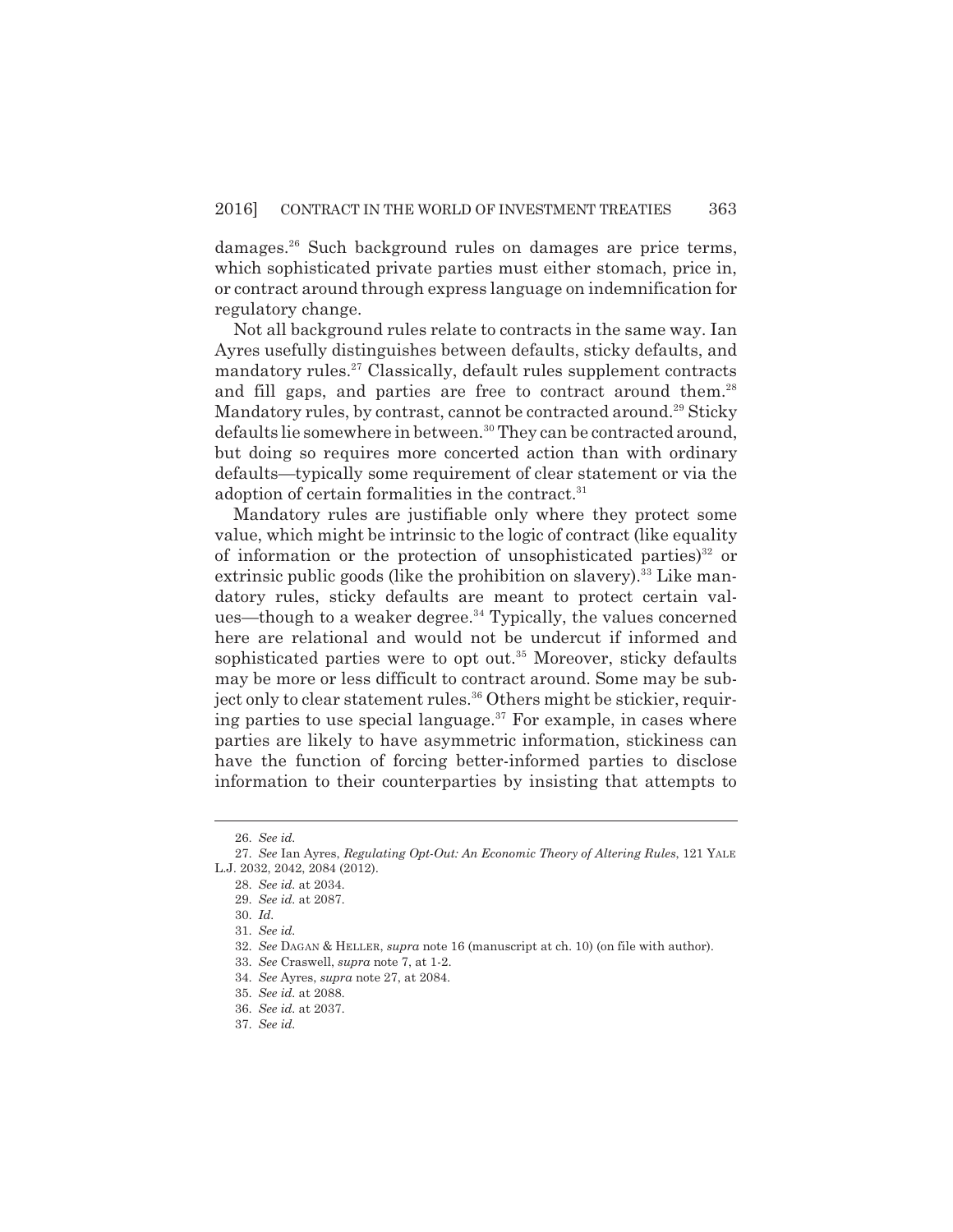damages.[26] Such background rules on damages are price terms, which sophisticated private parties must either stomach, price in, or contract around through express language on indemnification for regulatory change.

Not all background rules relate to contracts in the same way. Ian Ayres usefully distinguishes between defaults, sticky defaults, and mandatory rules.[27] Classically, default rules supplement contracts and fill gaps, and parties are free to contract around them.[28] Mandatory rules, by contrast, cannot be contracted around.[29] Sticky defaults lie somewhere in between.[30] They can be contracted around, but doing so requires more concerted action than with ordinary defaults—typically some requirement of clear statement or via the adoption of certain formalities in the contract.[31]

Mandatory rules are justifiable only where they protect some value, which might be intrinsic to the logic of contract (like equality of information or the protection of unsophisticated parties)[32] or extrinsic public goods (like the prohibition on slavery).[33] Like mandatory rules, sticky defaults are meant to protect certain values—though to a weaker degree.[34] Typically, the values concerned here are relational and would not be undercut if informed and sophisticated parties were to opt out.[35] Moreover, sticky defaults may be more or less difficult to contract around. Some may be subject only to clear statement rules.[36] Others might be stickier, requiring parties to use special language.[37] For example, in cases where parties are likely to have asymmetric information, stickiness can have the function of forcing better-informed parties to disclose information to their counterparties by insisting that attempts to

---

26. *See id.*

27. *See* Ian Ayres, *Regulating Opt-Out: An Economic Theory of Altering Rules*, 121 YALE L.J. 2032, 2042, 2084 (2012).

28. *See id.* at 2034.

29. *See id.* at 2087.

30. *Id.*

31. *See id.*

32. *See* DAGAN & HELLER, *supra* note 16 (manuscript at ch. 10) (on file with author).

33. *See* Craswell, *supra* note 7, at 1-2.

34. *See* Ayres, *supra* note 27, at 2084.

35. *See id.* at 2088.

36. *See id.* at 2037.

37. *See id.*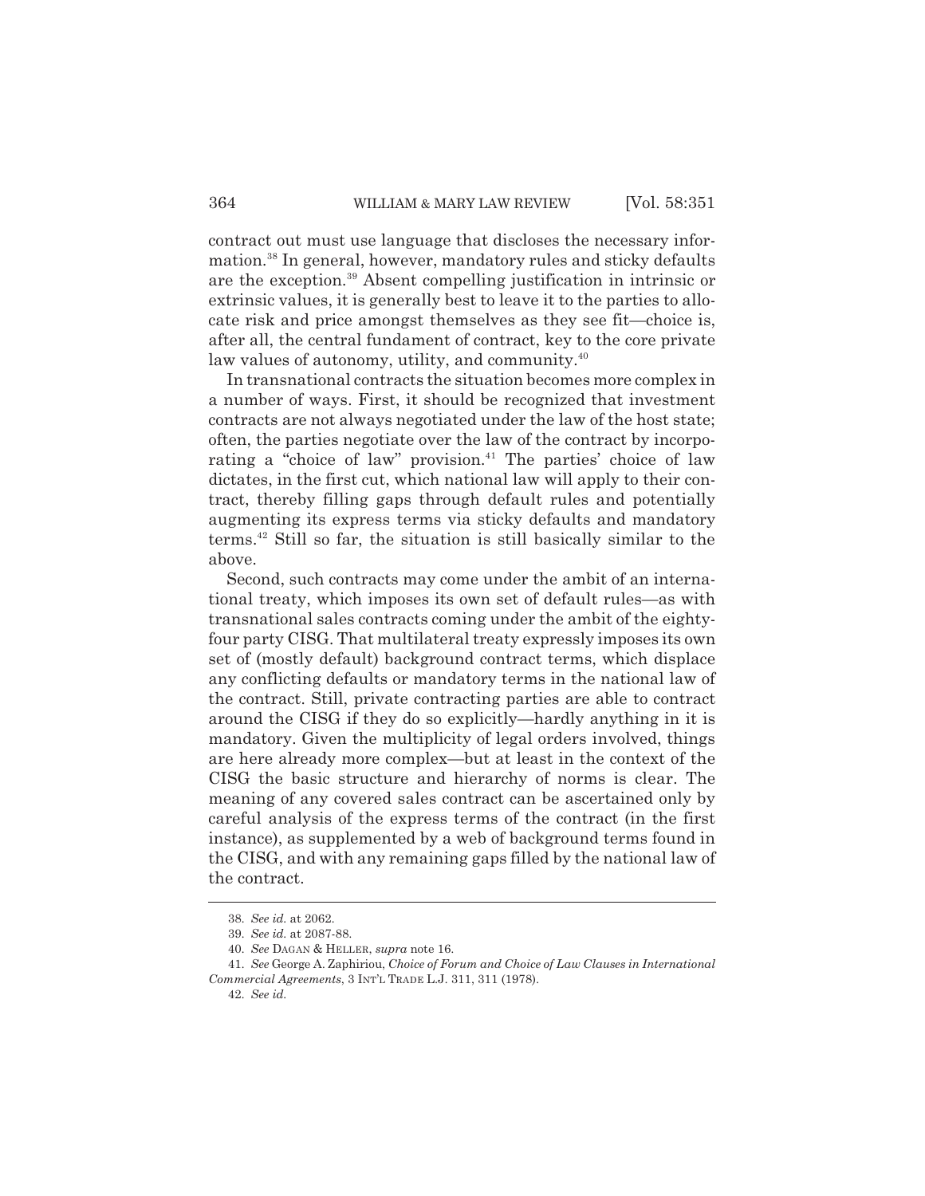contract out must use language that discloses the necessary information.[38] In general, however, mandatory rules and sticky defaults are the exception.[39] Absent compelling justification in intrinsic or extrinsic values, it is generally best to leave it to the parties to allocate risk and price amongst themselves as they see fit—choice is, after all, the central fundament of contract, key to the core private law values of autonomy, utility, and community.[40]

In transnational contracts the situation becomes more complex in a number of ways. First, it should be recognized that investment contracts are not always negotiated under the law of the host state; often, the parties negotiate over the law of the contract by incorporating a "choice of law" provision.[41] The parties' choice of law dictates, in the first cut, which national law will apply to their contract, thereby filling gaps through default rules and potentially augmenting its express terms via sticky defaults and mandatory terms.[42] Still so far, the situation is still basically similar to the above.

Second, such contracts may come under the ambit of an international treaty, which imposes its own set of default rules—as with transnational sales contracts coming under the ambit of the eighty-four party CISG. That multilateral treaty expressly imposes its own set of (mostly default) background contract terms, which displace any conflicting defaults or mandatory terms in the national law of the contract. Still, private contracting parties are able to contract around the CISG if they do so explicitly—hardly anything in it is mandatory. Given the multiplicity of legal orders involved, things are here already more complex—but at least in the context of the CISG the basic structure and hierarchy of norms is clear. The meaning of any covered sales contract can be ascertained only by careful analysis of the express terms of the contract (in the first instance), as supplemented by a web of background terms found in the CISG, and with any remaining gaps filled by the national law of the contract.

---

38. *See id.* at 2062.

39. *See id.* at 2087-88.

40. *See* DAGAN & HELLER, *supra* note 16.

41. *See* George A. Zaphiriou, *Choice of Forum and Choice of Law Clauses in International Commercial Agreements*, 3 INT'L TRADE L.J. 311, 311 (1978).

42. *See id.*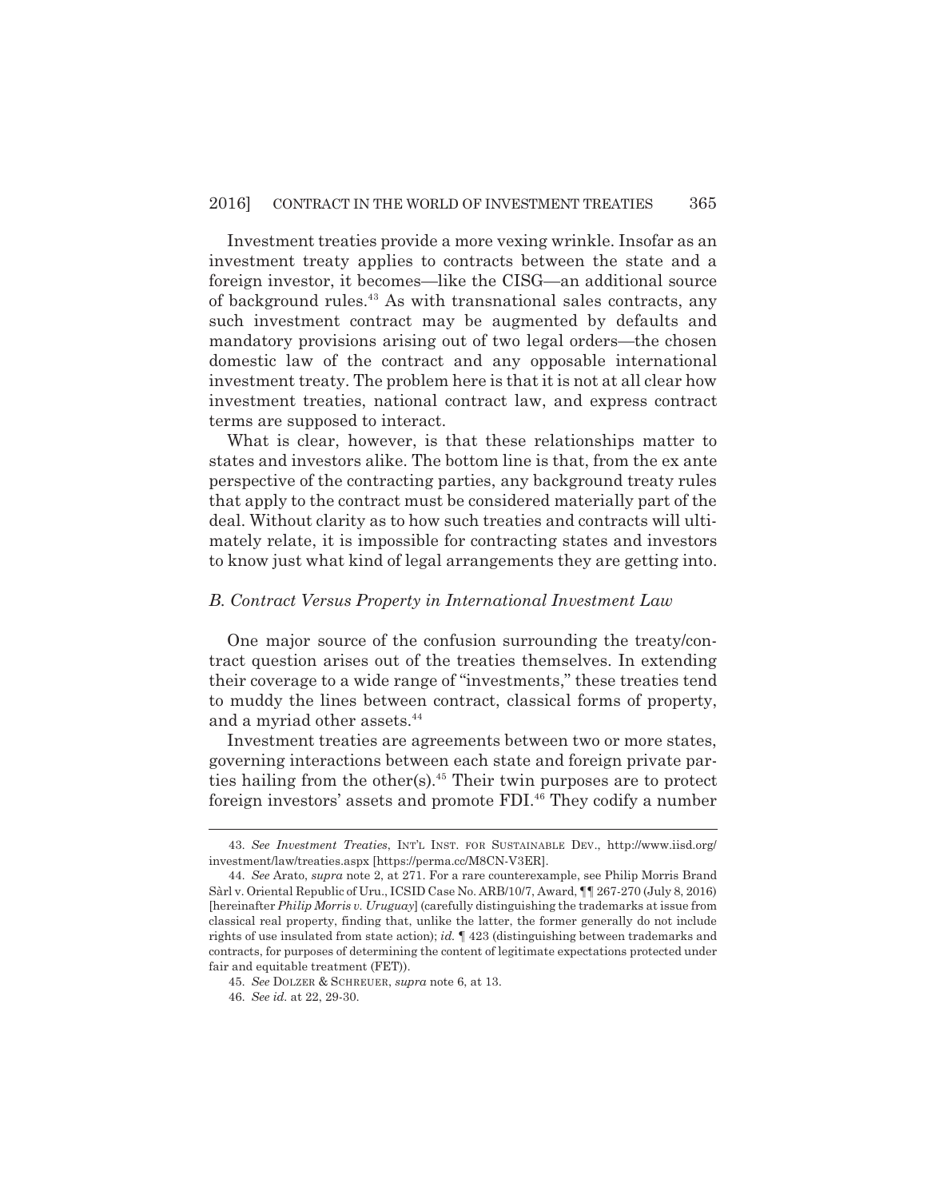Investment treaties provide a more vexing wrinkle. Insofar as an investment treaty applies to contracts between the state and a foreign investor, it becomes—like the CISG—an additional source of background rules.[43] As with transnational sales contracts, any such investment contract may be augmented by defaults and mandatory provisions arising out of two legal orders—the chosen domestic law of the contract and any opposable international investment treaty. The problem here is that it is not at all clear how investment treaties, national contract law, and express contract terms are supposed to interact.

What is clear, however, is that these relationships matter to states and investors alike. The bottom line is that, from the ex ante perspective of the contracting parties, any background treaty rules that apply to the contract must be considered materially part of the deal. Without clarity as to how such treaties and contracts will ultimately relate, it is impossible for contracting states and investors to know just what kind of legal arrangements they are getting into.

### *B. Contract Versus Property in International Investment Law*

One major source of the confusion surrounding the treaty/contract question arises out of the treaties themselves. In extending their coverage to a wide range of "investments," these treaties tend to muddy the lines between contract, classical forms of property, and a myriad other assets.[44]

Investment treaties are agreements between two or more states, governing interactions between each state and foreign private parties hailing from the other(s).[45] Their twin purposes are to protect foreign investors' assets and promote FDI.[46] They codify a number

---

43. *See Investment Treaties*, INT'L INST. FOR SUSTAINABLE DEV., http://www.iisd.org/investment/law/treaties.aspx [https://perma.cc/M8CN-V3ER].

44. *See* Arato, *supra* note 2, at 271. For a rare counterexample, see Philip Morris Brand Sàrl v. Oriental Republic of Uru., ICSID Case No. ARB/10/7, Award, ¶¶ 267-270 (July 8, 2016) [hereinafter *Philip Morris v. Uruguay*] (carefully distinguishing the trademarks at issue from classical real property, finding that, unlike the latter, the former generally do not include rights of use insulated from state action); *id.* ¶ 423 (distinguishing between trademarks and contracts, for purposes of determining the content of legitimate expectations protected under fair and equitable treatment (FET)).

45. *See* DOLZER & SCHREUER, *supra* note 6, at 13.

46. *See id.* at 22, 29-30.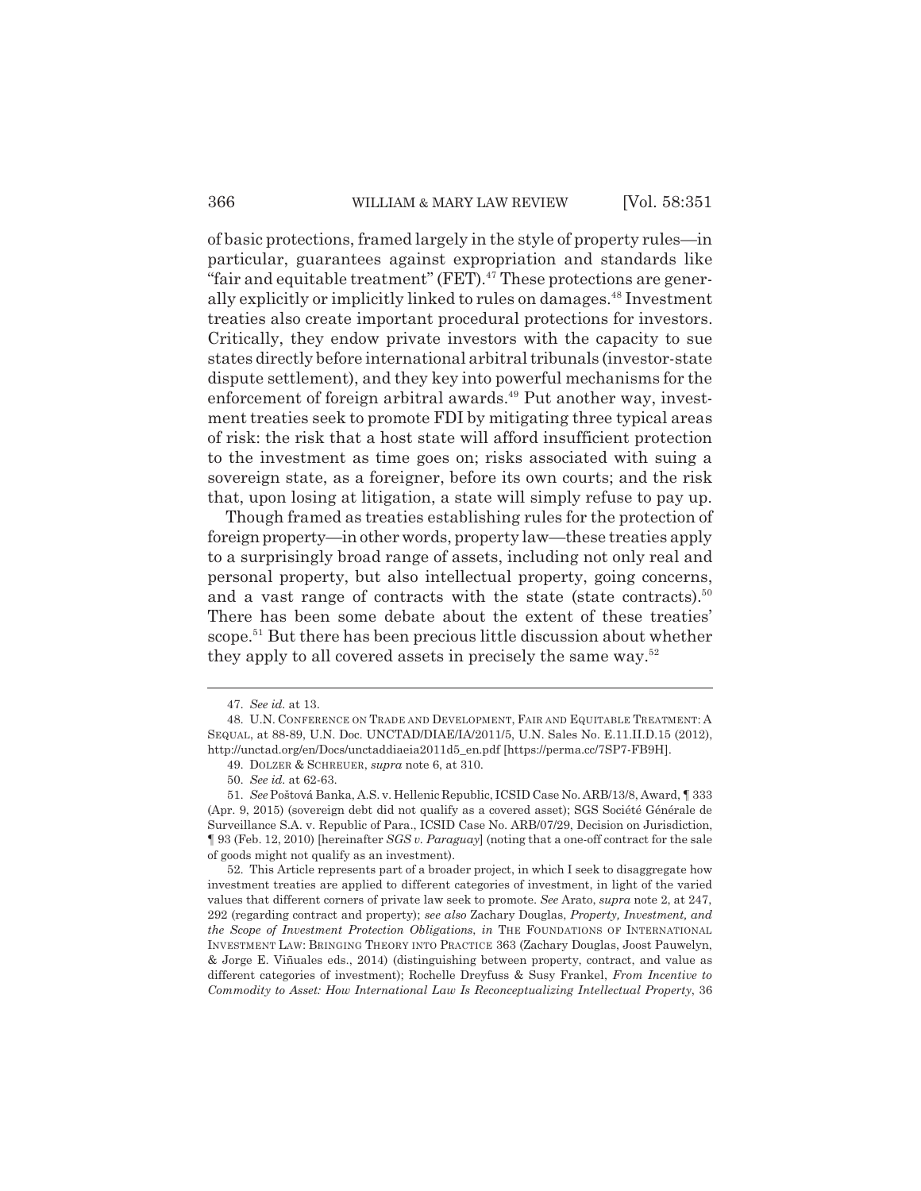of basic protections, framed largely in the style of property rules—in particular, guarantees against expropriation and standards like "fair and equitable treatment" (FET).[47] These protections are generally explicitly or implicitly linked to rules on damages.[48] Investment treaties also create important procedural protections for investors. Critically, they endow private investors with the capacity to sue states directly before international arbitral tribunals (investor-state dispute settlement), and they key into powerful mechanisms for the enforcement of foreign arbitral awards.[49] Put another way, investment treaties seek to promote FDI by mitigating three typical areas of risk: the risk that a host state will afford insufficient protection to the investment as time goes on; risks associated with suing a sovereign state, as a foreigner, before its own courts; and the risk that, upon losing at litigation, a state will simply refuse to pay up.

Though framed as treaties establishing rules for the protection of foreign property—in other words, property law—these treaties apply to a surprisingly broad range of assets, including not only real and personal property, but also intellectual property, going concerns, and a vast range of contracts with the state (state contracts).[50] There has been some debate about the extent of these treaties' scope.[51] But there has been precious little discussion about whether they apply to all covered assets in precisely the same way.[52]

---

47. *See id.* at 13.

48. U.N. CONFERENCE ON TRADE AND DEVELOPMENT, FAIR AND EQUITABLE TREATMENT: A SEQUAL, at 88-89, U.N. Doc. UNCTAD/DIAE/IA/2011/5, U.N. Sales No. E.11.II.D.15 (2012), http://unctad.org/en/Docs/unctaddiaeia2011d5_en.pdf [https://perma.cc/7SP7-FB9H].

49. DOLZER & SCHREUER, *supra* note 6, at 310.

50. *See id.* at 62-63.

51. *See* Poštová Banka, A.S. v. Hellenic Republic, ICSID Case No. ARB/13/8, Award, ¶ 333 (Apr. 9, 2015) (sovereign debt did not qualify as a covered asset); SGS Société Générale de Surveillance S.A. v. Republic of Para., ICSID Case No. ARB/07/29, Decision on Jurisdiction, ¶ 93 (Feb. 12, 2010) [hereinafter *SGS v. Paraguay*] (noting that a one-off contract for the sale of goods might not qualify as an investment).

52. This Article represents part of a broader project, in which I seek to disaggregate how investment treaties are applied to different categories of investment, in light of the varied values that different corners of private law seek to promote. *See* Arato, *supra* note 2, at 247, 292 (regarding contract and property); *see also* Zachary Douglas, *Property, Investment, and the Scope of Investment Protection Obligations*, *in* THE FOUNDATIONS OF INTERNATIONAL INVESTMENT LAW: BRINGING THEORY INTO PRACTICE 363 (Zachary Douglas, Joost Pauwelyn, & Jorge E. Viñuales eds., 2014) (distinguishing between property, contract, and value as different categories of investment); Rochelle Dreyfuss & Susy Frankel, *From Incentive to Commodity to Asset: How International Law Is Reconceptualizing Intellectual Property*, 36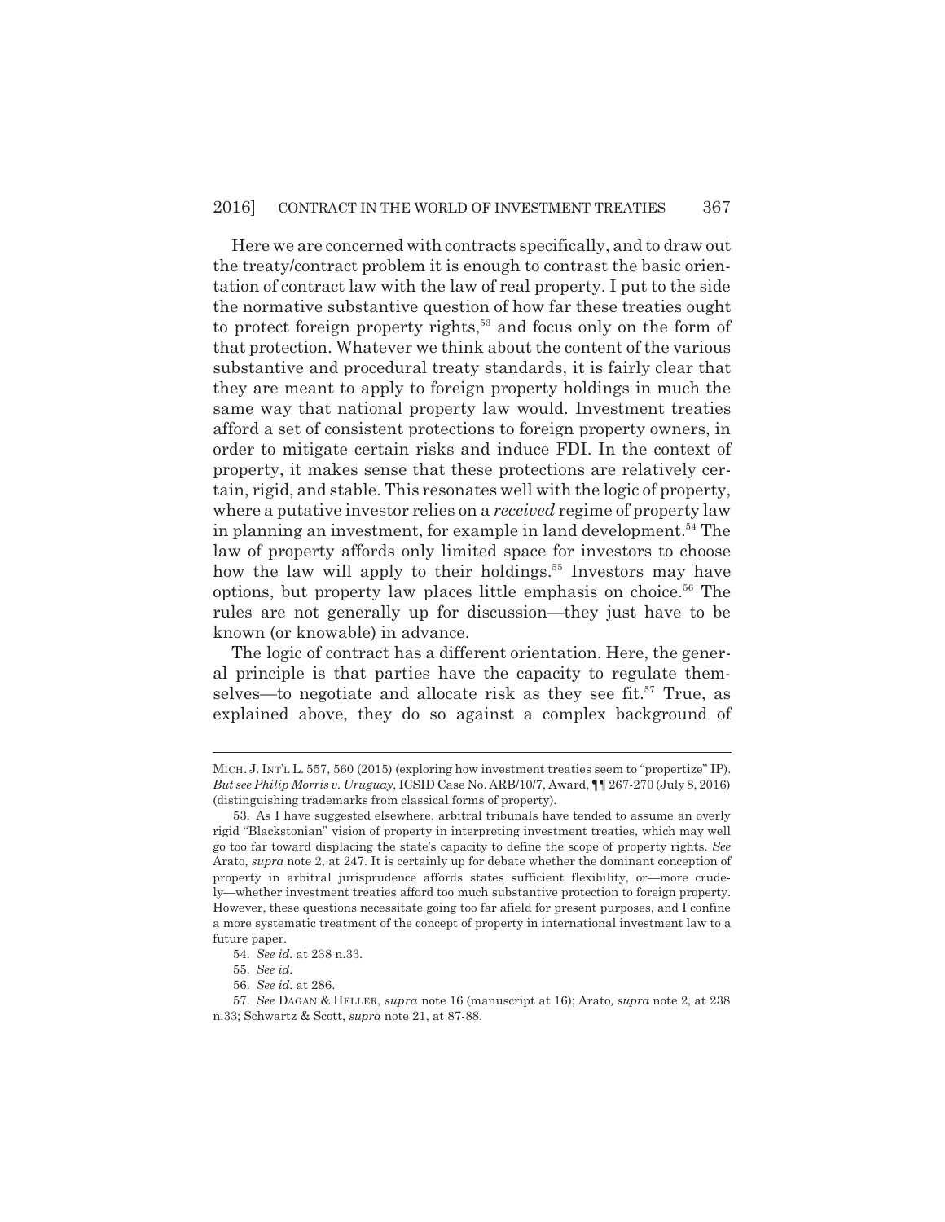Here we are concerned with contracts specifically, and to draw out the treaty/contract problem it is enough to contrast the basic orientation of contract law with the law of real property. I put to the side the normative substantive question of how far these treaties ought to protect foreign property rights,[53] and focus only on the form of that protection. Whatever we think about the content of the various substantive and procedural treaty standards, it is fairly clear that they are meant to apply to foreign property holdings in much the same way that national property law would. Investment treaties afford a set of consistent protections to foreign property owners, in order to mitigate certain risks and induce FDI. In the context of property, it makes sense that these protections are relatively certain, rigid, and stable. This resonates well with the logic of property, where a putative investor relies on a *received* regime of property law in planning an investment, for example in land development.[54] The law of property affords only limited space for investors to choose how the law will apply to their holdings.[55] Investors may have options, but property law places little emphasis on choice.[56] The rules are not generally up for discussion—they just have to be known (or knowable) in advance.

The logic of contract has a different orientation. Here, the general principle is that parties have the capacity to regulate themselves—to negotiate and allocate risk as they see fit.[57] True, as explained above, they do so against a complex background of

---

MICH. J. INT'L L. 557, 560 (2015) (exploring how investment treaties seem to "propertize" IP). *But see Philip Morris v. Uruguay*, ICSID Case No. ARB/10/7, Award, ¶¶ 267-270 (July 8, 2016) (distinguishing trademarks from classical forms of property).

53. As I have suggested elsewhere, arbitral tribunals have tended to assume an overly rigid "Blackstonian" vision of property in interpreting investment treaties, which may well go too far toward displacing the state's capacity to define the scope of property rights. *See* Arato, *supra* note 2, at 247. It is certainly up for debate whether the dominant conception of property in arbitral jurisprudence affords states sufficient flexibility, or—more crudely—whether investment treaties afford too much substantive protection to foreign property. However, these questions necessitate going too far afield for present purposes, and I confine a more systematic treatment of the concept of property in international investment law to a future paper.

54. *See id.* at 238 n.33.

55. *See id.*

56. *See id.* at 286.

57. *See* DAGAN & HELLER, *supra* note 16 (manuscript at 16); Arato, *supra* note 2, at 238 n.33; Schwartz & Scott, *supra* note 21, at 87-88.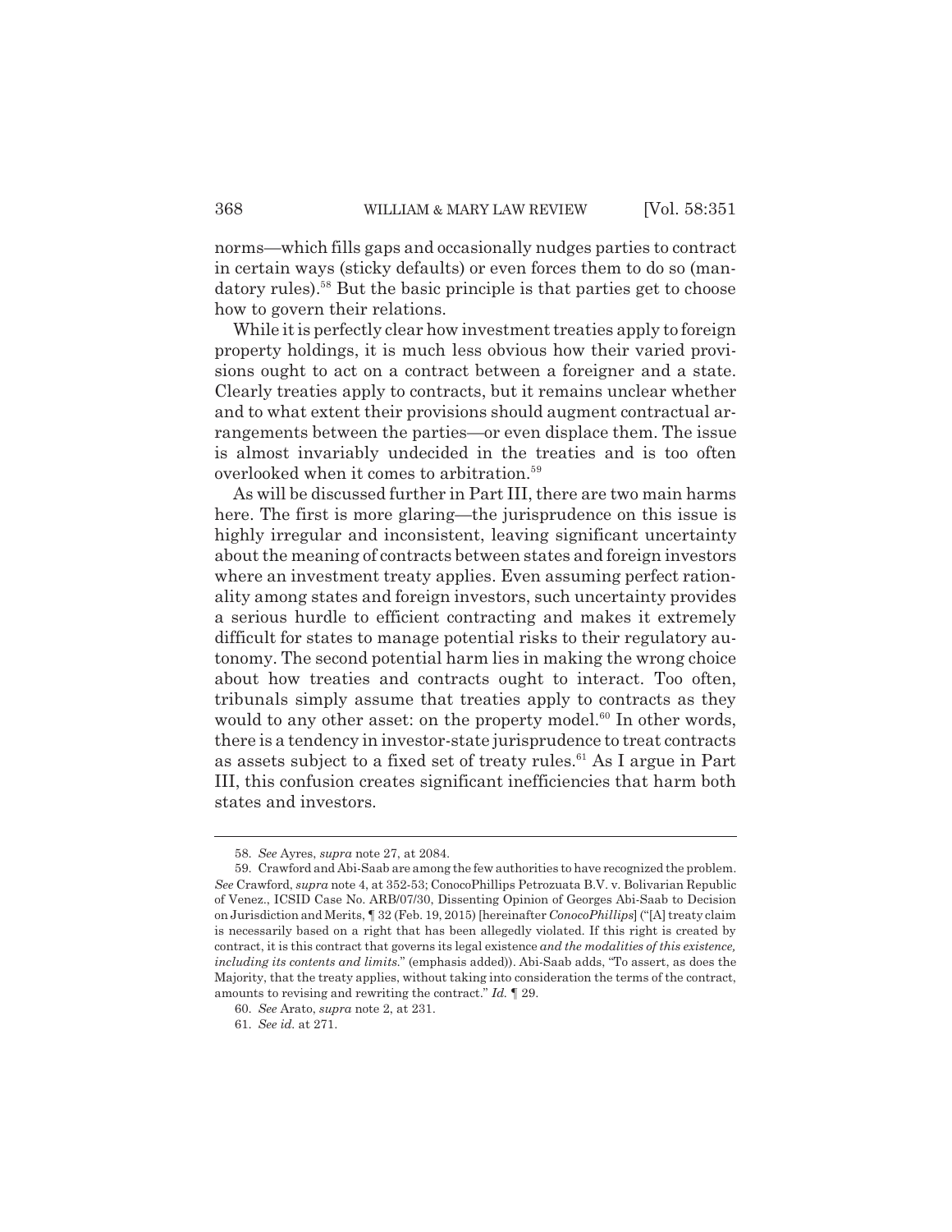norms—which fills gaps and occasionally nudges parties to contract in certain ways (sticky defaults) or even forces them to do so (mandatory rules).[58] But the basic principle is that parties get to choose how to govern their relations.

While it is perfectly clear how investment treaties apply to foreign property holdings, it is much less obvious how their varied provisions ought to act on a contract between a foreigner and a state. Clearly treaties apply to contracts, but it remains unclear whether and to what extent their provisions should augment contractual arrangements between the parties—or even displace them. The issue is almost invariably undecided in the treaties and is too often overlooked when it comes to arbitration.[59]

As will be discussed further in Part III, there are two main harms here. The first is more glaring—the jurisprudence on this issue is highly irregular and inconsistent, leaving significant uncertainty about the meaning of contracts between states and foreign investors where an investment treaty applies. Even assuming perfect rationality among states and foreign investors, such uncertainty provides a serious hurdle to efficient contracting and makes it extremely difficult for states to manage potential risks to their regulatory autonomy. The second potential harm lies in making the wrong choice about how treaties and contracts ought to interact. Too often, tribunals simply assume that treaties apply to contracts as they would to any other asset: on the property model.[60] In other words, there is a tendency in investor-state jurisprudence to treat contracts as assets subject to a fixed set of treaty rules.[61] As I argue in Part III, this confusion creates significant inefficiencies that harm both states and investors.

---

58. *See* Ayres, *supra* note 27, at 2084.

59. Crawford and Abi-Saab are among the few authorities to have recognized the problem. *See* Crawford, *supra* note 4, at 352-53; ConocoPhillips Petrozuata B.V. v. Bolivarian Republic of Venez., ICSID Case No. ARB/07/30, Dissenting Opinion of Georges Abi-Saab to Decision on Jurisdiction and Merits, ¶ 32 (Feb. 19, 2015) [hereinafter *ConocoPhillips*] ("[A] treaty claim is necessarily based on a right that has been allegedly violated. If this right is created by contract, it is this contract that governs its legal existence *and the modalities of this existence, including its contents and limits*." (emphasis added)). Abi-Saab adds, "To assert, as does the Majority, that the treaty applies, without taking into consideration the terms of the contract, amounts to revising and rewriting the contract." *Id.* ¶ 29.

60. *See* Arato, *supra* note 2, at 231.

61. *See id.* at 271.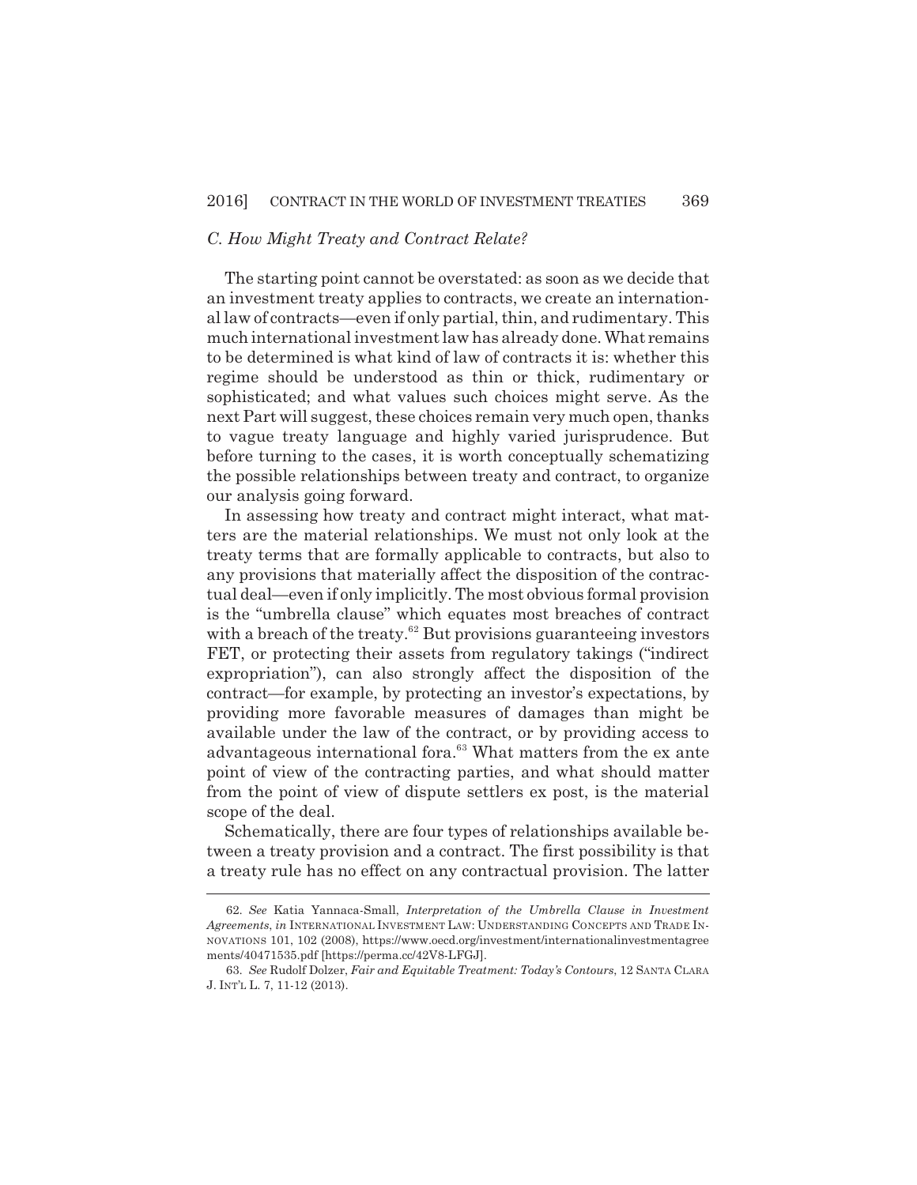### *C. How Might Treaty and Contract Relate?*

The starting point cannot be overstated: as soon as we decide that an investment treaty applies to contracts, we create an international law of contracts—even if only partial, thin, and rudimentary. This much international investment law has already done. What remains to be determined is what kind of law of contracts it is: whether this regime should be understood as thin or thick, rudimentary or sophisticated; and what values such choices might serve. As the next Part will suggest, these choices remain very much open, thanks to vague treaty language and highly varied jurisprudence. But before turning to the cases, it is worth conceptually schematizing the possible relationships between treaty and contract, to organize our analysis going forward.

In assessing how treaty and contract might interact, what matters are the material relationships. We must not only look at the treaty terms that are formally applicable to contracts, but also to any provisions that materially affect the disposition of the contractual deal—even if only implicitly. The most obvious formal provision is the "umbrella clause" which equates most breaches of contract with a breach of the treaty.[62] But provisions guaranteeing investors FET, or protecting their assets from regulatory takings ("indirect expropriation"), can also strongly affect the disposition of the contract—for example, by protecting an investor's expectations, by providing more favorable measures of damages than might be available under the law of the contract, or by providing access to advantageous international fora.[63] What matters from the ex ante point of view of the contracting parties, and what should matter from the point of view of dispute settlers ex post, is the material scope of the deal.

Schematically, there are four types of relationships available between a treaty provision and a contract. The first possibility is that a treaty rule has no effect on any contractual provision. The latter

---

62. *See* Katia Yannaca-Small, *Interpretation of the Umbrella Clause in Investment Agreements*, *in* INTERNATIONAL INVESTMENT LAW: UNDERSTANDING CONCEPTS AND TRADE INNOVATIONS 101, 102 (2008), https://www.oecd.org/investment/internationalinvestmentagreements/40471535.pdf [https://perma.cc/42V8-LFGJ].

63. *See* Rudolf Dolzer, *Fair and Equitable Treatment: Today's Contours*, 12 SANTA CLARA J. INT'L L. 7, 11-12 (2013).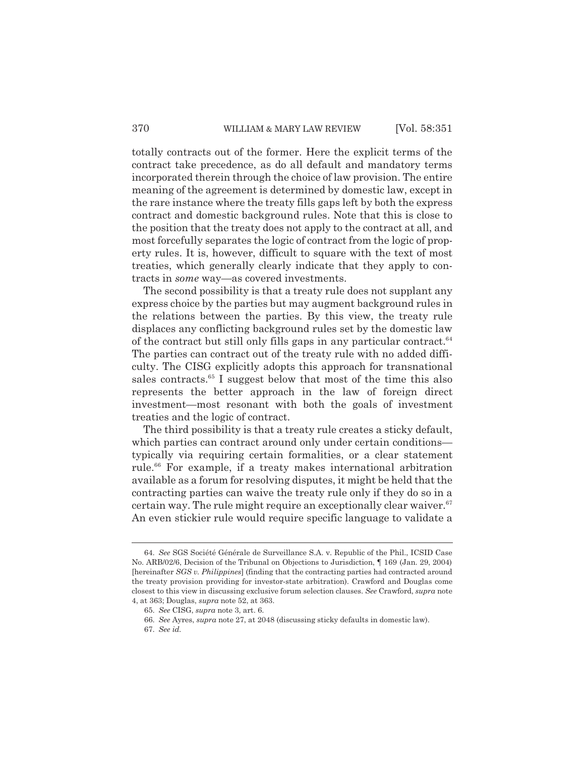totally contracts out of the former. Here the explicit terms of the contract take precedence, as do all default and mandatory terms incorporated therein through the choice of law provision. The entire meaning of the agreement is determined by domestic law, except in the rare instance where the treaty fills gaps left by both the express contract and domestic background rules. Note that this is close to the position that the treaty does not apply to the contract at all, and most forcefully separates the logic of contract from the logic of property rules. It is, however, difficult to square with the text of most treaties, which generally clearly indicate that they apply to contracts in *some* way—as covered investments.

The second possibility is that a treaty rule does not supplant any express choice by the parties but may augment background rules in the relations between the parties. By this view, the treaty rule displaces any conflicting background rules set by the domestic law of the contract but still only fills gaps in any particular contract.[64] The parties can contract out of the treaty rule with no added difficulty. The CISG explicitly adopts this approach for transnational sales contracts.[65] I suggest below that most of the time this also represents the better approach in the law of foreign direct investment—most resonant with both the goals of investment treaties and the logic of contract.

The third possibility is that a treaty rule creates a sticky default, which parties can contract around only under certain conditions—typically via requiring certain formalities, or a clear statement rule.[66] For example, if a treaty makes international arbitration available as a forum for resolving disputes, it might be held that the contracting parties can waive the treaty rule only if they do so in a certain way. The rule might require an exceptionally clear waiver.[67] An even stickier rule would require specific language to validate a

---

64. *See* SGS Société Générale de Surveillance S.A. v. Republic of the Phil., ICSID Case No. ARB/02/6, Decision of the Tribunal on Objections to Jurisdiction, ¶ 169 (Jan. 29, 2004) [hereinafter *SGS v. Philippines*] (finding that the contracting parties had contracted around the treaty provision providing for investor-state arbitration). Crawford and Douglas come closest to this view in discussing exclusive forum selection clauses. *See* Crawford, *supra* note 4, at 363; Douglas, *supra* note 52, at 363.

65. *See* CISG, *supra* note 3, art. 6.

66. *See* Ayres, *supra* note 27, at 2048 (discussing sticky defaults in domestic law).

67. *See id.*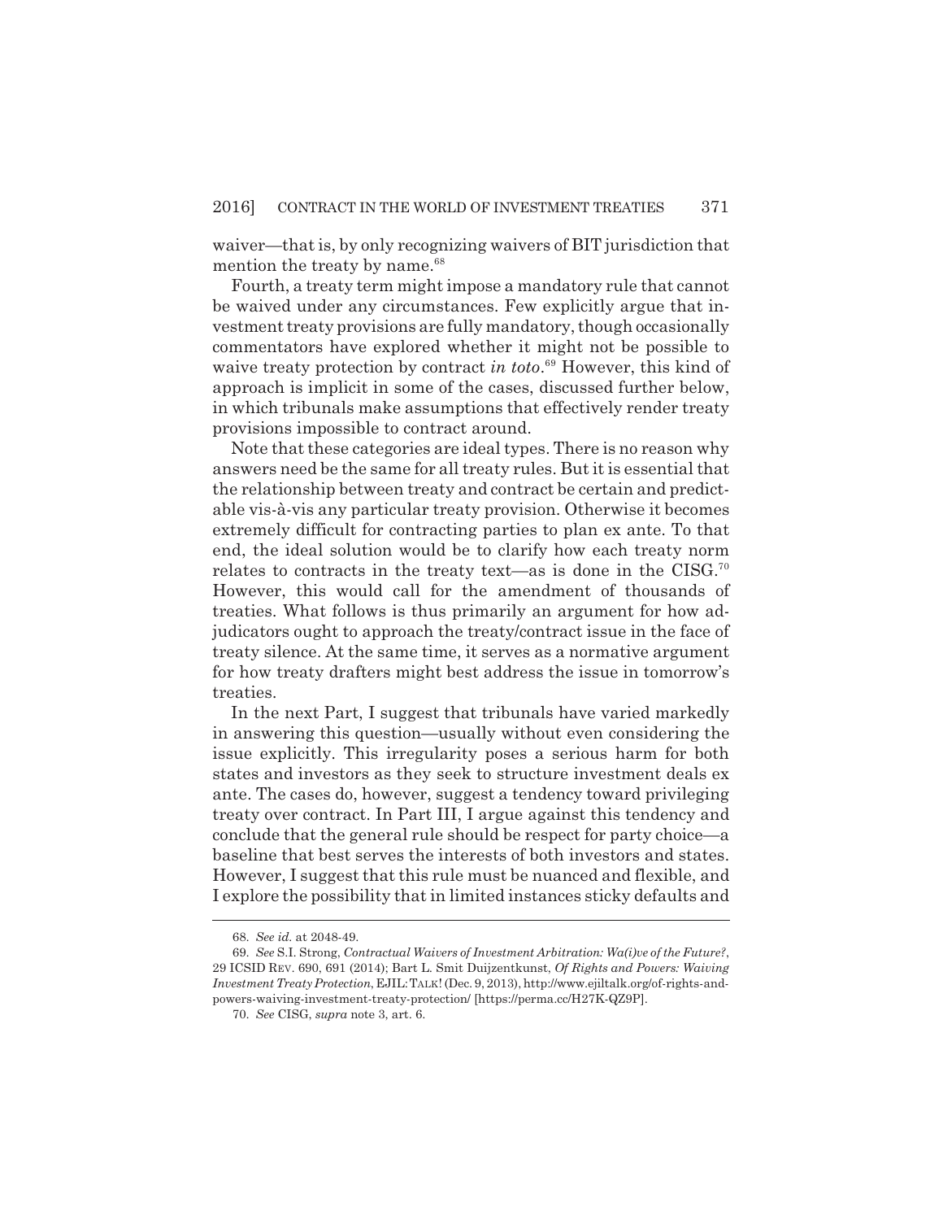waiver—that is, by only recognizing waivers of BIT jurisdiction that mention the treaty by name.[68]

Fourth, a treaty term might impose a mandatory rule that cannot be waived under any circumstances. Few explicitly argue that investment treaty provisions are fully mandatory, though occasionally commentators have explored whether it might not be possible to waive treaty protection by contract *in toto*.[69] However, this kind of approach is implicit in some of the cases, discussed further below, in which tribunals make assumptions that effectively render treaty provisions impossible to contract around.

Note that these categories are ideal types. There is no reason why answers need be the same for all treaty rules. But it is essential that the relationship between treaty and contract be certain and predictable vis-à-vis any particular treaty provision. Otherwise it becomes extremely difficult for contracting parties to plan ex ante. To that end, the ideal solution would be to clarify how each treaty norm relates to contracts in the treaty text—as is done in the CISG.[70] However, this would call for the amendment of thousands of treaties. What follows is thus primarily an argument for how adjudicators ought to approach the treaty/contract issue in the face of treaty silence. At the same time, it serves as a normative argument for how treaty drafters might best address the issue in tomorrow's treaties.

In the next Part, I suggest that tribunals have varied markedly in answering this question—usually without even considering the issue explicitly. This irregularity poses a serious harm for both states and investors as they seek to structure investment deals ex ante. The cases do, however, suggest a tendency toward privileging treaty over contract. In Part III, I argue against this tendency and conclude that the general rule should be respect for party choice—a baseline that best serves the interests of both investors and states. However, I suggest that this rule must be nuanced and flexible, and I explore the possibility that in limited instances sticky defaults and

---

68. *See id.* at 2048-49.

69. *See* S.I. Strong, *Contractual Waivers of Investment Arbitration: Wa(i)ve of the Future?*, 29 ICSID REV. 690, 691 (2014); Bart L. Smit Duijzentkunst, *Of Rights and Powers: Waiving Investment Treaty Protection*, EJIL: TALK! (Dec. 9, 2013), http://www.ejiltalk.org/of-rights-and-powers-waiving-investment-treaty-protection/ [https://perma.cc/H27K-QZ9P].

70. *See* CISG, *supra* note 3, art. 6.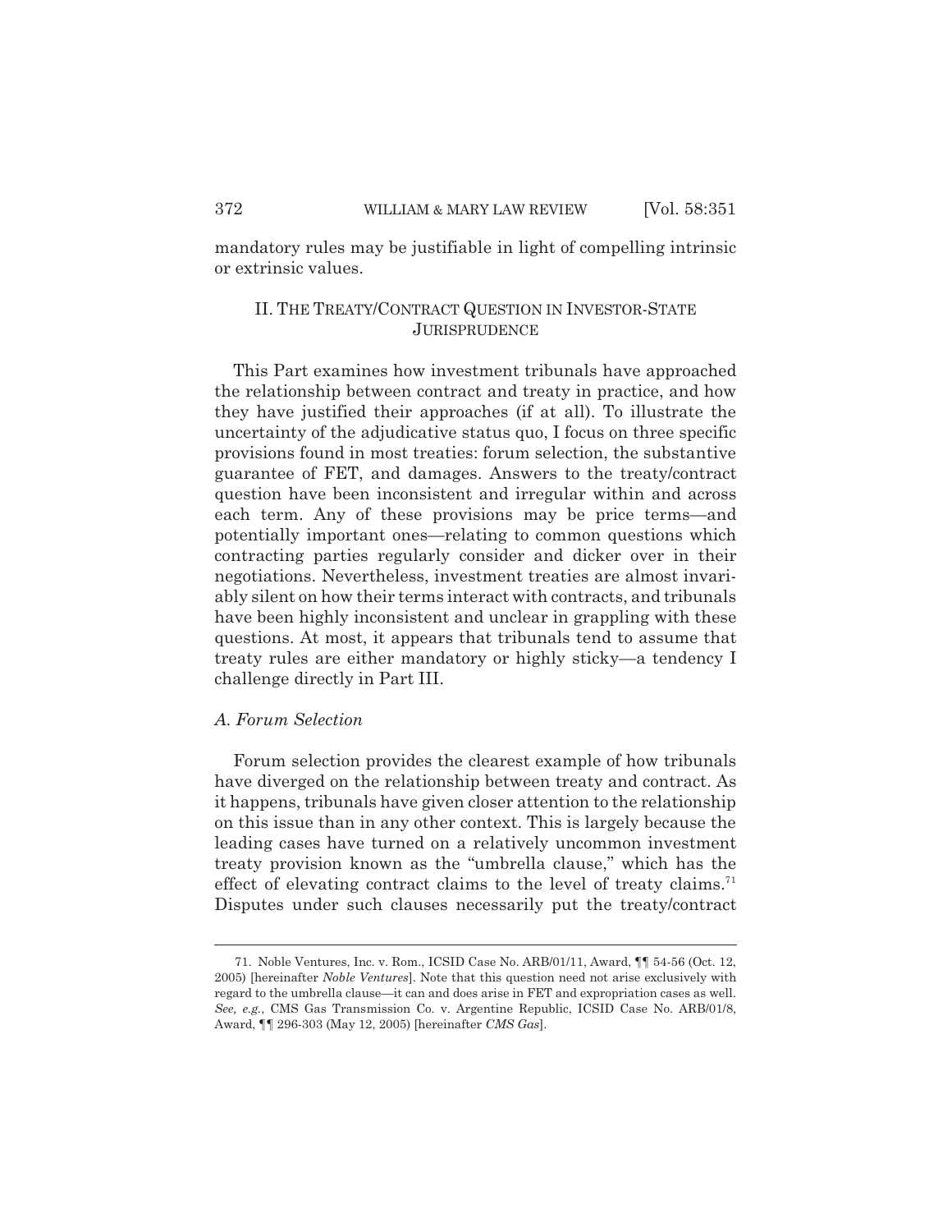mandatory rules may be justifiable in light of compelling intrinsic or extrinsic values.

## II. THE TREATY/CONTRACT QUESTION IN INVESTOR-STATE JURISPRUDENCE

This Part examines how investment tribunals have approached the relationship between contract and treaty in practice, and how they have justified their approaches (if at all). To illustrate the uncertainty of the adjudicative status quo, I focus on three specific provisions found in most treaties: forum selection, the substantive guarantee of FET, and damages. Answers to the treaty/contract question have been inconsistent and irregular within and across each term. Any of these provisions may be price terms—and potentially important ones—relating to common questions which contracting parties regularly consider and dicker over in their negotiations. Nevertheless, investment treaties are almost invariably silent on how their terms interact with contracts, and tribunals have been highly inconsistent and unclear in grappling with these questions. At most, it appears that tribunals tend to assume that treaty rules are either mandatory or highly sticky—a tendency I challenge directly in Part III.

### *A. Forum Selection*

Forum selection provides the clearest example of how tribunals have diverged on the relationship between treaty and contract. As it happens, tribunals have given closer attention to the relationship on this issue than in any other context. This is largely because the leading cases have turned on a relatively uncommon investment treaty provision known as the "umbrella clause," which has the effect of elevating contract claims to the level of treaty claims.[71] Disputes under such clauses necessarily put the treaty/contract

---

71. Noble Ventures, Inc. v. Rom., ICSID Case No. ARB/01/11, Award, ¶¶ 54-56 (Oct. 12, 2005) [hereinafter *Noble Ventures*]. Note that this question need not arise exclusively with regard to the umbrella clause—it can and does arise in FET and expropriation cases as well. *See, e.g.*, CMS Gas Transmission Co. v. Argentine Republic, ICSID Case No. ARB/01/8, Award, ¶¶ 296-303 (May 12, 2005) [hereinafter *CMS Gas*].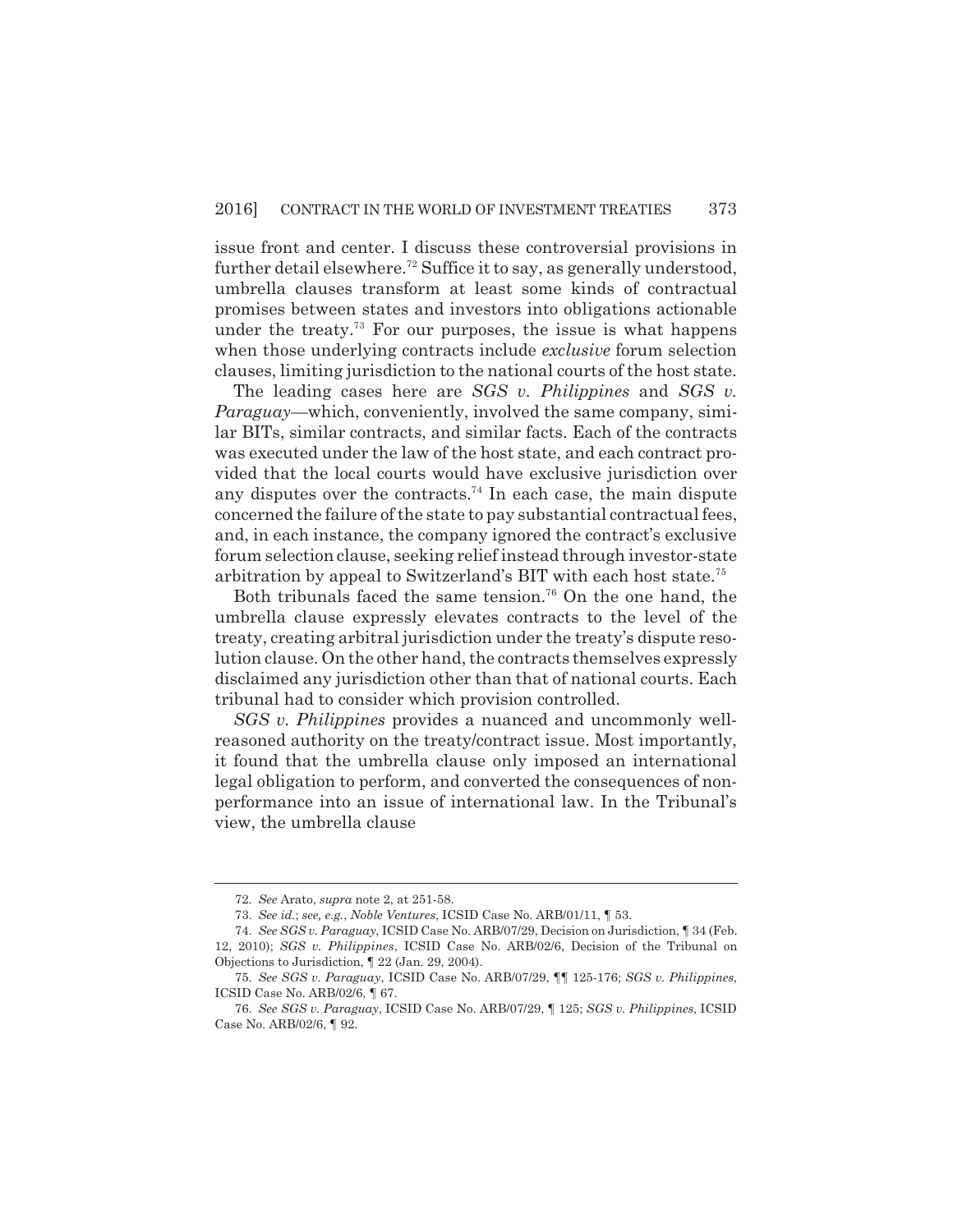issue front and center. I discuss these controversial provisions in further detail elsewhere.[72] Suffice it to say, as generally understood, umbrella clauses transform at least some kinds of contractual promises between states and investors into obligations actionable under the treaty.[73] For our purposes, the issue is what happens when those underlying contracts include *exclusive* forum selection clauses, limiting jurisdiction to the national courts of the host state.

The leading cases here are *SGS v. Philippines* and *SGS v. Paraguay*—which, conveniently, involved the same company, similar BITs, similar contracts, and similar facts. Each of the contracts was executed under the law of the host state, and each contract provided that the local courts would have exclusive jurisdiction over any disputes over the contracts.[74] In each case, the main dispute concerned the failure of the state to pay substantial contractual fees, and, in each instance, the company ignored the contract's exclusive forum selection clause, seeking relief instead through investor-state arbitration by appeal to Switzerland's BIT with each host state.[75]

Both tribunals faced the same tension.[76] On the one hand, the umbrella clause expressly elevates contracts to the level of the treaty, creating arbitral jurisdiction under the treaty's dispute resolution clause. On the other hand, the contracts themselves expressly disclaimed any jurisdiction other than that of national courts. Each tribunal had to consider which provision controlled.

*SGS v. Philippines* provides a nuanced and uncommonly well-reasoned authority on the treaty/contract issue. Most importantly, it found that the umbrella clause only imposed an international legal obligation to perform, and converted the consequences of nonperformance into an issue of international law. In the Tribunal's view, the umbrella clause

---

72. *See* Arato, *supra* note 2, at 251-58.

73. *See id.*; *see, e.g.*, *Noble Ventures*, ICSID Case No. ARB/01/11, ¶ 53.

74. *See SGS v. Paraguay*, ICSID Case No. ARB/07/29, Decision on Jurisdiction, ¶ 34 (Feb. 12, 2010); *SGS v. Philippines*, ICSID Case No. ARB/02/6, Decision of the Tribunal on Objections to Jurisdiction, ¶ 22 (Jan. 29, 2004).

75. *See SGS v. Paraguay*, ICSID Case No. ARB/07/29, ¶¶ 125-176; *SGS v. Philippines*, ICSID Case No. ARB/02/6, ¶ 67.

76. *See SGS v. Paraguay*, ICSID Case No. ARB/07/29, ¶ 125; *SGS v. Philippines*, ICSID Case No. ARB/02/6, ¶ 92.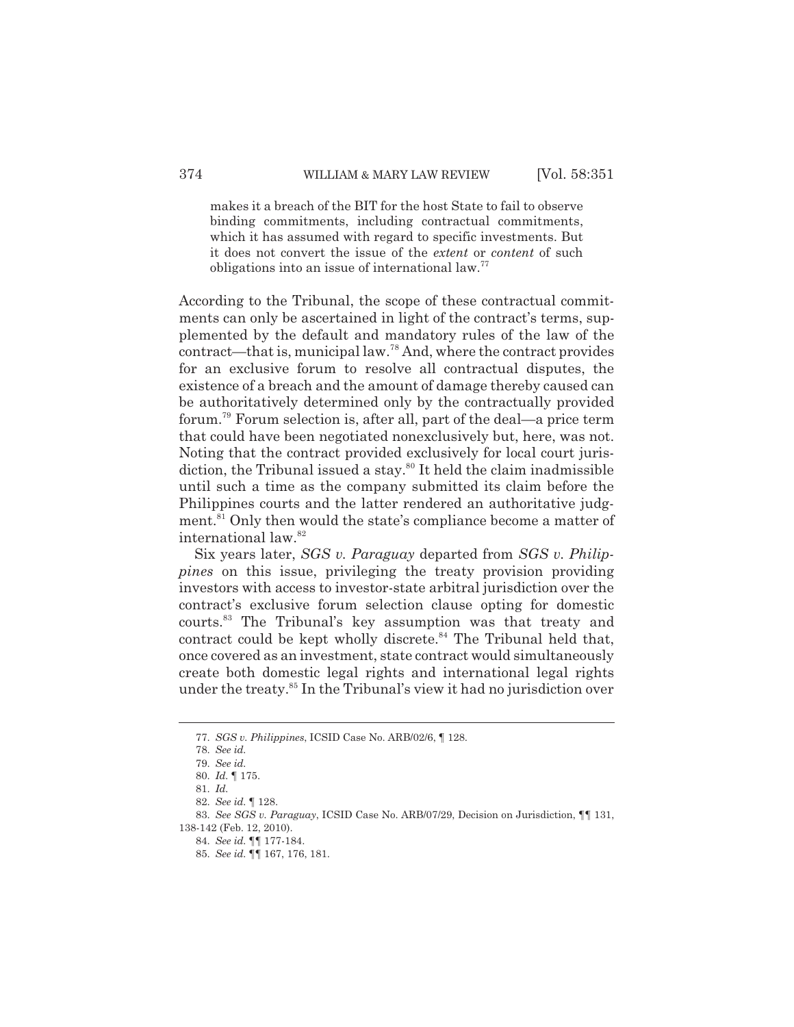> makes it a breach of the BIT for the host State to fail to observe binding commitments, including contractual commitments, which it has assumed with regard to specific investments. But it does not convert the issue of the *extent* or *content* of such obligations into an issue of international law.[77]

According to the Tribunal, the scope of these contractual commitments can only be ascertained in light of the contract's terms, supplemented by the default and mandatory rules of the law of the contract—that is, municipal law.[78] And, where the contract provides for an exclusive forum to resolve all contractual disputes, the existence of a breach and the amount of damage thereby caused can be authoritatively determined only by the contractually provided forum.[79] Forum selection is, after all, part of the deal—a price term that could have been negotiated nonexclusively but, here, was not. Noting that the contract provided exclusively for local court jurisdiction, the Tribunal issued a stay.[80] It held the claim inadmissible until such a time as the company submitted its claim before the Philippines courts and the latter rendered an authoritative judgment.[81] Only then would the state's compliance become a matter of international law.[82]

Six years later, *SGS v. Paraguay* departed from *SGS v. Philippines* on this issue, privileging the treaty provision providing investors with access to investor-state arbitral jurisdiction over the contract's exclusive forum selection clause opting for domestic courts.[83] The Tribunal's key assumption was that treaty and contract could be kept wholly discrete.[84] The Tribunal held that, once covered as an investment, state contract would simultaneously create both domestic legal rights and international legal rights under the treaty.[85] In the Tribunal's view it had no jurisdiction over

---

77. *SGS v. Philippines*, ICSID Case No. ARB/02/6, ¶ 128.

78. *See id.*

79. *See id.*

80. *Id.* ¶ 175.

81. *Id.*

82. *See id.* ¶ 128.

83. *See SGS v. Paraguay*, ICSID Case No. ARB/07/29, Decision on Jurisdiction, ¶¶ 131, 138-142 (Feb. 12, 2010).

84. *See id.* ¶¶ 177-184.

85. *See id.* ¶¶ 167, 176, 181.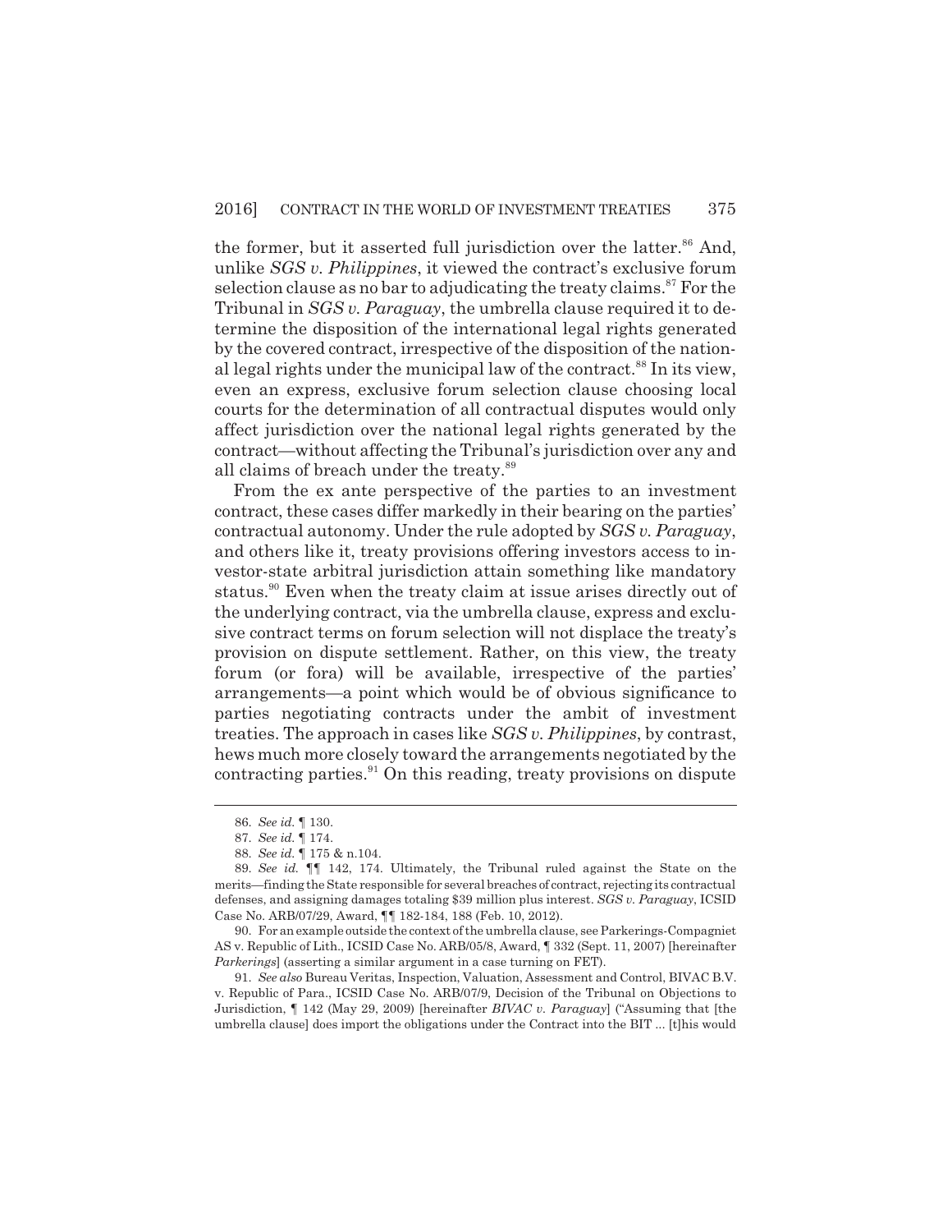the former, but it asserted full jurisdiction over the latter.[86] And, unlike *SGS v. Philippines*, it viewed the contract's exclusive forum selection clause as no bar to adjudicating the treaty claims.[87] For the Tribunal in *SGS v. Paraguay*, the umbrella clause required it to determine the disposition of the international legal rights generated by the covered contract, irrespective of the disposition of the national legal rights under the municipal law of the contract.[88] In its view, even an express, exclusive forum selection clause choosing local courts for the determination of all contractual disputes would only affect jurisdiction over the national legal rights generated by the contract—without affecting the Tribunal's jurisdiction over any and all claims of breach under the treaty.[89]

From the ex ante perspective of the parties to an investment contract, these cases differ markedly in their bearing on the parties' contractual autonomy. Under the rule adopted by *SGS v. Paraguay*, and others like it, treaty provisions offering investors access to investor-state arbitral jurisdiction attain something like mandatory status.[90] Even when the treaty claim at issue arises directly out of the underlying contract, via the umbrella clause, express and exclusive contract terms on forum selection will not displace the treaty's provision on dispute settlement. Rather, on this view, the treaty forum (or fora) will be available, irrespective of the parties' arrangements—a point which would be of obvious significance to parties negotiating contracts under the ambit of investment treaties. The approach in cases like *SGS v. Philippines*, by contrast, hews much more closely toward the arrangements negotiated by the contracting parties.[91] On this reading, treaty provisions on dispute

---

86. *See id.* ¶ 130.

87. *See id.* ¶ 174.

88. *See id.* ¶ 175 & n.104.

89. *See id.* ¶¶ 142, 174. Ultimately, the Tribunal ruled against the State on the merits—finding the State responsible for several breaches of contract, rejecting its contractual defenses, and assigning damages totaling $39 million plus interest. *SGS v. Paraguay*, ICSID Case No. ARB/07/29, Award, ¶¶ 182-184, 188 (Feb. 10, 2012).

90. For an example outside the context of the umbrella clause, see Parkerings-Compagniet AS v. Republic of Lith., ICSID Case No. ARB/05/8, Award, ¶ 332 (Sept. 11, 2007) [hereinafter *Parkerings*] (asserting a similar argument in a case turning on FET).

91. *See also* Bureau Veritas, Inspection, Valuation, Assessment and Control, BIVAC B.V. v. Republic of Para., ICSID Case No. ARB/07/9, Decision of the Tribunal on Objections to Jurisdiction, ¶ 142 (May 29, 2009) [hereinafter *BIVAC v. Paraguay*] ("Assuming that [the umbrella clause] does import the obligations under the Contract into the BIT ... [t]his would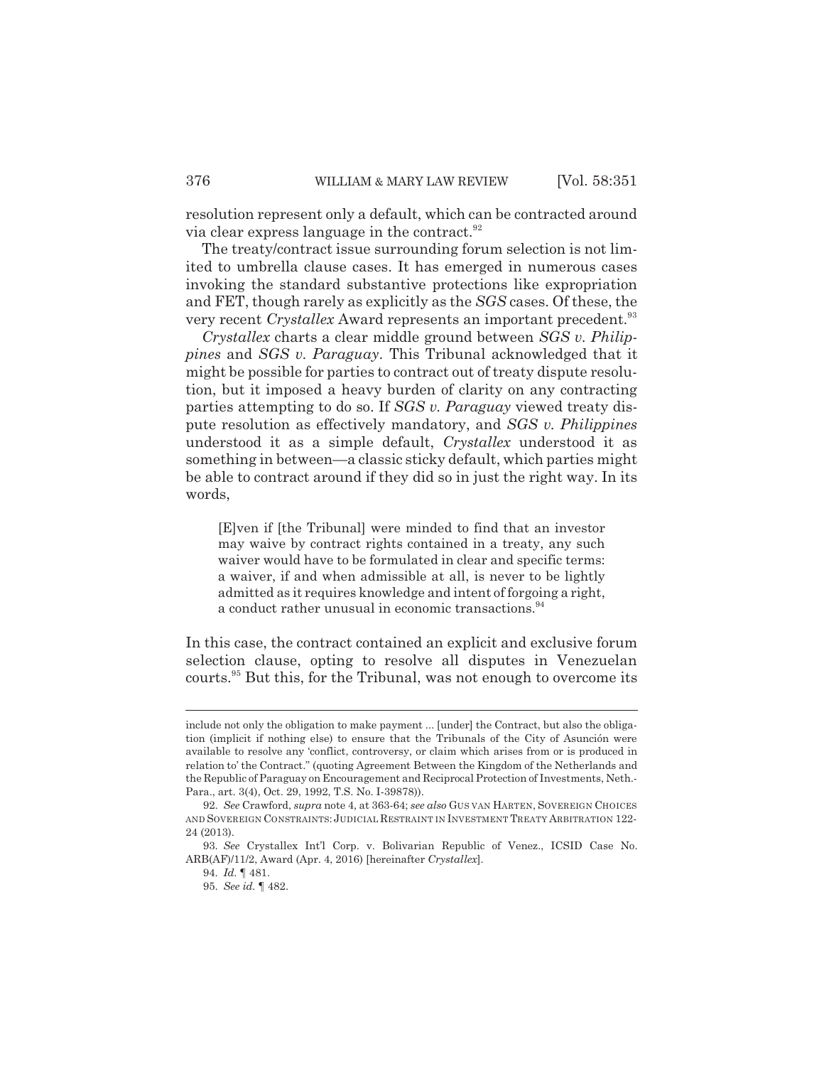resolution represent only a default, which can be contracted around via clear express language in the contract.[92]

The treaty/contract issue surrounding forum selection is not limited to umbrella clause cases. It has emerged in numerous cases invoking the standard substantive protections like expropriation and FET, though rarely as explicitly as the *SGS* cases. Of these, the very recent *Crystallex* Award represents an important precedent.[93]

*Crystallex* charts a clear middle ground between *SGS v. Philippines* and *SGS v. Paraguay*. This Tribunal acknowledged that it might be possible for parties to contract out of treaty dispute resolution, but it imposed a heavy burden of clarity on any contracting parties attempting to do so. If *SGS v. Paraguay* viewed treaty dispute resolution as effectively mandatory, and *SGS v. Philippines* understood it as a simple default, *Crystallex* understood it as something in between—a classic sticky default, which parties might be able to contract around if they did so in just the right way. In its words,

> [E]ven if [the Tribunal] were minded to find that an investor may waive by contract rights contained in a treaty, any such waiver would have to be formulated in clear and specific terms: a waiver, if and when admissible at all, is never to be lightly admitted as it requires knowledge and intent of forgoing a right, a conduct rather unusual in economic transactions.[94]

In this case, the contract contained an explicit and exclusive forum selection clause, opting to resolve all disputes in Venezuelan courts.[95] But this, for the Tribunal, was not enough to overcome its

---

include not only the obligation to make payment ... [under] the Contract, but also the obligation (implicit if nothing else) to ensure that the Tribunals of the City of Asunción were available to resolve any 'conflict, controversy, or claim which arises from or is produced in relation to' the Contract." (quoting Agreement Between the Kingdom of the Netherlands and the Republic of Paraguay on Encouragement and Reciprocal Protection of Investments, Neth.-Para., art. 3(4), Oct. 29, 1992, T.S. No. I-39878)).

92. *See* Crawford, *supra* note 4, at 363-64; *see also* GUS VAN HARTEN, SOVEREIGN CHOICES AND SOVEREIGN CONSTRAINTS: JUDICIAL RESTRAINT IN INVESTMENT TREATY ARBITRATION 122-24 (2013).

93. *See* Crystallex Int'l Corp. v. Bolivarian Republic of Venez., ICSID Case No. ARB(AF)/11/2, Award (Apr. 4, 2016) [hereinafter *Crystallex*].

94. *Id.* ¶ 481.

95. *See id.* ¶ 482.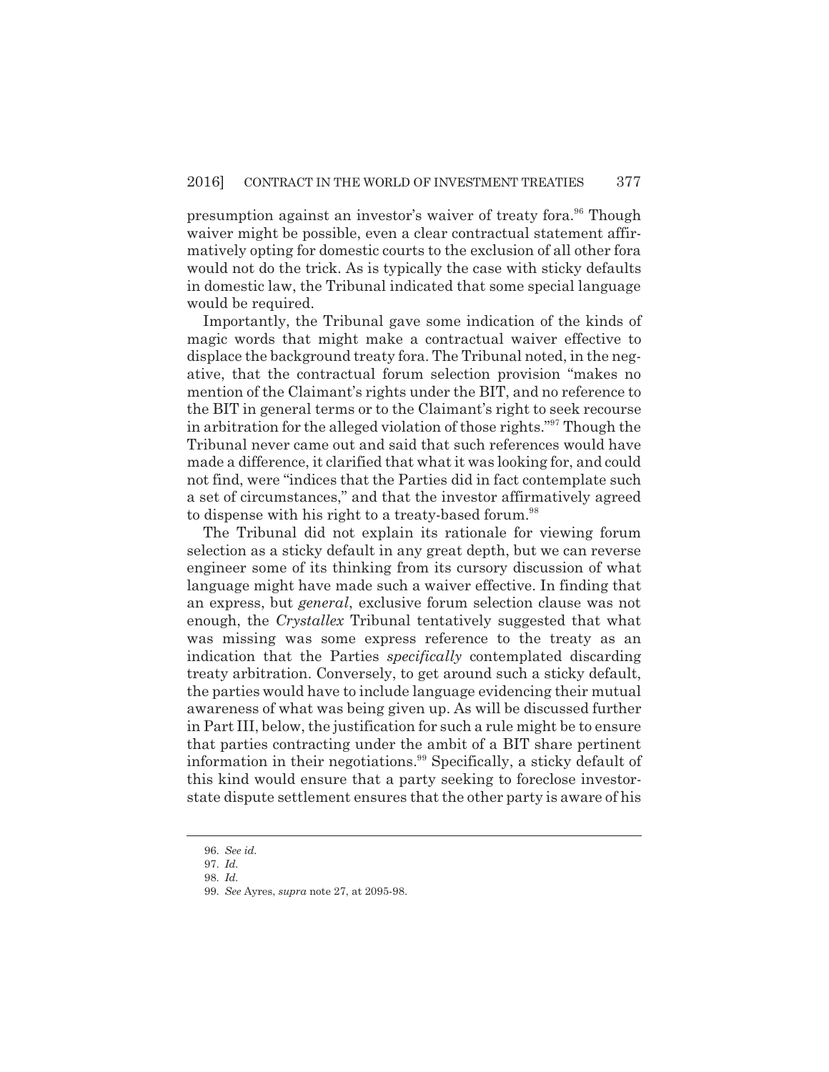presumption against an investor's waiver of treaty fora.[96] Though waiver might be possible, even a clear contractual statement affirmatively opting for domestic courts to the exclusion of all other fora would not do the trick. As is typically the case with sticky defaults in domestic law, the Tribunal indicated that some special language would be required.

Importantly, the Tribunal gave some indication of the kinds of magic words that might make a contractual waiver effective to displace the background treaty fora. The Tribunal noted, in the negative, that the contractual forum selection provision "makes no mention of the Claimant's rights under the BIT, and no reference to the BIT in general terms or to the Claimant's right to seek recourse in arbitration for the alleged violation of those rights."[97] Though the Tribunal never came out and said that such references would have made a difference, it clarified that what it was looking for, and could not find, were "indices that the Parties did in fact contemplate such a set of circumstances," and that the investor affirmatively agreed to dispense with his right to a treaty-based forum.[98]

The Tribunal did not explain its rationale for viewing forum selection as a sticky default in any great depth, but we can reverse engineer some of its thinking from its cursory discussion of what language might have made such a waiver effective. In finding that an express, but *general*, exclusive forum selection clause was not enough, the *Crystallex* Tribunal tentatively suggested that what was missing was some express reference to the treaty as an indication that the Parties *specifically* contemplated discarding treaty arbitration. Conversely, to get around such a sticky default, the parties would have to include language evidencing their mutual awareness of what was being given up. As will be discussed further in Part III, below, the justification for such a rule might be to ensure that parties contracting under the ambit of a BIT share pertinent information in their negotiations.[99] Specifically, a sticky default of this kind would ensure that a party seeking to foreclose investor-state dispute settlement ensures that the other party is aware of his

---

96. *See id.*

97. *Id.*

98. *Id.*

99. *See* Ayres, *supra* note 27, at 2095-98.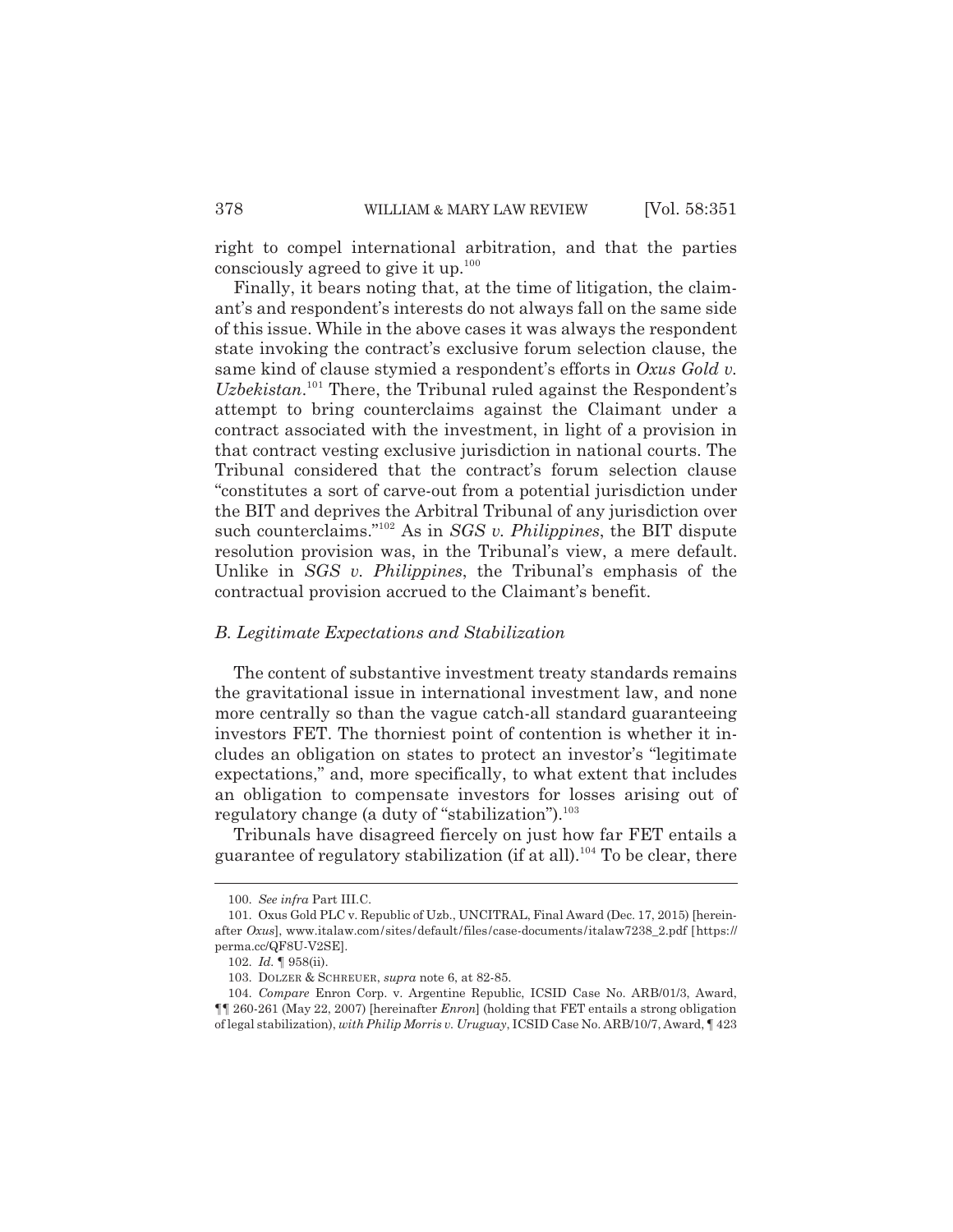right to compel international arbitration, and that the parties consciously agreed to give it up.[100]

Finally, it bears noting that, at the time of litigation, the claimant's and respondent's interests do not always fall on the same side of this issue. While in the above cases it was always the respondent state invoking the contract's exclusive forum selection clause, the same kind of clause stymied a respondent's efforts in *Oxus Gold v. Uzbekistan*.[101] There, the Tribunal ruled against the Respondent's attempt to bring counterclaims against the Claimant under a contract associated with the investment, in light of a provision in that contract vesting exclusive jurisdiction in national courts. The Tribunal considered that the contract's forum selection clause "constitutes a sort of carve-out from a potential jurisdiction under the BIT and deprives the Arbitral Tribunal of any jurisdiction over such counterclaims."[102] As in *SGS v. Philippines*, the BIT dispute resolution provision was, in the Tribunal's view, a mere default. Unlike in *SGS v. Philippines*, the Tribunal's emphasis of the contractual provision accrued to the Claimant's benefit.

### *B. Legitimate Expectations and Stabilization*

The content of substantive investment treaty standards remains the gravitational issue in international investment law, and none more centrally so than the vague catch-all standard guaranteeing investors FET. The thorniest point of contention is whether it includes an obligation on states to protect an investor's "legitimate expectations," and, more specifically, to what extent that includes an obligation to compensate investors for losses arising out of regulatory change (a duty of "stabilization").[103]

Tribunals have disagreed fiercely on just how far FET entails a guarantee of regulatory stabilization (if at all).[104] To be clear, there

---

100. *See infra* Part III.C.

101. Oxus Gold PLC v. Republic of Uzb., UNCITRAL, Final Award (Dec. 17, 2015) [hereinafter *Oxus*], www.italaw.com/sites/default/files/case-documents/italaw7238_2.pdf [https://perma.cc/QF8U-V2SE].

102. *Id.* ¶ 958(ii).

103. DOLZER & SCHREUER, *supra* note 6, at 82-85.

104. *Compare* Enron Corp. v. Argentine Republic, ICSID Case No. ARB/01/3, Award, ¶¶ 260-261 (May 22, 2007) [hereinafter *Enron*] (holding that FET entails a strong obligation of legal stabilization), *with Philip Morris v. Uruguay*, ICSID Case No. ARB/10/7, Award, ¶ 423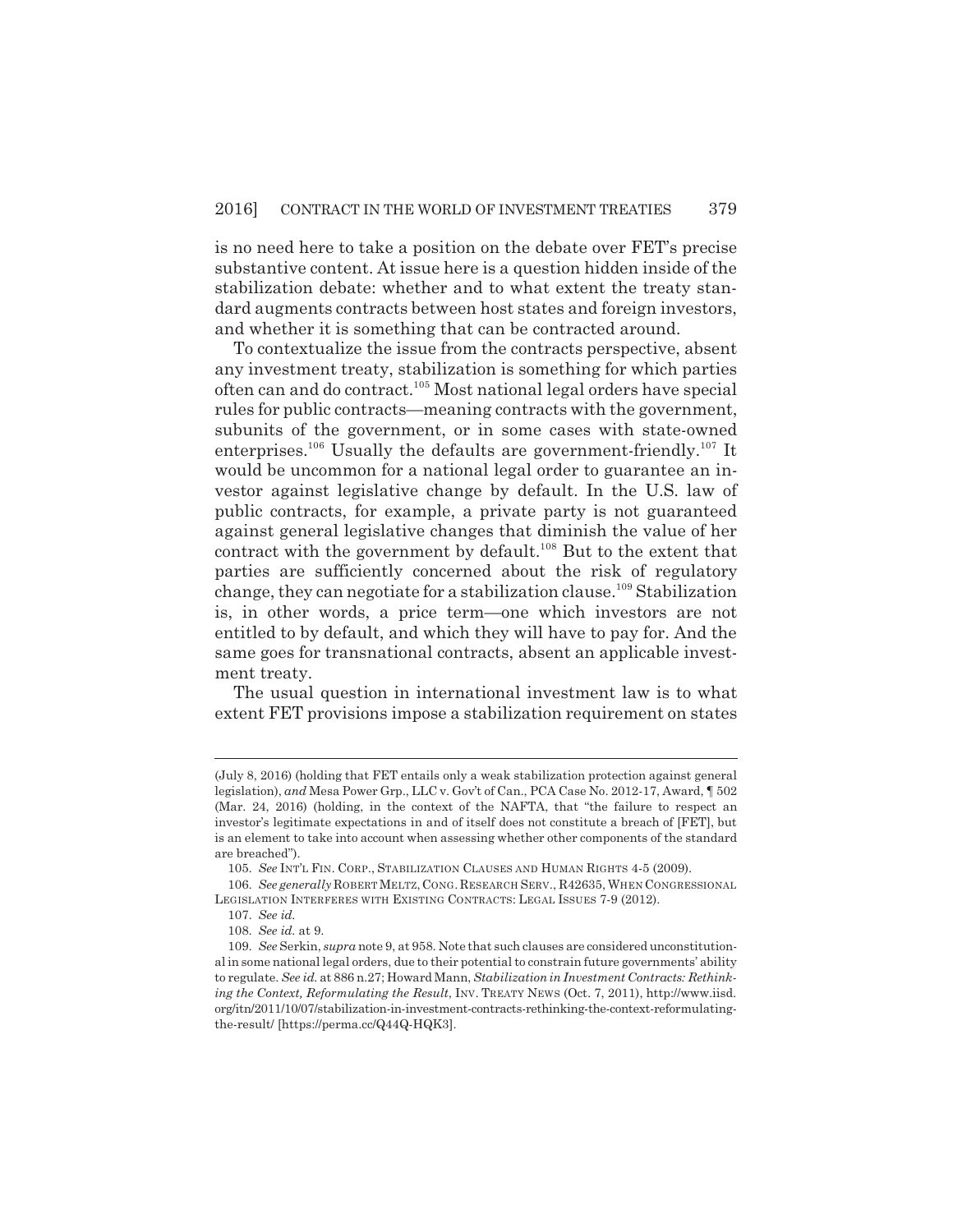is no need here to take a position on the debate over FET's precise substantive content. At issue here is a question hidden inside of the stabilization debate: whether and to what extent the treaty standard augments contracts between host states and foreign investors, and whether it is something that can be contracted around.

To contextualize the issue from the contracts perspective, absent any investment treaty, stabilization is something for which parties often can and do contract.[105] Most national legal orders have special rules for public contracts—meaning contracts with the government, subunits of the government, or in some cases with state-owned enterprises.[106] Usually the defaults are government-friendly.[107] It would be uncommon for a national legal order to guarantee an investor against legislative change by default. In the U.S. law of public contracts, for example, a private party is not guaranteed against general legislative changes that diminish the value of her contract with the government by default.[108] But to the extent that parties are sufficiently concerned about the risk of regulatory change, they can negotiate for a stabilization clause.[109] Stabilization is, in other words, a price term—one which investors are not entitled to by default, and which they will have to pay for. And the same goes for transnational contracts, absent an applicable investment treaty.

The usual question in international investment law is to what extent FET provisions impose a stabilization requirement on states

---

(July 8, 2016) (holding that FET entails only a weak stabilization protection against general legislation), *and* Mesa Power Grp., LLC v. Gov't of Can., PCA Case No. 2012-17, Award, ¶ 502 (Mar. 24, 2016) (holding, in the context of the NAFTA, that "the failure to respect an investor's legitimate expectations in and of itself does not constitute a breach of [FET], but is an element to take into account when assessing whether other components of the standard are breached").

105. *See* INT'L FIN. CORP., STABILIZATION CLAUSES AND HUMAN RIGHTS 4-5 (2009).

106. *See generally* ROBERT MELTZ, CONG. RESEARCH SERV., R42635, WHEN CONGRESSIONAL LEGISLATION INTERFERES WITH EXISTING CONTRACTS: LEGAL ISSUES 7-9 (2012).

107. *See id.*

108. *See id.* at 9.

109. *See* Serkin, *supra* note 9, at 958. Note that such clauses are considered unconstitutional in some national legal orders, due to their potential to constrain future governments' ability to regulate. *See id.* at 886 n.27; Howard Mann, *Stabilization in Investment Contracts: Rethinking the Context, Reformulating the Result*, INV. TREATY NEWS (Oct. 7, 2011), http://www.iisd.org/itn/2011/10/07/stabilization-in-investment-contracts-rethinking-the-context-reformulating-the-result/ [https://perma.cc/Q44Q-HQK3].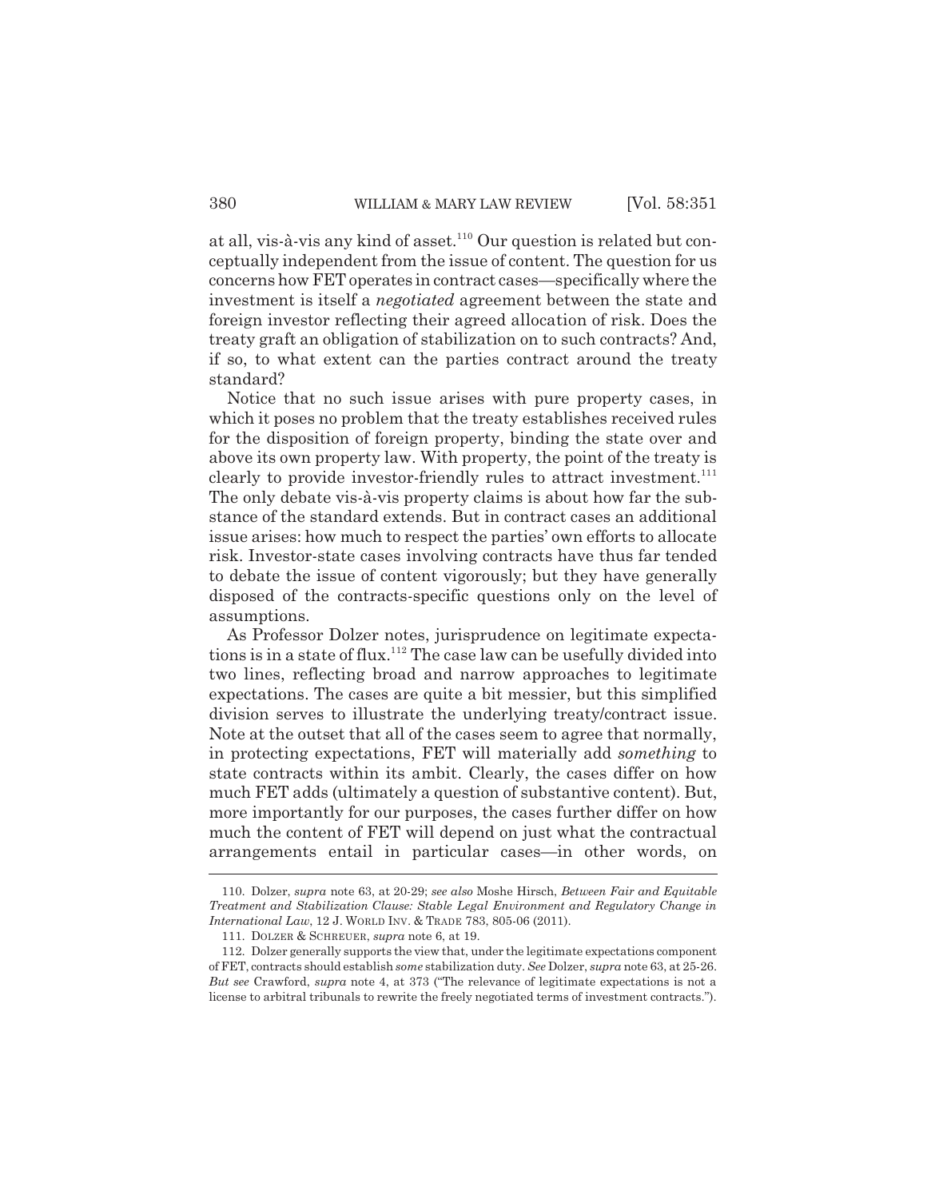at all, vis-à-vis any kind of asset.[110] Our question is related but conceptually independent from the issue of content. The question for us concerns how FET operates in contract cases—specifically where the investment is itself a *negotiated* agreement between the state and foreign investor reflecting their agreed allocation of risk. Does the treaty graft an obligation of stabilization on to such contracts? And, if so, to what extent can the parties contract around the treaty standard?

Notice that no such issue arises with pure property cases, in which it poses no problem that the treaty establishes received rules for the disposition of foreign property, binding the state over and above its own property law. With property, the point of the treaty is clearly to provide investor-friendly rules to attract investment.[111] The only debate vis-à-vis property claims is about how far the substance of the standard extends. But in contract cases an additional issue arises: how much to respect the parties' own efforts to allocate risk. Investor-state cases involving contracts have thus far tended to debate the issue of content vigorously; but they have generally disposed of the contracts-specific questions only on the level of assumptions.

As Professor Dolzer notes, jurisprudence on legitimate expectations is in a state of flux.[112] The case law can be usefully divided into two lines, reflecting broad and narrow approaches to legitimate expectations. The cases are quite a bit messier, but this simplified division serves to illustrate the underlying treaty/contract issue. Note at the outset that all of the cases seem to agree that normally, in protecting expectations, FET will materially add *something* to state contracts within its ambit. Clearly, the cases differ on how much FET adds (ultimately a question of substantive content). But, more importantly for our purposes, the cases further differ on how much the content of FET will depend on just what the contractual arrangements entail in particular cases—in other words, on

---

110. Dolzer, *supra* note 63, at 20-29; *see also* Moshe Hirsch, *Between Fair and Equitable Treatment and Stabilization Clause: Stable Legal Environment and Regulatory Change in International Law*, 12 J. WORLD INV. & TRADE 783, 805-06 (2011).

111. DOLZER & SCHREUER, *supra* note 6, at 19.

112. Dolzer generally supports the view that, under the legitimate expectations component of FET, contracts should establish *some* stabilization duty. *See* Dolzer, *supra* note 63, at 25-26. *But see* Crawford, *supra* note 4, at 373 ("The relevance of legitimate expectations is not a license to arbitral tribunals to rewrite the freely negotiated terms of investment contracts.").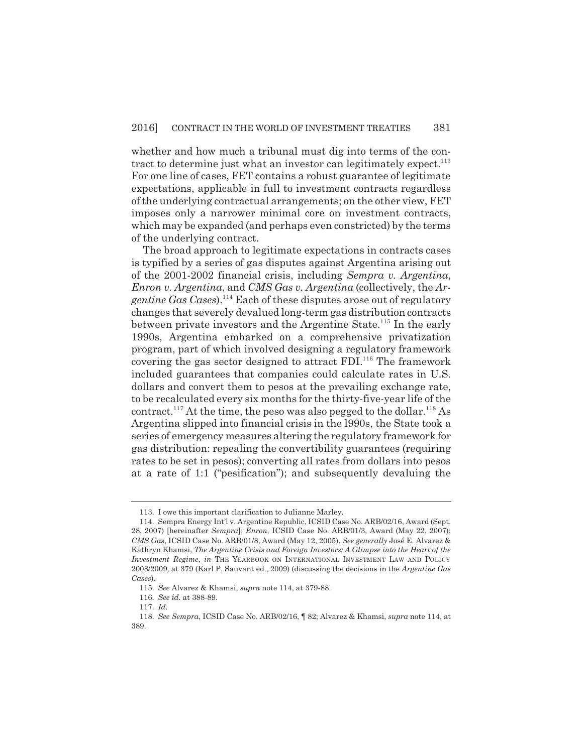whether and how much a tribunal must dig into terms of the contract to determine just what an investor can legitimately expect.[113] For one line of cases, FET contains a robust guarantee of legitimate expectations, applicable in full to investment contracts regardless of the underlying contractual arrangements; on the other view, FET imposes only a narrower minimal core on investment contracts, which may be expanded (and perhaps even constricted) by the terms of the underlying contract.

The broad approach to legitimate expectations in contracts cases is typified by a series of gas disputes against Argentina arising out of the 2001-2002 financial crisis, including *Sempra v. Argentina*, *Enron v. Argentina*, and *CMS Gas v. Argentina* (collectively, the *Argentine Gas Cases*).[114] Each of these disputes arose out of regulatory changes that severely devalued long-term gas distribution contracts between private investors and the Argentine State.[115] In the early 1990s, Argentina embarked on a comprehensive privatization program, part of which involved designing a regulatory framework covering the gas sector designed to attract FDI.[116] The framework included guarantees that companies could calculate rates in U.S. dollars and convert them to pesos at the prevailing exchange rate, to be recalculated every six months for the thirty-five-year life of the contract.[117] At the time, the peso was also pegged to the dollar.[118] As Argentina slipped into financial crisis in the l990s, the State took a series of emergency measures altering the regulatory framework for gas distribution: repealing the convertibility guarantees (requiring rates to be set in pesos); converting all rates from dollars into pesos at a rate of 1:1 ("pesification"); and subsequently devaluing the

---

113. I owe this important clarification to Julianne Marley.

114. Sempra Energy Int'l v. Argentine Republic, ICSID Case No. ARB/02/16, Award (Sept. 28, 2007) [hereinafter *Sempra*]; *Enron*, ICSID Case No. ARB/01/3, Award (May 22, 2007); *CMS Gas*, ICSID Case No. ARB/01/8, Award (May 12, 2005). *See generally* José E. Alvarez & Kathryn Khamsi, *The Argentine Crisis and Foreign Investors: A Glimpse into the Heart of the Investment Regime*, *in* THE YEARBOOK ON INTERNATIONAL INVESTMENT LAW AND POLICY 2008/2009, at 379 (Karl P. Sauvant ed., 2009) (discussing the decisions in the *Argentine Gas Cases*).

115. *See* Alvarez & Khamsi, *supra* note 114, at 379-88.

116. *See id.* at 388-89.

117. *Id.*

118. *See Sempra*, ICSID Case No. ARB/02/16, ¶ 82; Alvarez & Khamsi, *supra* note 114, at 389.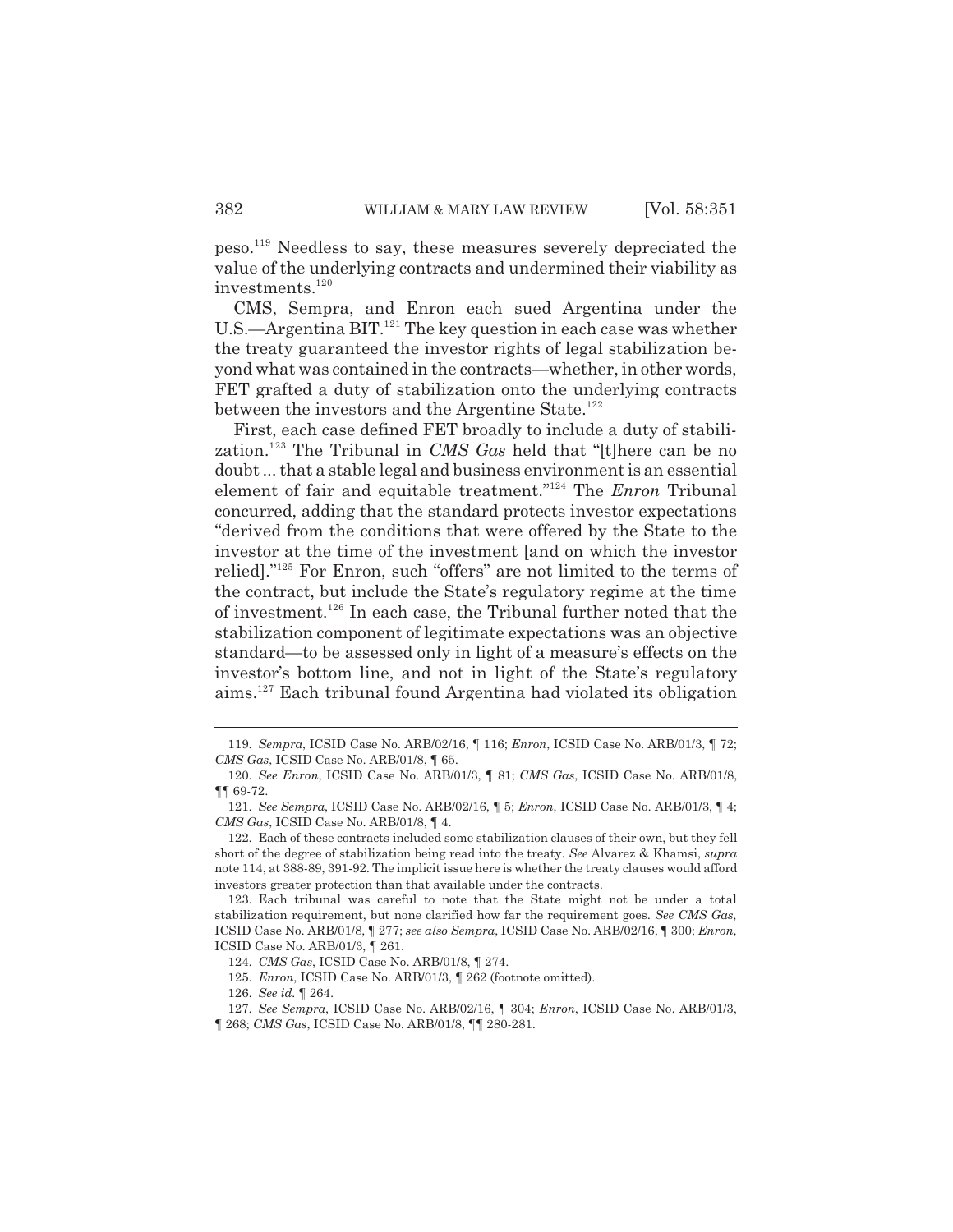peso.[119] Needless to say, these measures severely depreciated the value of the underlying contracts and undermined their viability as investments.[120]

CMS, Sempra, and Enron each sued Argentina under the U.S.—Argentina BIT.[121] The key question in each case was whether the treaty guaranteed the investor rights of legal stabilization beyond what was contained in the contracts—whether, in other words, FET grafted a duty of stabilization onto the underlying contracts between the investors and the Argentine State.[122]

First, each case defined FET broadly to include a duty of stabilization.[123] The Tribunal in *CMS Gas* held that "[t]here can be no doubt ... that a stable legal and business environment is an essential element of fair and equitable treatment."[124] The *Enron* Tribunal concurred, adding that the standard protects investor expectations "derived from the conditions that were offered by the State to the investor at the time of the investment [and on which the investor relied]."[125] For Enron, such "offers" are not limited to the terms of the contract, but include the State's regulatory regime at the time of investment.[126] In each case, the Tribunal further noted that the stabilization component of legitimate expectations was an objective standard—to be assessed only in light of a measure's effects on the investor's bottom line, and not in light of the State's regulatory aims.[127] Each tribunal found Argentina had violated its obligation

---

119. *Sempra*, ICSID Case No. ARB/02/16, ¶ 116; *Enron*, ICSID Case No. ARB/01/3, ¶ 72; *CMS Gas*, ICSID Case No. ARB/01/8, ¶ 65.

120. *See Enron*, ICSID Case No. ARB/01/3, ¶ 81; *CMS Gas*, ICSID Case No. ARB/01/8, ¶¶ 69-72.

121. *See Sempra*, ICSID Case No. ARB/02/16, ¶ 5; *Enron*, ICSID Case No. ARB/01/3, ¶ 4; *CMS Gas*, ICSID Case No. ARB/01/8, ¶ 4.

122. Each of these contracts included some stabilization clauses of their own, but they fell short of the degree of stabilization being read into the treaty. *See* Alvarez & Khamsi, *supra* note 114, at 388-89, 391-92. The implicit issue here is whether the treaty clauses would afford investors greater protection than that available under the contracts.

123. Each tribunal was careful to note that the State might not be under a total stabilization requirement, but none clarified how far the requirement goes. *See CMS Gas*, ICSID Case No. ARB/01/8, ¶ 277; *see also Sempra*, ICSID Case No. ARB/02/16, ¶ 300; *Enron*, ICSID Case No. ARB/01/3, ¶ 261.

124. *CMS Gas*, ICSID Case No. ARB/01/8, ¶ 274.

125. *Enron*, ICSID Case No. ARB/01/3, ¶ 262 (footnote omitted).

126. *See id.* ¶ 264.

127. *See Sempra*, ICSID Case No. ARB/02/16, ¶ 304; *Enron*, ICSID Case No. ARB/01/3, ¶ 268; *CMS Gas*, ICSID Case No. ARB/01/8, ¶¶ 280-281.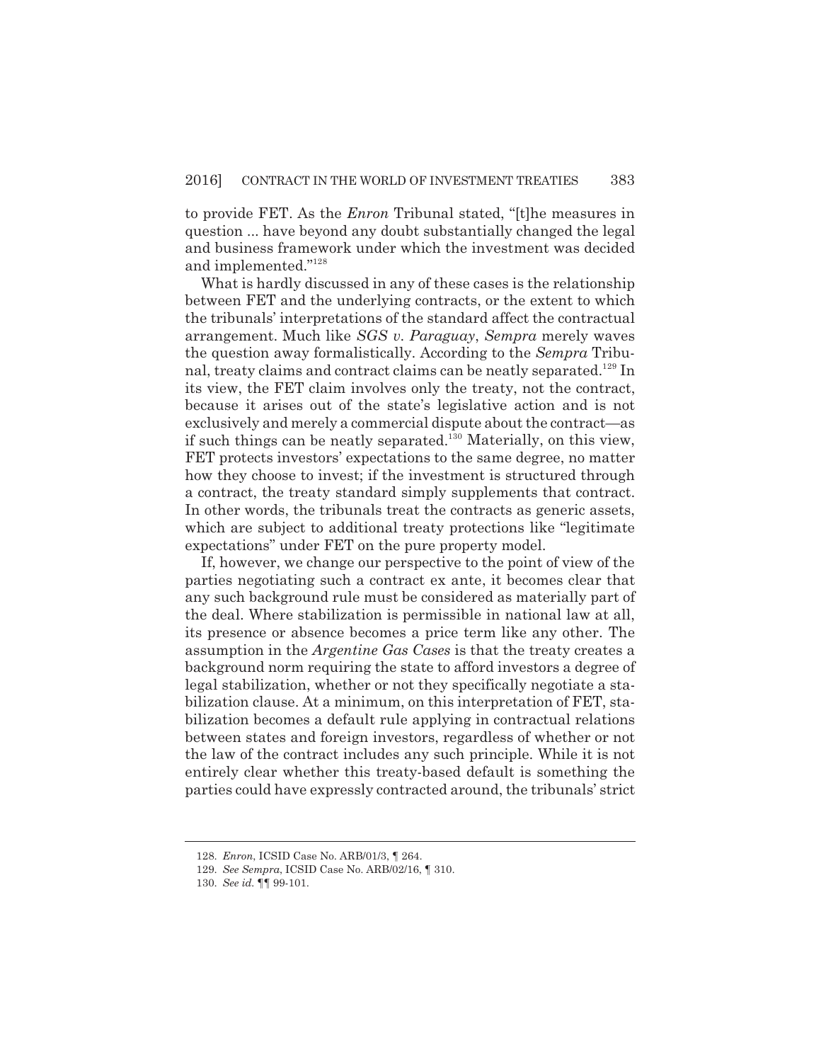to provide FET. As the *Enron* Tribunal stated, "[t]he measures in question ... have beyond any doubt substantially changed the legal and business framework under which the investment was decided and implemented."[128]

What is hardly discussed in any of these cases is the relationship between FET and the underlying contracts, or the extent to which the tribunals' interpretations of the standard affect the contractual arrangement. Much like *SGS v. Paraguay*, *Sempra* merely waves the question away formalistically. According to the *Sempra* Tribunal, treaty claims and contract claims can be neatly separated.[129] In its view, the FET claim involves only the treaty, not the contract, because it arises out of the state's legislative action and is not exclusively and merely a commercial dispute about the contract—as if such things can be neatly separated.[130] Materially, on this view, FET protects investors' expectations to the same degree, no matter how they choose to invest; if the investment is structured through a contract, the treaty standard simply supplements that contract. In other words, the tribunals treat the contracts as generic assets, which are subject to additional treaty protections like "legitimate expectations" under FET on the pure property model.

If, however, we change our perspective to the point of view of the parties negotiating such a contract ex ante, it becomes clear that any such background rule must be considered as materially part of the deal. Where stabilization is permissible in national law at all, its presence or absence becomes a price term like any other. The assumption in the *Argentine Gas Cases* is that the treaty creates a background norm requiring the state to afford investors a degree of legal stabilization, whether or not they specifically negotiate a stabilization clause. At a minimum, on this interpretation of FET, stabilization becomes a default rule applying in contractual relations between states and foreign investors, regardless of whether or not the law of the contract includes any such principle. While it is not entirely clear whether this treaty-based default is something the parties could have expressly contracted around, the tribunals' strict

---

128. *Enron*, ICSID Case No. ARB/01/3, ¶ 264.

129. *See Sempra*, ICSID Case No. ARB/02/16, ¶ 310.

130. *See id.* ¶¶ 99-101.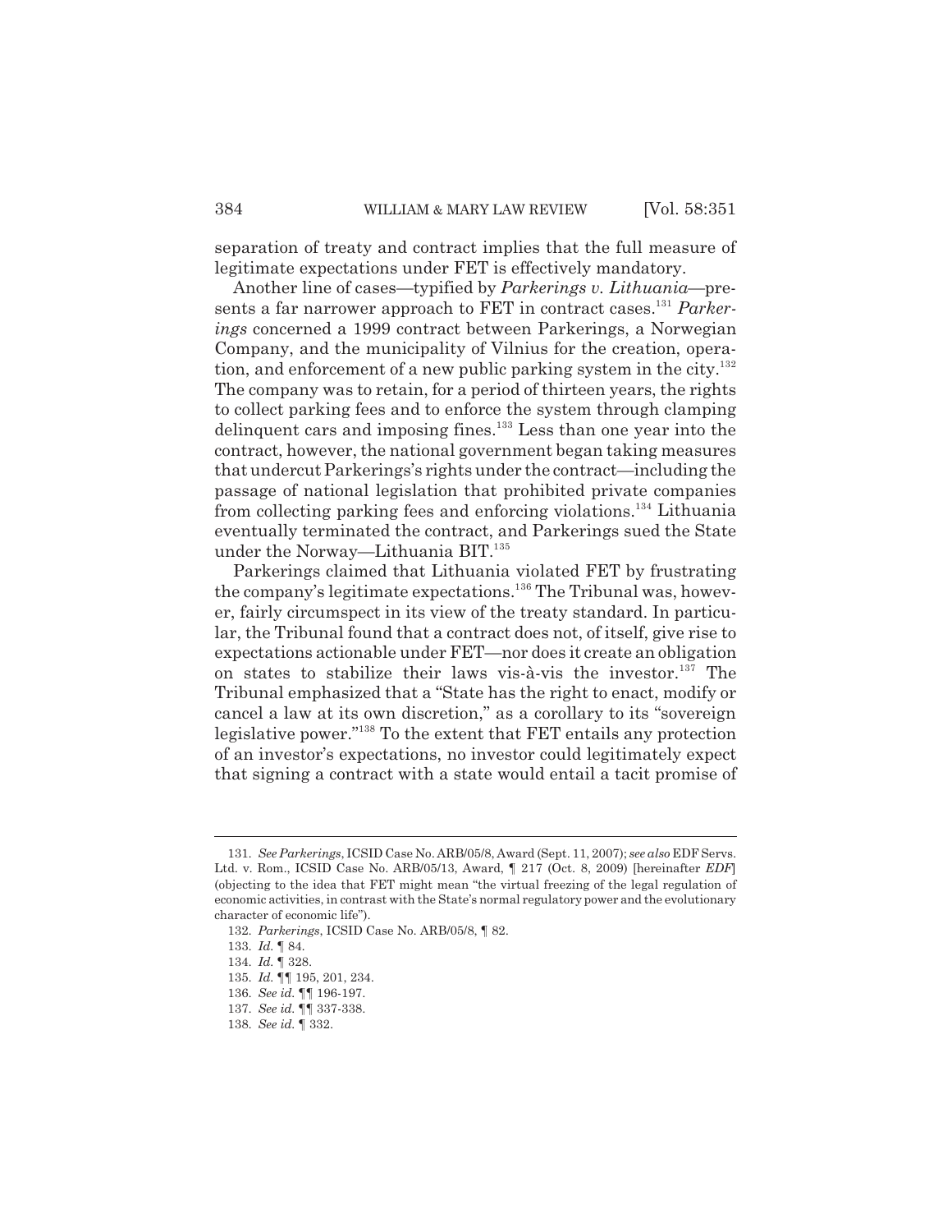separation of treaty and contract implies that the full measure of legitimate expectations under FET is effectively mandatory.

Another line of cases—typified by *Parkerings v. Lithuania*—presents a far narrower approach to FET in contract cases.[131] *Parkerings* concerned a 1999 contract between Parkerings, a Norwegian Company, and the municipality of Vilnius for the creation, operation, and enforcement of a new public parking system in the city.[132] The company was to retain, for a period of thirteen years, the rights to collect parking fees and to enforce the system through clamping delinquent cars and imposing fines.[133] Less than one year into the contract, however, the national government began taking measures that undercut Parkerings's rights under the contract—including the passage of national legislation that prohibited private companies from collecting parking fees and enforcing violations.[134] Lithuania eventually terminated the contract, and Parkerings sued the State under the Norway—Lithuania BIT.[135]

Parkerings claimed that Lithuania violated FET by frustrating the company's legitimate expectations.[136] The Tribunal was, however, fairly circumspect in its view of the treaty standard. In particular, the Tribunal found that a contract does not, of itself, give rise to expectations actionable under FET—nor does it create an obligation on states to stabilize their laws vis-à-vis the investor.[137] The Tribunal emphasized that a "State has the right to enact, modify or cancel a law at its own discretion," as a corollary to its "sovereign legislative power."[138] To the extent that FET entails any protection of an investor's expectations, no investor could legitimately expect that signing a contract with a state would entail a tacit promise of

---

131. *See Parkerings*, ICSID Case No. ARB/05/8, Award (Sept. 11, 2007); *see also* EDF Servs. Ltd. v. Rom., ICSID Case No. ARB/05/13, Award, ¶ 217 (Oct. 8, 2009) [hereinafter *EDF*] (objecting to the idea that FET might mean "the virtual freezing of the legal regulation of economic activities, in contrast with the State's normal regulatory power and the evolutionary character of economic life").

132. *Parkerings*, ICSID Case No. ARB/05/8, ¶ 82.

133. *Id.* ¶ 84.

134. *Id.* ¶ 328.

135. *Id.* ¶¶ 195, 201, 234.

136. *See id.* ¶¶ 196-197.

137. *See id.* ¶¶ 337-338.

138. *See id.* ¶ 332.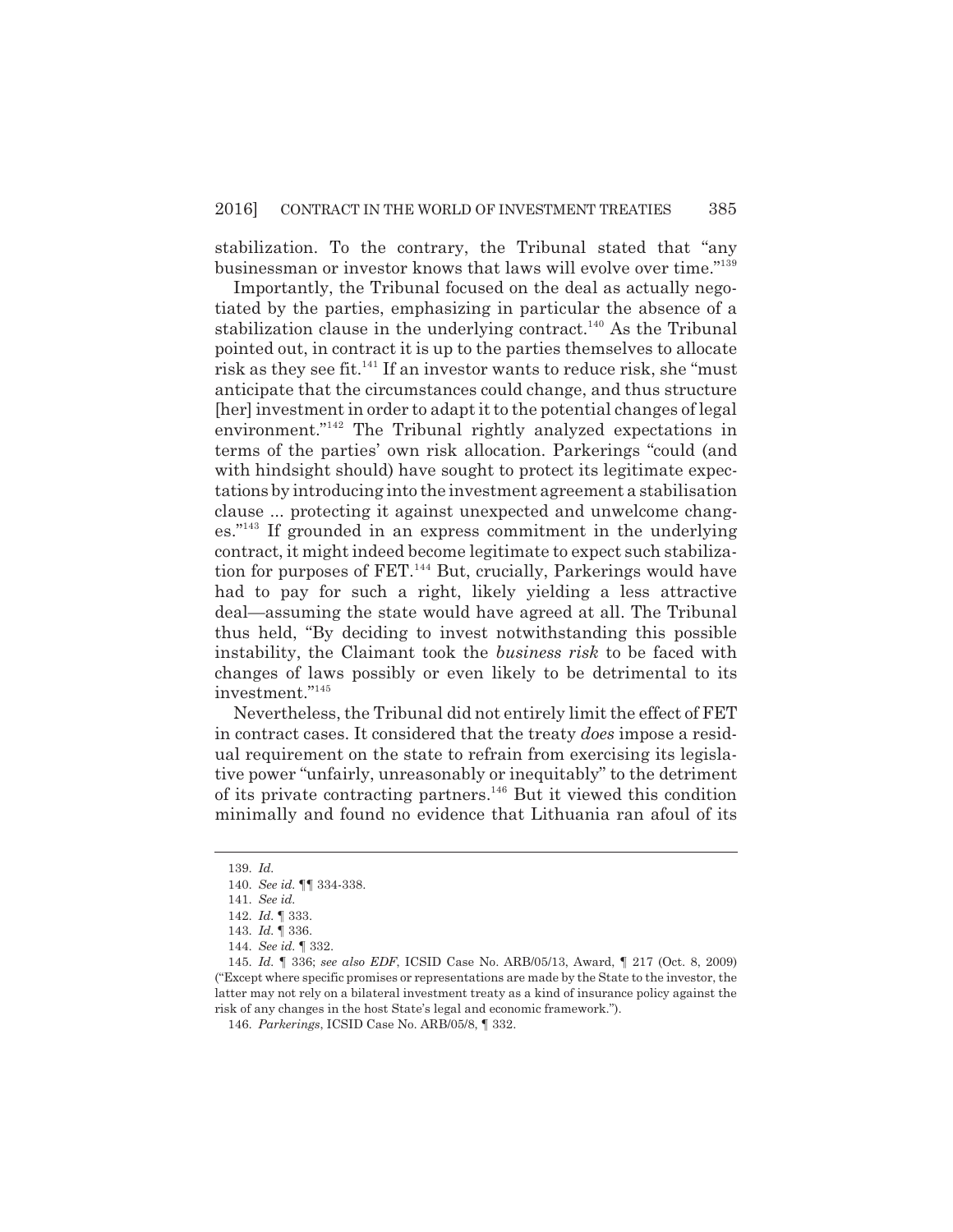stabilization. To the contrary, the Tribunal stated that "any businessman or investor knows that laws will evolve over time."[139]

Importantly, the Tribunal focused on the deal as actually negotiated by the parties, emphasizing in particular the absence of a stabilization clause in the underlying contract.[140] As the Tribunal pointed out, in contract it is up to the parties themselves to allocate risk as they see fit.[141] If an investor wants to reduce risk, she "must anticipate that the circumstances could change, and thus structure [her] investment in order to adapt it to the potential changes of legal environment."[142] The Tribunal rightly analyzed expectations in terms of the parties' own risk allocation. Parkerings "could (and with hindsight should) have sought to protect its legitimate expectations by introducing into the investment agreement a stabilisation clause ... protecting it against unexpected and unwelcome changes."[143] If grounded in an express commitment in the underlying contract, it might indeed become legitimate to expect such stabilization for purposes of FET.[144] But, crucially, Parkerings would have had to pay for such a right, likely yielding a less attractive deal—assuming the state would have agreed at all. The Tribunal thus held, "By deciding to invest notwithstanding this possible instability, the Claimant took the *business risk* to be faced with changes of laws possibly or even likely to be detrimental to its investment."[145]

Nevertheless, the Tribunal did not entirely limit the effect of FET in contract cases. It considered that the treaty *does* impose a residual requirement on the state to refrain from exercising its legislative power "unfairly, unreasonably or inequitably" to the detriment of its private contracting partners.[146] But it viewed this condition minimally and found no evidence that Lithuania ran afoul of its

---

139. *Id.*

140. *See id.* ¶¶ 334-338.

141. *See id.*

142. *Id.* ¶ 333.

143. *Id.* ¶ 336.

144. *See id.* ¶ 332.

145. *Id.* ¶ 336; *see also EDF*, ICSID Case No. ARB/05/13, Award, ¶ 217 (Oct. 8, 2009) ("Except where specific promises or representations are made by the State to the investor, the latter may not rely on a bilateral investment treaty as a kind of insurance policy against the risk of any changes in the host State's legal and economic framework.").

146. *Parkerings*, ICSID Case No. ARB/05/8, ¶ 332.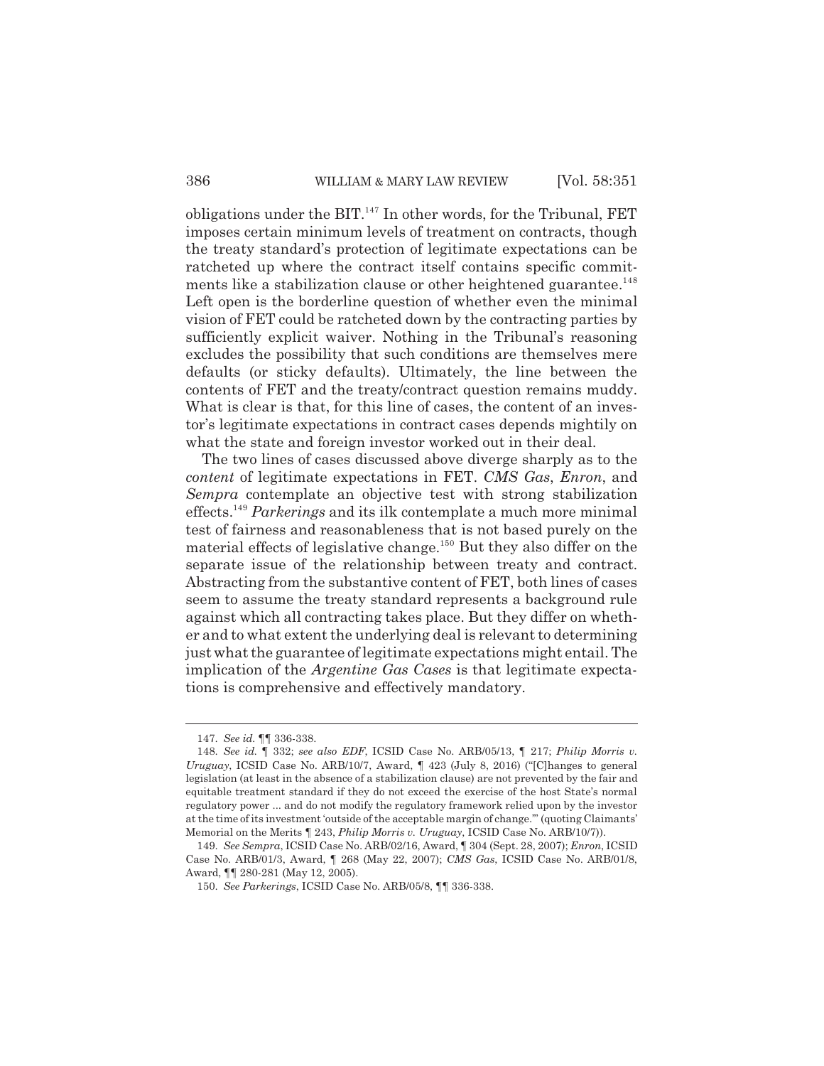obligations under the BIT.[147] In other words, for the Tribunal, FET imposes certain minimum levels of treatment on contracts, though the treaty standard's protection of legitimate expectations can be ratcheted up where the contract itself contains specific commitments like a stabilization clause or other heightened guarantee.[148] Left open is the borderline question of whether even the minimal vision of FET could be ratcheted down by the contracting parties by sufficiently explicit waiver. Nothing in the Tribunal's reasoning excludes the possibility that such conditions are themselves mere defaults (or sticky defaults). Ultimately, the line between the contents of FET and the treaty/contract question remains muddy. What is clear is that, for this line of cases, the content of an investor's legitimate expectations in contract cases depends mightily on what the state and foreign investor worked out in their deal.

The two lines of cases discussed above diverge sharply as to the *content* of legitimate expectations in FET. *CMS Gas*, *Enron*, and *Sempra* contemplate an objective test with strong stabilization effects.[149] *Parkerings* and its ilk contemplate a much more minimal test of fairness and reasonableness that is not based purely on the material effects of legislative change.[150] But they also differ on the separate issue of the relationship between treaty and contract. Abstracting from the substantive content of FET, both lines of cases seem to assume the treaty standard represents a background rule against which all contracting takes place. But they differ on whether and to what extent the underlying deal is relevant to determining just what the guarantee of legitimate expectations might entail. The implication of the *Argentine Gas Cases* is that legitimate expectations is comprehensive and effectively mandatory.

---

147. *See id.* ¶¶ 336-338.

148. *See id.* ¶ 332; *see also EDF*, ICSID Case No. ARB/05/13, ¶ 217; *Philip Morris v. Uruguay*, ICSID Case No. ARB/10/7, Award, ¶ 423 (July 8, 2016) ("[C]hanges to general legislation (at least in the absence of a stabilization clause) are not prevented by the fair and equitable treatment standard if they do not exceed the exercise of the host State's normal regulatory power ... and do not modify the regulatory framework relied upon by the investor at the time of its investment 'outside of the acceptable margin of change.'" (quoting Claimants' Memorial on the Merits ¶ 243, *Philip Morris v. Uruguay*, ICSID Case No. ARB/10/7)).

149. *See Sempra*, ICSID Case No. ARB/02/16, Award, ¶ 304 (Sept. 28, 2007); *Enron*, ICSID Case No. ARB/01/3, Award, ¶ 268 (May 22, 2007); *CMS Gas*, ICSID Case No. ARB/01/8, Award, ¶¶ 280-281 (May 12, 2005).

150. *See Parkerings*, ICSID Case No. ARB/05/8, ¶¶ 336-338.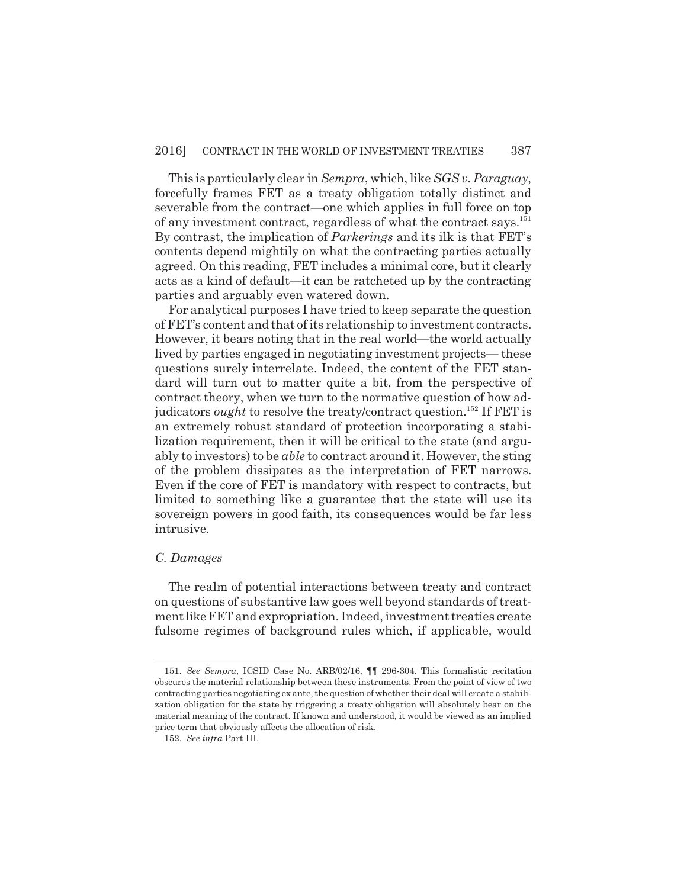This is particularly clear in *Sempra*, which, like *SGS v. Paraguay*, forcefully frames FET as a treaty obligation totally distinct and severable from the contract—one which applies in full force on top of any investment contract, regardless of what the contract says.[151] By contrast, the implication of *Parkerings* and its ilk is that FET's contents depend mightily on what the contracting parties actually agreed. On this reading, FET includes a minimal core, but it clearly acts as a kind of default—it can be ratcheted up by the contracting parties and arguably even watered down.

For analytical purposes I have tried to keep separate the question of FET's content and that of its relationship to investment contracts. However, it bears noting that in the real world—the world actually lived by parties engaged in negotiating investment projects— these questions surely interrelate. Indeed, the content of the FET standard will turn out to matter quite a bit, from the perspective of contract theory, when we turn to the normative question of how adjudicators *ought* to resolve the treaty/contract question.[152] If FET is an extremely robust standard of protection incorporating a stabilization requirement, then it will be critical to the state (and arguably to investors) to be *able* to contract around it. However, the sting of the problem dissipates as the interpretation of FET narrows. Even if the core of FET is mandatory with respect to contracts, but limited to something like a guarantee that the state will use its sovereign powers in good faith, its consequences would be far less intrusive.

### *C. Damages*

The realm of potential interactions between treaty and contract on questions of substantive law goes well beyond standards of treatment like FET and expropriation. Indeed, investment treaties create fulsome regimes of background rules which, if applicable, would

---

151. *See Sempra*, ICSID Case No. ARB/02/16, ¶¶ 296-304. This formalistic recitation obscures the material relationship between these instruments. From the point of view of two contracting parties negotiating ex ante, the question of whether their deal will create a stabilization obligation for the state by triggering a treaty obligation will absolutely bear on the material meaning of the contract. If known and understood, it would be viewed as an implied price term that obviously affects the allocation of risk.

152. *See infra* Part III.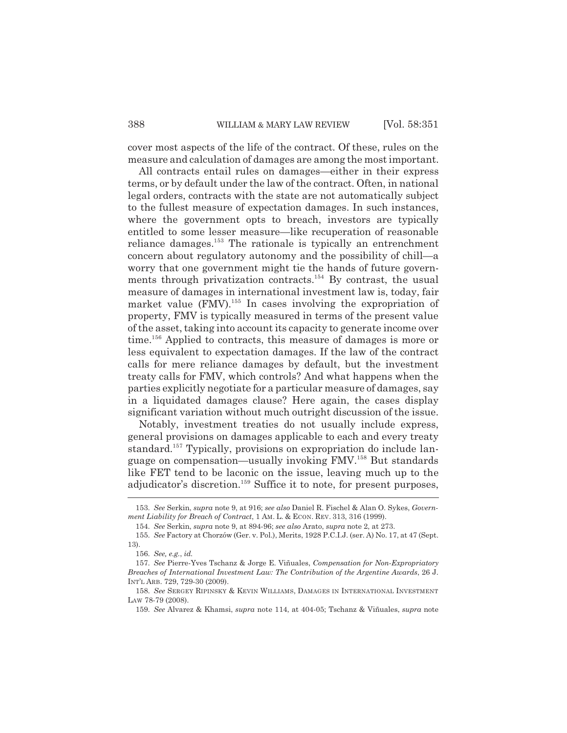cover most aspects of the life of the contract. Of these, rules on the measure and calculation of damages are among the most important.

All contracts entail rules on damages—either in their express terms, or by default under the law of the contract. Often, in national legal orders, contracts with the state are not automatically subject to the fullest measure of expectation damages. In such instances, where the government opts to breach, investors are typically entitled to some lesser measure—like recuperation of reasonable reliance damages.[153] The rationale is typically an entrenchment concern about regulatory autonomy and the possibility of chill—a worry that one government might tie the hands of future governments through privatization contracts.[154] By contrast, the usual measure of damages in international investment law is, today, fair market value (FMV).[155] In cases involving the expropriation of property, FMV is typically measured in terms of the present value of the asset, taking into account its capacity to generate income over time.[156] Applied to contracts, this measure of damages is more or less equivalent to expectation damages. If the law of the contract calls for mere reliance damages by default, but the investment treaty calls for FMV, which controls? And what happens when the parties explicitly negotiate for a particular measure of damages, say in a liquidated damages clause? Here again, the cases display significant variation without much outright discussion of the issue.

Notably, investment treaties do not usually include express, general provisions on damages applicable to each and every treaty standard.[157] Typically, provisions on expropriation do include language on compensation—usually invoking FMV.[158] But standards like FET tend to be laconic on the issue, leaving much up to the adjudicator's discretion.[159] Suffice it to note, for present purposes,

---

153. *See* Serkin, *supra* note 9, at 916; *see also* Daniel R. Fischel & Alan O. Sykes, *Government Liability for Breach of Contract*, 1 AM. L. & ECON. REV. 313, 316 (1999).

154. *See* Serkin, *supra* note 9, at 894-96; *see also* Arato, *supra* note 2, at 273.

155. *See* Factory at Chorzów (Ger. v. Pol.), Merits, 1928 P.C.I.J. (ser. A) No. 17, at 47 (Sept. 13).

156. *See, e.g.*, *id.*

157. *See* Pierre-Yves Tschanz & Jorge E. Viñuales, *Compensation for Non-Expropriatory Breaches of International Investment Law: The Contribution of the Argentine Awards*, 26 J. INT'L ARB. 729, 729-30 (2009).

158. *See* SERGEY RIPINSKY & KEVIN WILLIAMS, DAMAGES IN INTERNATIONAL INVESTMENT LAW 78-79 (2008).

159. *See* Alvarez & Khamsi, *supra* note 114, at 404-05; Tschanz & Viñuales, *supra* note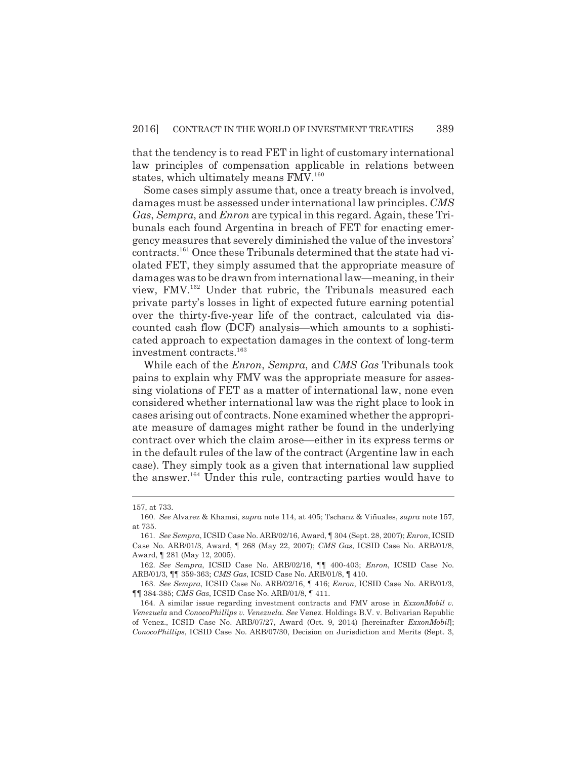that the tendency is to read FET in light of customary international law principles of compensation applicable in relations between states, which ultimately means FMV.[160]

Some cases simply assume that, once a treaty breach is involved, damages must be assessed under international law principles. *CMS Gas*, *Sempra*, and *Enron* are typical in this regard. Again, these Tribunals each found Argentina in breach of FET for enacting emergency measures that severely diminished the value of the investors' contracts.[161] Once these Tribunals determined that the state had violated FET, they simply assumed that the appropriate measure of damages was to be drawn from international law—meaning, in their view, FMV.[162] Under that rubric, the Tribunals measured each private party's losses in light of expected future earning potential over the thirty-five-year life of the contract, calculated via discounted cash flow (DCF) analysis—which amounts to a sophisticated approach to expectation damages in the context of long-term investment contracts.[163]

While each of the *Enron*, *Sempra*, and *CMS Gas* Tribunals took pains to explain why FMV was the appropriate measure for assessing violations of FET as a matter of international law, none even considered whether international law was the right place to look in cases arising out of contracts. None examined whether the appropriate measure of damages might rather be found in the underlying contract over which the claim arose—either in its express terms or in the default rules of the law of the contract (Argentine law in each case). They simply took as a given that international law supplied the answer.[164] Under this rule, contracting parties would have to

---

157, at 733.

160. *See* Alvarez & Khamsi, *supra* note 114, at 405; Tschanz & Viñuales, *supra* note 157, at 735.

161. *See Sempra*, ICSID Case No. ARB/02/16, Award, ¶ 304 (Sept. 28, 2007); *Enron*, ICSID Case No. ARB/01/3, Award, ¶ 268 (May 22, 2007); *CMS Gas*, ICSID Case No. ARB/01/8, Award, ¶ 281 (May 12, 2005).

162. *See Sempra*, ICSID Case No. ARB/02/16, ¶¶ 400-403; *Enron*, ICSID Case No. ARB/01/3, ¶¶ 359-363; *CMS Gas*, ICSID Case No. ARB/01/8, ¶ 410.

163. *See Sempra*, ICSID Case No. ARB/02/16, ¶ 416; *Enron*, ICSID Case No. ARB/01/3, ¶¶ 384-385; *CMS Gas*, ICSID Case No. ARB/01/8, ¶ 411.

164. A similar issue regarding investment contracts and FMV arose in *ExxonMobil v. Venezuela* and *ConocoPhillips v. Venezuela*. *See* Venez. Holdings B.V. v. Bolivarian Republic of Venez., ICSID Case No. ARB/07/27, Award (Oct. 9, 2014) [hereinafter *ExxonMobil*]; *ConocoPhillips*, ICSID Case No. ARB/07/30, Decision on Jurisdiction and Merits (Sept. 3,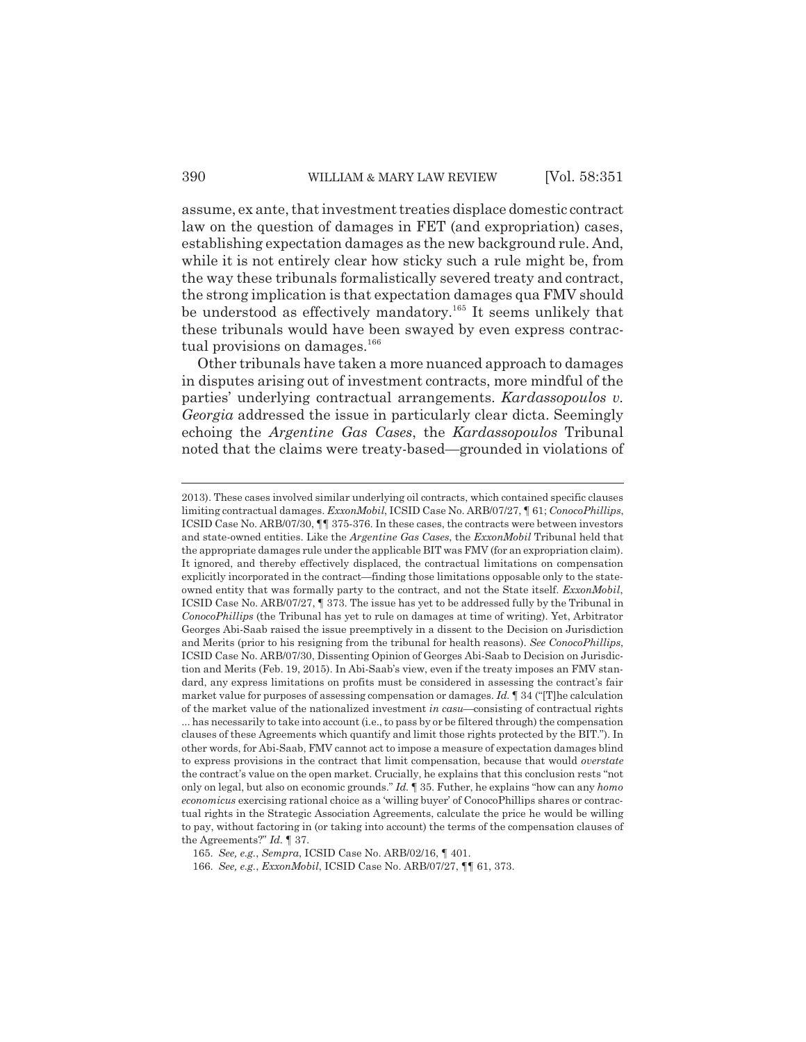assume, ex ante, that investment treaties displace domestic contract law on the question of damages in FET (and expropriation) cases, establishing expectation damages as the new background rule. And, while it is not entirely clear how sticky such a rule might be, from the way these tribunals formalistically severed treaty and contract, the strong implication is that expectation damages qua FMV should be understood as effectively mandatory.[165] It seems unlikely that these tribunals would have been swayed by even express contractual provisions on damages.[166]

Other tribunals have taken a more nuanced approach to damages in disputes arising out of investment contracts, more mindful of the parties' underlying contractual arrangements. *Kardassopoulos v. Georgia* addressed the issue in particularly clear dicta. Seemingly echoing the *Argentine Gas Cases*, the *Kardassopoulos* Tribunal noted that the claims were treaty-based—grounded in violations of

---

2013). These cases involved similar underlying oil contracts, which contained specific clauses limiting contractual damages. *ExxonMobil*, ICSID Case No. ARB/07/27, ¶ 61; *ConocoPhillips*, ICSID Case No. ARB/07/30, ¶¶ 375-376. In these cases, the contracts were between investors and state-owned entities. Like the *Argentine Gas Cases*, the *ExxonMobil* Tribunal held that the appropriate damages rule under the applicable BIT was FMV (for an expropriation claim). It ignored, and thereby effectively displaced, the contractual limitations on compensation explicitly incorporated in the contract—finding those limitations opposable only to the state-owned entity that was formally party to the contract, and not the State itself. *ExxonMobil*, ICSID Case No. ARB/07/27, ¶ 373. The issue has yet to be addressed fully by the Tribunal in *ConocoPhillips* (the Tribunal has yet to rule on damages at time of writing). Yet, Arbitrator Georges Abi-Saab raised the issue preemptively in a dissent to the Decision on Jurisdiction and Merits (prior to his resigning from the tribunal for health reasons). *See ConocoPhillips*, ICSID Case No. ARB/07/30, Dissenting Opinion of Georges Abi-Saab to Decision on Jurisdiction and Merits (Feb. 19, 2015). In Abi-Saab's view, even if the treaty imposes an FMV standard, any express limitations on profits must be considered in assessing the contract's fair market value for purposes of assessing compensation or damages. *Id.* ¶ 34 ("[T]he calculation of the market value of the nationalized investment *in casu*—consisting of contractual rights ... has necessarily to take into account (i.e., to pass by or be filtered through) the compensation clauses of these Agreements which quantify and limit those rights protected by the BIT."). In other words, for Abi-Saab, FMV cannot act to impose a measure of expectation damages blind to express provisions in the contract that limit compensation, because that would *overstate* the contract's value on the open market. Crucially, he explains that this conclusion rests "not only on legal, but also on economic grounds." *Id.* ¶ 35. Futher, he explains "how can any *homo economicus* exercising rational choice as a 'willing buyer' of ConocoPhillips shares or contractual rights in the Strategic Association Agreements, calculate the price he would be willing to pay, without factoring in (or taking into account) the terms of the compensation clauses of the Agreements?" *Id.* ¶ 37.

165. *See, e.g.*, *Sempra*, ICSID Case No. ARB/02/16, ¶ 401.

166. *See, e.g.*, *ExxonMobil*, ICSID Case No. ARB/07/27, ¶¶ 61, 373.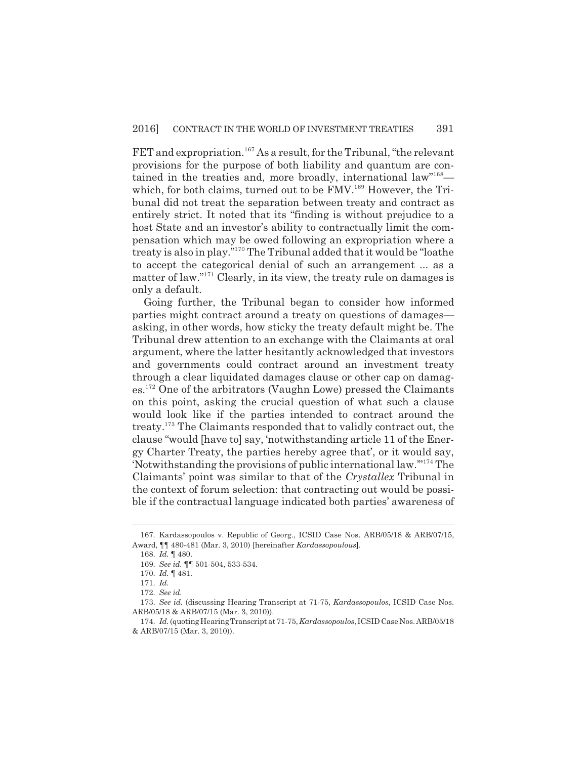FET and expropriation.[167] As a result, for the Tribunal, "the relevant provisions for the purpose of both liability and quantum are contained in the treaties and, more broadly, international law"[168]—which, for both claims, turned out to be FMV.[169] However, the Tribunal did not treat the separation between treaty and contract as entirely strict. It noted that its "finding is without prejudice to a host State and an investor's ability to contractually limit the compensation which may be owed following an expropriation where a treaty is also in play."[170] The Tribunal added that it would be "loathe to accept the categorical denial of such an arrangement ... as a matter of law."[171] Clearly, in its view, the treaty rule on damages is only a default.

Going further, the Tribunal began to consider how informed parties might contract around a treaty on questions of damages—asking, in other words, how sticky the treaty default might be. The Tribunal drew attention to an exchange with the Claimants at oral argument, where the latter hesitantly acknowledged that investors and governments could contract around an investment treaty through a clear liquidated damages clause or other cap on damages.[172] One of the arbitrators (Vaughn Lowe) pressed the Claimants on this point, asking the crucial question of what such a clause would look like if the parties intended to contract around the treaty.[173] The Claimants responded that to validly contract out, the clause "would [have to] say, 'notwithstanding article 11 of the Energy Charter Treaty, the parties hereby agree that', or it would say, 'Notwithstanding the provisions of public international law.'"[174] The Claimants' point was similar to that of the *Crystallex* Tribunal in the context of forum selection: that contracting out would be possible if the contractual language indicated both parties' awareness of

---

167. Kardassopoulos v. Republic of Georg., ICSID Case Nos. ARB/05/18 & ARB/07/15, Award, ¶¶ 480-481 (Mar. 3, 2010) [hereinafter *Kardassopoulous*].

168. *Id.* ¶ 480.

169. *See id.* ¶¶ 501-504, 533-534.

170. *Id.* ¶ 481.

171. *Id.*

172. *See id.*

173. *See id.* (discussing Hearing Transcript at 71-75, *Kardassopoulos*, ICSID Case Nos. ARB/05/18 & ARB/07/15 (Mar. 3, 2010)).

174. *Id.* (quoting Hearing Transcript at 71-75, *Kardassopoulos*, ICSID Case Nos. ARB/05/18 & ARB/07/15 (Mar. 3, 2010)).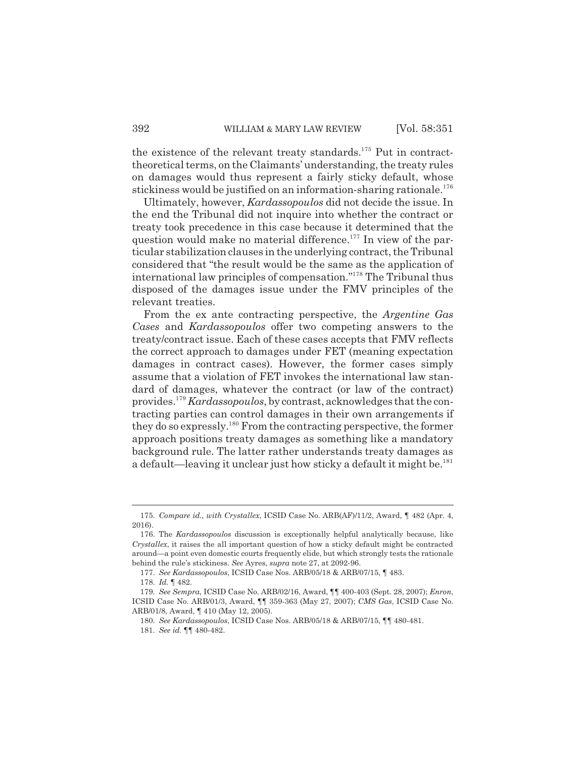the existence of the relevant treaty standards.[175] Put in contract-theoretical terms, on the Claimants' understanding, the treaty rules on damages would thus represent a fairly sticky default, whose stickiness would be justified on an information-sharing rationale.[176]

Ultimately, however, *Kardassopoulos* did not decide the issue. In the end the Tribunal did not inquire into whether the contract or treaty took precedence in this case because it determined that the question would make no material difference.[177] In view of the particular stabilization clauses in the underlying contract, the Tribunal considered that "the result would be the same as the application of international law principles of compensation."[178] The Tribunal thus disposed of the damages issue under the FMV principles of the relevant treaties.

From the ex ante contracting perspective, the *Argentine Gas Cases* and *Kardassopoulos* offer two competing answers to the treaty/contract issue. Each of these cases accepts that FMV reflects the correct approach to damages under FET (meaning expectation damages in contract cases). However, the former cases simply assume that a violation of FET invokes the international law standard of damages, whatever the contract (or law of the contract) provides.[179] *Kardassopoulos*, by contrast, acknowledges that the contracting parties can control damages in their own arrangements if they do so expressly.[180] From the contracting perspective, the former approach positions treaty damages as something like a mandatory background rule. The latter rather understands treaty damages as a default—leaving it unclear just how sticky a default it might be.[181]

---

175. *Compare id.*, *with Crystallex*, ICSID Case No. ARB(AF)/11/2, Award, ¶ 482 (Apr. 4, 2016).

176. The *Kardassopoulos* discussion is exceptionally helpful analytically because, like *Crystallex*, it raises the all important question of how a sticky default might be contracted around—a point even domestic courts frequently elide, but which strongly tests the rationale behind the rule's stickiness. *See* Ayres, *supra* note 27, at 2092-96.

177. *See Kardassopoulos*, ICSID Case Nos. ARB/05/18 & ARB/07/15, ¶ 483.

178. *Id.* ¶ 482.

179. *See Sempra*, ICSID Case No. ARB/02/16, Award, ¶¶ 400-403 (Sept. 28, 2007); *Enron*, ICSID Case No. ARB/01/3, Award, ¶¶ 359-363 (May 27, 2007); *CMS Gas*, ICSID Case No. ARB/01/8, Award, ¶ 410 (May 12, 2005).

180. *See Kardassopoulos*, ICSID Case Nos. ARB/05/18 & ARB/07/15, ¶¶ 480-481.

181. *See id.* ¶¶ 480-482.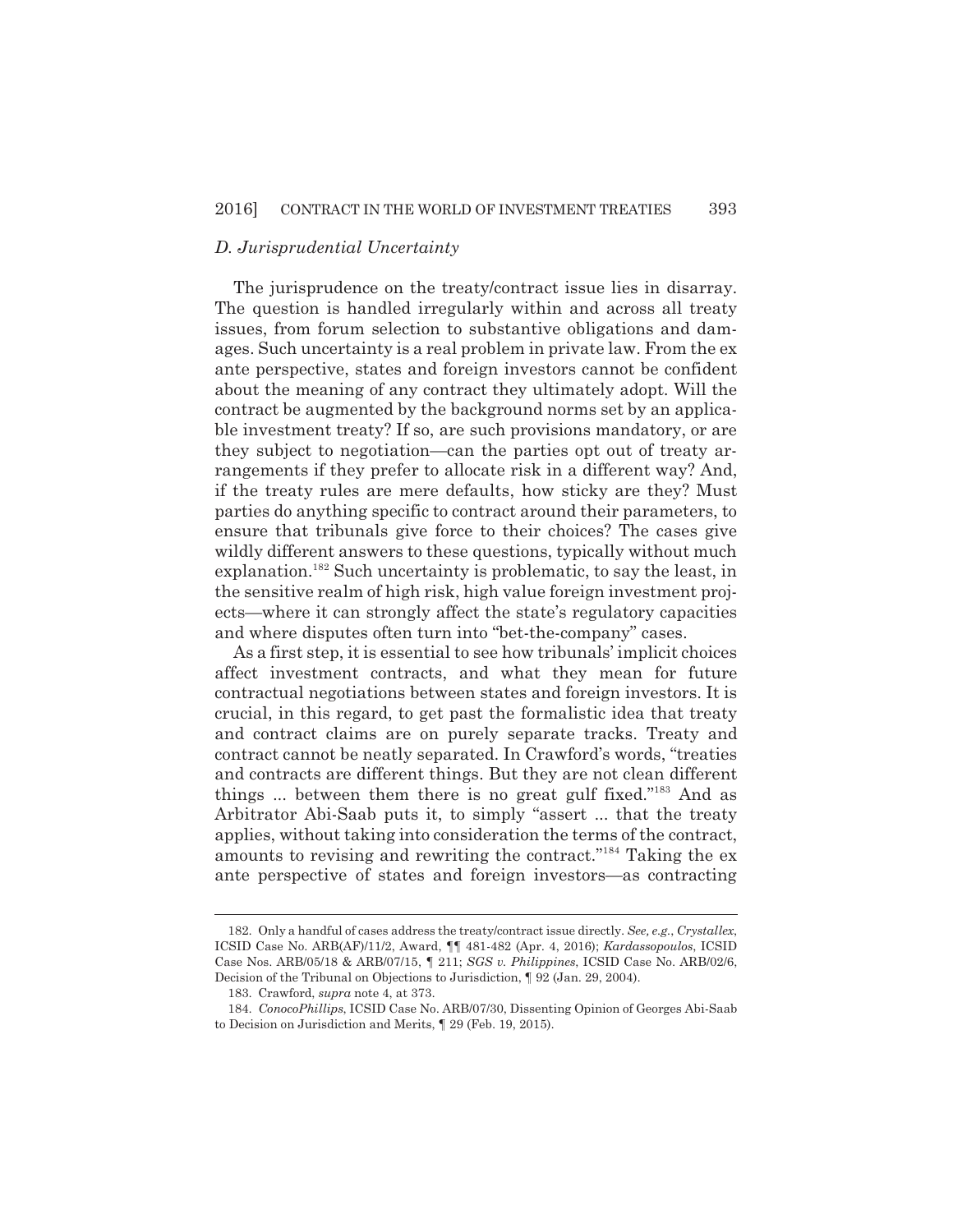### *D. Jurisprudential Uncertainty*

The jurisprudence on the treaty/contract issue lies in disarray. The question is handled irregularly within and across all treaty issues, from forum selection to substantive obligations and damages. Such uncertainty is a real problem in private law. From the ex ante perspective, states and foreign investors cannot be confident about the meaning of any contract they ultimately adopt. Will the contract be augmented by the background norms set by an applicable investment treaty? If so, are such provisions mandatory, or are they subject to negotiation—can the parties opt out of treaty arrangements if they prefer to allocate risk in a different way? And, if the treaty rules are mere defaults, how sticky are they? Must parties do anything specific to contract around their parameters, to ensure that tribunals give force to their choices? The cases give wildly different answers to these questions, typically without much explanation.[182] Such uncertainty is problematic, to say the least, in the sensitive realm of high risk, high value foreign investment projects—where it can strongly affect the state's regulatory capacities and where disputes often turn into "bet-the-company" cases.

As a first step, it is essential to see how tribunals' implicit choices affect investment contracts, and what they mean for future contractual negotiations between states and foreign investors. It is crucial, in this regard, to get past the formalistic idea that treaty and contract claims are on purely separate tracks. Treaty and contract cannot be neatly separated. In Crawford's words, "treaties and contracts are different things. But they are not clean different things ... between them there is no great gulf fixed."[183] And as Arbitrator Abi-Saab puts it, to simply "assert ... that the treaty applies, without taking into consideration the terms of the contract, amounts to revising and rewriting the contract."[184] Taking the ex ante perspective of states and foreign investors—as contracting

---

182. Only a handful of cases address the treaty/contract issue directly. *See, e.g.*, *Crystallex*, ICSID Case No. ARB(AF)/11/2, Award, ¶¶ 481-482 (Apr. 4, 2016); *Kardassopoulos*, ICSID Case Nos. ARB/05/18 & ARB/07/15, ¶ 211; *SGS v. Philippines*, ICSID Case No. ARB/02/6, Decision of the Tribunal on Objections to Jurisdiction, ¶ 92 (Jan. 29, 2004).

183. Crawford, *supra* note 4, at 373.

184. *ConocoPhillips*, ICSID Case No. ARB/07/30, Dissenting Opinion of Georges Abi-Saab to Decision on Jurisdiction and Merits, ¶ 29 (Feb. 19, 2015).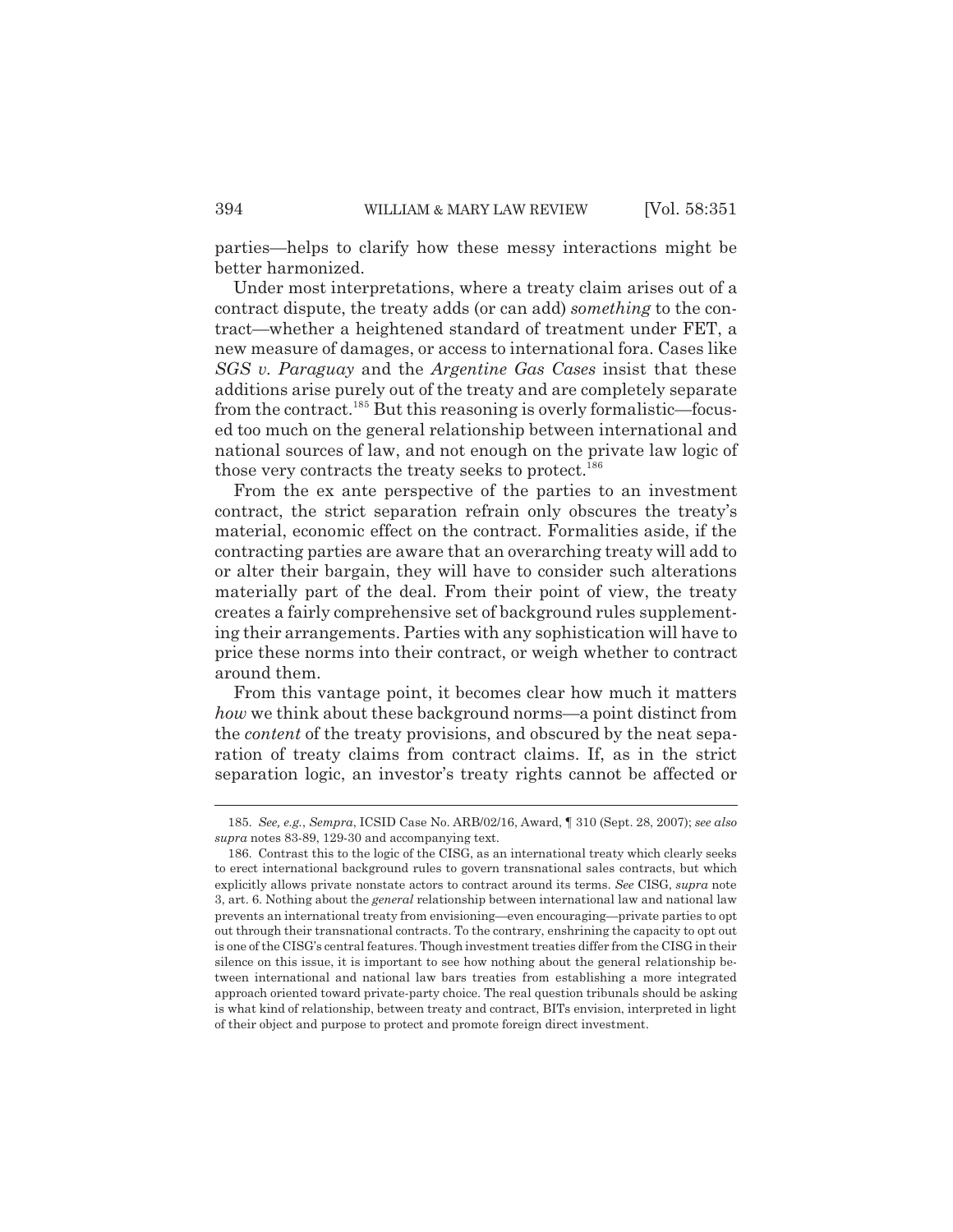parties—helps to clarify how these messy interactions might be better harmonized.

Under most interpretations, where a treaty claim arises out of a contract dispute, the treaty adds (or can add) *something* to the contract—whether a heightened standard of treatment under FET, a new measure of damages, or access to international fora. Cases like *SGS v. Paraguay* and the *Argentine Gas Cases* insist that these additions arise purely out of the treaty and are completely separate from the contract.[185] But this reasoning is overly formalistic—focused too much on the general relationship between international and national sources of law, and not enough on the private law logic of those very contracts the treaty seeks to protect.[186]

From the ex ante perspective of the parties to an investment contract, the strict separation refrain only obscures the treaty's material, economic effect on the contract. Formalities aside, if the contracting parties are aware that an overarching treaty will add to or alter their bargain, they will have to consider such alterations materially part of the deal. From their point of view, the treaty creates a fairly comprehensive set of background rules supplementing their arrangements. Parties with any sophistication will have to price these norms into their contract, or weigh whether to contract around them.

From this vantage point, it becomes clear how much it matters *how* we think about these background norms—a point distinct from the *content* of the treaty provisions, and obscured by the neat separation of treaty claims from contract claims. If, as in the strict separation logic, an investor's treaty rights cannot be affected or

---

185. *See, e.g.*, *Sempra*, ICSID Case No. ARB/02/16, Award, ¶ 310 (Sept. 28, 2007); *see also supra* notes 83-89, 129-30 and accompanying text.

186. Contrast this to the logic of the CISG, as an international treaty which clearly seeks to erect international background rules to govern transnational sales contracts, but which explicitly allows private nonstate actors to contract around its terms. *See* CISG, *supra* note 3, art. 6. Nothing about the *general* relationship between international law and national law prevents an international treaty from envisioning—even encouraging—private parties to opt out through their transnational contracts. To the contrary, enshrining the capacity to opt out is one of the CISG's central features. Though investment treaties differ from the CISG in their silence on this issue, it is important to see how nothing about the general relationship between international and national law bars treaties from establishing a more integrated approach oriented toward private-party choice. The real question tribunals should be asking is what kind of relationship, between treaty and contract, BITs envision, interpreted in light of their object and purpose to protect and promote foreign direct investment.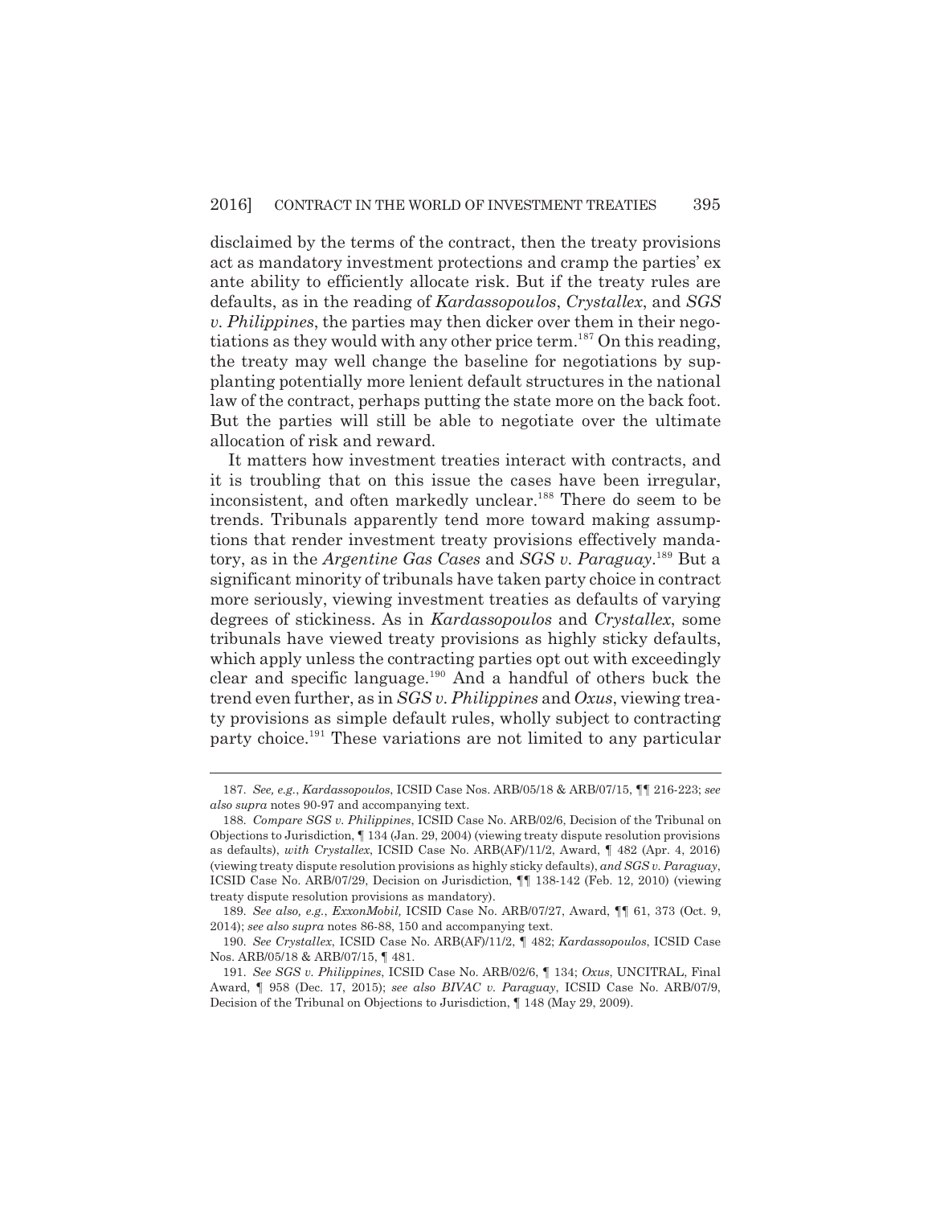disclaimed by the terms of the contract, then the treaty provisions act as mandatory investment protections and cramp the parties' ex ante ability to efficiently allocate risk. But if the treaty rules are defaults, as in the reading of *Kardassopoulos*, *Crystallex*, and *SGS v. Philippines*, the parties may then dicker over them in their negotiations as they would with any other price term.[187] On this reading, the treaty may well change the baseline for negotiations by supplanting potentially more lenient default structures in the national law of the contract, perhaps putting the state more on the back foot. But the parties will still be able to negotiate over the ultimate allocation of risk and reward.

It matters how investment treaties interact with contracts, and it is troubling that on this issue the cases have been irregular, inconsistent, and often markedly unclear.[188] There do seem to be trends. Tribunals apparently tend more toward making assumptions that render investment treaty provisions effectively mandatory, as in the *Argentine Gas Cases* and *SGS v. Paraguay*.[189] But a significant minority of tribunals have taken party choice in contract more seriously, viewing investment treaties as defaults of varying degrees of stickiness. As in *Kardassopoulos* and *Crystallex*, some tribunals have viewed treaty provisions as highly sticky defaults, which apply unless the contracting parties opt out with exceedingly clear and specific language.[190] And a handful of others buck the trend even further, as in *SGS v. Philippines* and *Oxus*, viewing treaty provisions as simple default rules, wholly subject to contracting party choice.[191] These variations are not limited to any particular

---

187. *See, e.g.*, *Kardassopoulos*, ICSID Case Nos. ARB/05/18 & ARB/07/15, ¶¶ 216-223; *see also supra* notes 90-97 and accompanying text.

188. *Compare SGS v. Philippines*, ICSID Case No. ARB/02/6, Decision of the Tribunal on Objections to Jurisdiction, ¶ 134 (Jan. 29, 2004) (viewing treaty dispute resolution provisions as defaults), *with Crystallex*, ICSID Case No. ARB(AF)/11/2, Award, ¶ 482 (Apr. 4, 2016) (viewing treaty dispute resolution provisions as highly sticky defaults), *and SGS v. Paraguay*, ICSID Case No. ARB/07/29, Decision on Jurisdiction, ¶¶ 138-142 (Feb. 12, 2010) (viewing treaty dispute resolution provisions as mandatory).

189. *See also, e.g.*, *ExxonMobil,* ICSID Case No. ARB/07/27, Award, ¶¶ 61, 373 (Oct. 9, 2014); *see also supra* notes 86-88, 150 and accompanying text.

190. *See Crystallex*, ICSID Case No. ARB(AF)/11/2, ¶ 482; *Kardassopoulos*, ICSID Case Nos. ARB/05/18 & ARB/07/15, ¶ 481.

191. *See SGS v. Philippines*, ICSID Case No. ARB/02/6, ¶ 134; *Oxus*, UNCITRAL, Final Award, ¶ 958 (Dec. 17, 2015); *see also BIVAC v. Paraguay*, ICSID Case No. ARB/07/9, Decision of the Tribunal on Objections to Jurisdiction, ¶ 148 (May 29, 2009).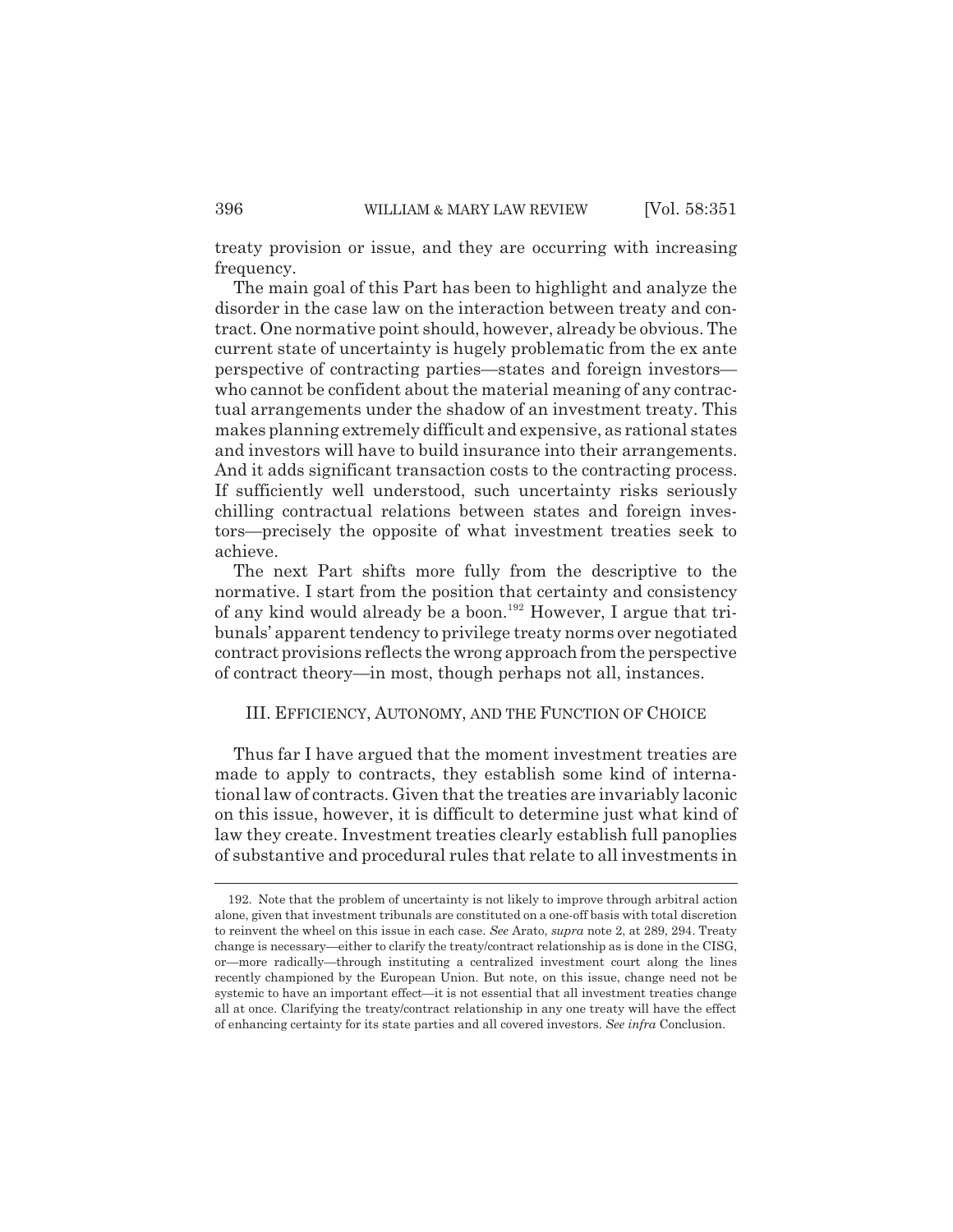treaty provision or issue, and they are occurring with increasing frequency.

The main goal of this Part has been to highlight and analyze the disorder in the case law on the interaction between treaty and contract. One normative point should, however, already be obvious. The current state of uncertainty is hugely problematic from the ex ante perspective of contracting parties—states and foreign investors—who cannot be confident about the material meaning of any contractual arrangements under the shadow of an investment treaty. This makes planning extremely difficult and expensive, as rational states and investors will have to build insurance into their arrangements. And it adds significant transaction costs to the contracting process. If sufficiently well understood, such uncertainty risks seriously chilling contractual relations between states and foreign investors—precisely the opposite of what investment treaties seek to achieve.

The next Part shifts more fully from the descriptive to the normative. I start from the position that certainty and consistency of any kind would already be a boon.[192] However, I argue that tribunals' apparent tendency to privilege treaty norms over negotiated contract provisions reflects the wrong approach from the perspective of contract theory—in most, though perhaps not all, instances.

## III. Efficiency, Autonomy, and the Function of Choice

Thus far I have argued that the moment investment treaties are made to apply to contracts, they establish some kind of international law of contracts. Given that the treaties are invariably laconic on this issue, however, it is difficult to determine just what kind of law they create. Investment treaties clearly establish full panoplies of substantive and procedural rules that relate to all investments in

---

192. Note that the problem of uncertainty is not likely to improve through arbitral action alone, given that investment tribunals are constituted on a one-off basis with total discretion to reinvent the wheel on this issue in each case. *See* Arato, *supra* note 2, at 289, 294. Treaty change is necessary—either to clarify the treaty/contract relationship as is done in the CISG, or—more radically—through instituting a centralized investment court along the lines recently championed by the European Union. But note, on this issue, change need not be systemic to have an important effect—it is not essential that all investment treaties change all at once. Clarifying the treaty/contract relationship in any one treaty will have the effect of enhancing certainty for its state parties and all covered investors. *See infra* Conclusion.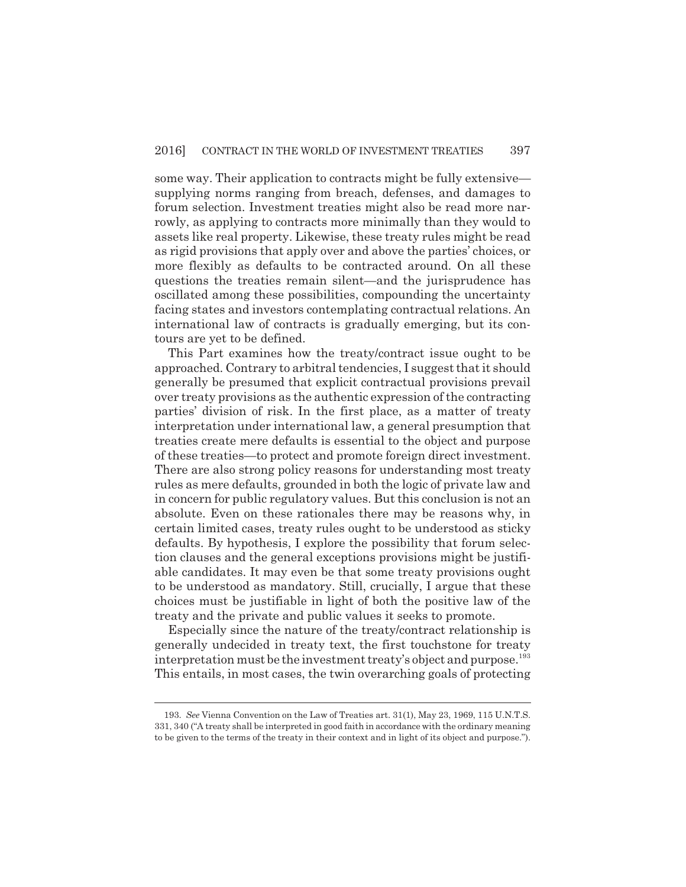some way. Their application to contracts might be fully extensive—supplying norms ranging from breach, defenses, and damages to forum selection. Investment treaties might also be read more narrowly, as applying to contracts more minimally than they would to assets like real property. Likewise, these treaty rules might be read as rigid provisions that apply over and above the parties' choices, or more flexibly as defaults to be contracted around. On all these questions the treaties remain silent—and the jurisprudence has oscillated among these possibilities, compounding the uncertainty facing states and investors contemplating contractual relations. An international law of contracts is gradually emerging, but its contours are yet to be defined.

This Part examines how the treaty/contract issue ought to be approached. Contrary to arbitral tendencies, I suggest that it should generally be presumed that explicit contractual provisions prevail over treaty provisions as the authentic expression of the contracting parties' division of risk. In the first place, as a matter of treaty interpretation under international law, a general presumption that treaties create mere defaults is essential to the object and purpose of these treaties—to protect and promote foreign direct investment. There are also strong policy reasons for understanding most treaty rules as mere defaults, grounded in both the logic of private law and in concern for public regulatory values. But this conclusion is not an absolute. Even on these rationales there may be reasons why, in certain limited cases, treaty rules ought to be understood as sticky defaults. By hypothesis, I explore the possibility that forum selection clauses and the general exceptions provisions might be justifiable candidates. It may even be that some treaty provisions ought to be understood as mandatory. Still, crucially, I argue that these choices must be justifiable in light of both the positive law of the treaty and the private and public values it seeks to promote.

Especially since the nature of the treaty/contract relationship is generally undecided in treaty text, the first touchstone for treaty interpretation must be the investment treaty's object and purpose.[193] This entails, in most cases, the twin overarching goals of protecting

193. *See* Vienna Convention on the Law of Treaties art. 31(1), May 23, 1969, 115 U.N.T.S. 331, 340 ("A treaty shall be interpreted in good faith in accordance with the ordinary meaning to be given to the terms of the treaty in their context and in light of its object and purpose.").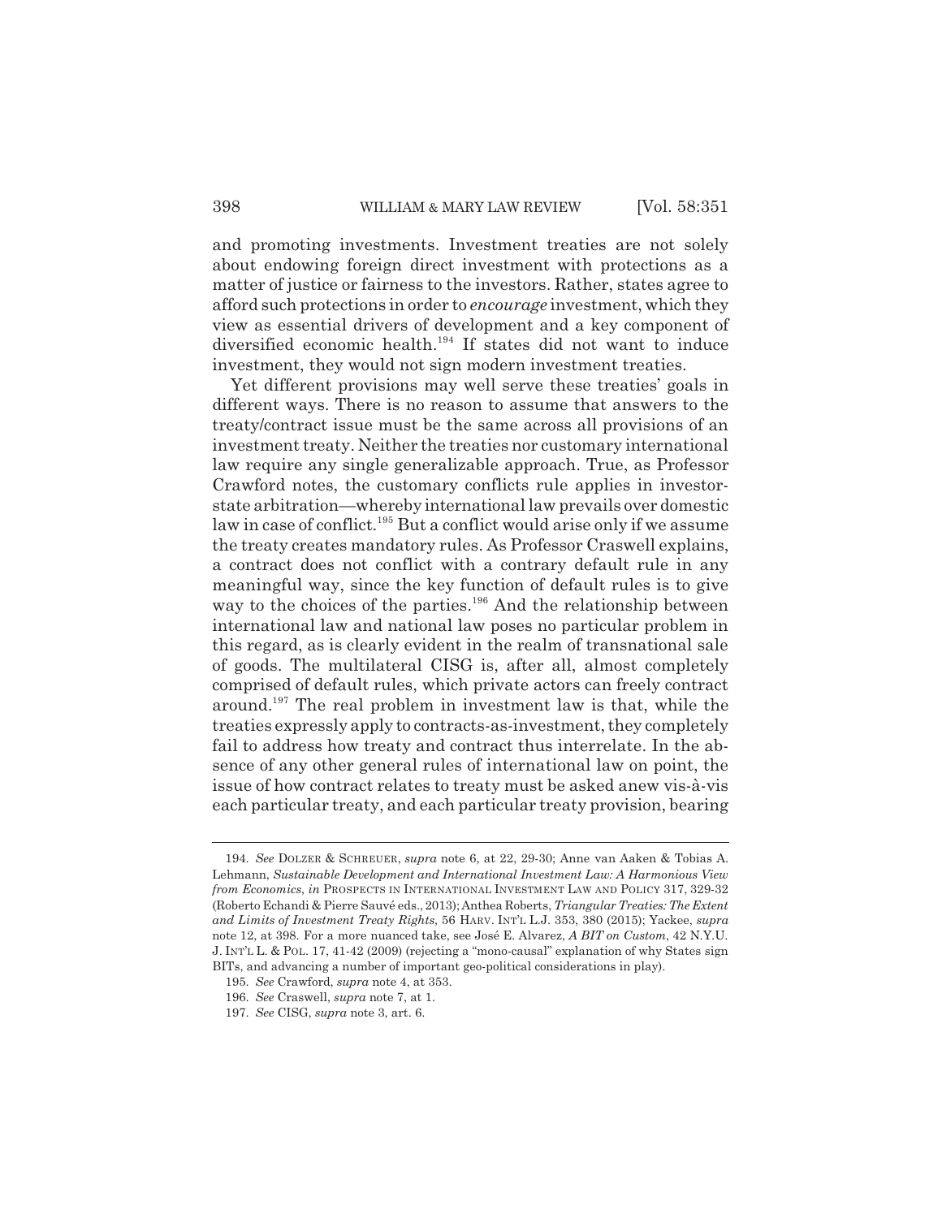and promoting investments. Investment treaties are not solely about endowing foreign direct investment with protections as a matter of justice or fairness to the investors. Rather, states agree to afford such protections in order to *encourage* investment, which they view as essential drivers of development and a key component of diversified economic health.[194] If states did not want to induce investment, they would not sign modern investment treaties.

Yet different provisions may well serve these treaties' goals in different ways. There is no reason to assume that answers to the treaty/contract issue must be the same across all provisions of an investment treaty. Neither the treaties nor customary international law require any single generalizable approach. True, as Professor Crawford notes, the customary conflicts rule applies in investor-state arbitration—whereby international law prevails over domestic law in case of conflict.[195] But a conflict would arise only if we assume the treaty creates mandatory rules. As Professor Craswell explains, a contract does not conflict with a contrary default rule in any meaningful way, since the key function of default rules is to give way to the choices of the parties.[196] And the relationship between international law and national law poses no particular problem in this regard, as is clearly evident in the realm of transnational sale of goods. The multilateral CISG is, after all, almost completely comprised of default rules, which private actors can freely contract around.[197] The real problem in investment law is that, while the treaties expressly apply to contracts-as-investment, they completely fail to address how treaty and contract thus interrelate. In the absence of any other general rules of international law on point, the issue of how contract relates to treaty must be asked anew vis-à-vis each particular treaty, and each particular treaty provision, bearing

---

194. *See* DOLZER & SCHREUER, *supra* note 6, at 22, 29-30; Anne van Aaken & Tobias A. Lehmann, *Sustainable Development and International Investment Law: A Harmonious View from Economics*, *in* PROSPECTS IN INTERNATIONAL INVESTMENT LAW AND POLICY 317, 329-32 (Roberto Echandi & Pierre Sauvé eds., 2013); Anthea Roberts, *Triangular Treaties: The Extent and Limits of Investment Treaty Rights*, 56 HARV. INT'L L.J. 353, 380 (2015); Yackee, *supra* note 12, at 398. For a more nuanced take, see José E. Alvarez, *A BIT on Custom*, 42 N.Y.U. J. INT'L L. & POL. 17, 41-42 (2009) (rejecting a "mono-causal" explanation of why States sign BITs, and advancing a number of important geo-political considerations in play).

195. *See* Crawford, *supra* note 4, at 353.

196. *See* Craswell, *supra* note 7, at 1.

197. *See* CISG, *supra* note 3, art. 6.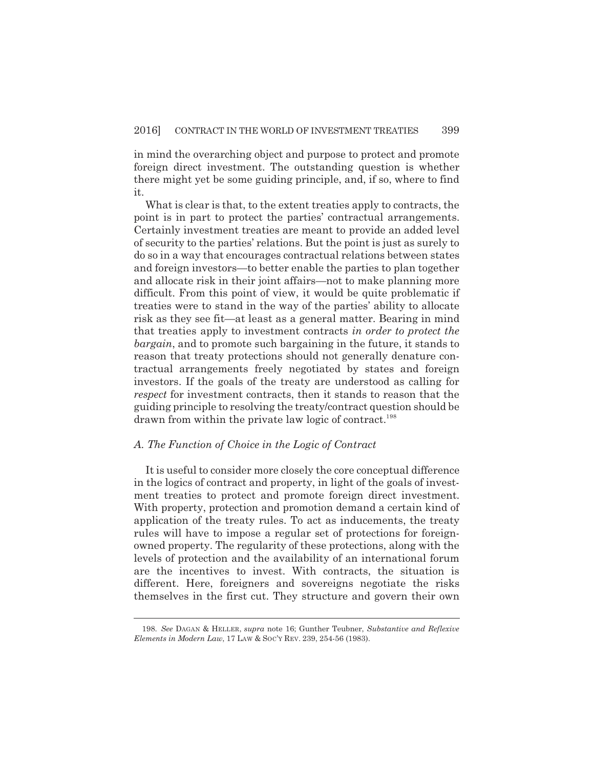in mind the overarching object and purpose to protect and promote foreign direct investment. The outstanding question is whether there might yet be some guiding principle, and, if so, where to find it.

What is clear is that, to the extent treaties apply to contracts, the point is in part to protect the parties' contractual arrangements. Certainly investment treaties are meant to provide an added level of security to the parties' relations. But the point is just as surely to do so in a way that encourages contractual relations between states and foreign investors—to better enable the parties to plan together and allocate risk in their joint affairs—not to make planning more difficult. From this point of view, it would be quite problematic if treaties were to stand in the way of the parties' ability to allocate risk as they see fit—at least as a general matter. Bearing in mind that treaties apply to investment contracts *in order to protect the bargain*, and to promote such bargaining in the future, it stands to reason that treaty protections should not generally denature contractual arrangements freely negotiated by states and foreign investors. If the goals of the treaty are understood as calling for *respect* for investment contracts, then it stands to reason that the guiding principle to resolving the treaty/contract question should be drawn from within the private law logic of contract.[198]

### A. The Function of Choice in the Logic of Contract

It is useful to consider more closely the core conceptual difference in the logics of contract and property, in light of the goals of investment treaties to protect and promote foreign direct investment. With property, protection and promotion demand a certain kind of application of the treaty rules. To act as inducements, the treaty rules will have to impose a regular set of protections for foreign-owned property. The regularity of these protections, along with the levels of protection and the availability of an international forum are the incentives to invest. With contracts, the situation is different. Here, foreigners and sovereigns negotiate the risks themselves in the first cut. They structure and govern their own

198. *See* DAGAN & HELLER, *supra* note 16; Gunther Teubner, *Substantive and Reflexive Elements in Modern Law*, 17 LAW & SOC'Y REV. 239, 254-56 (1983).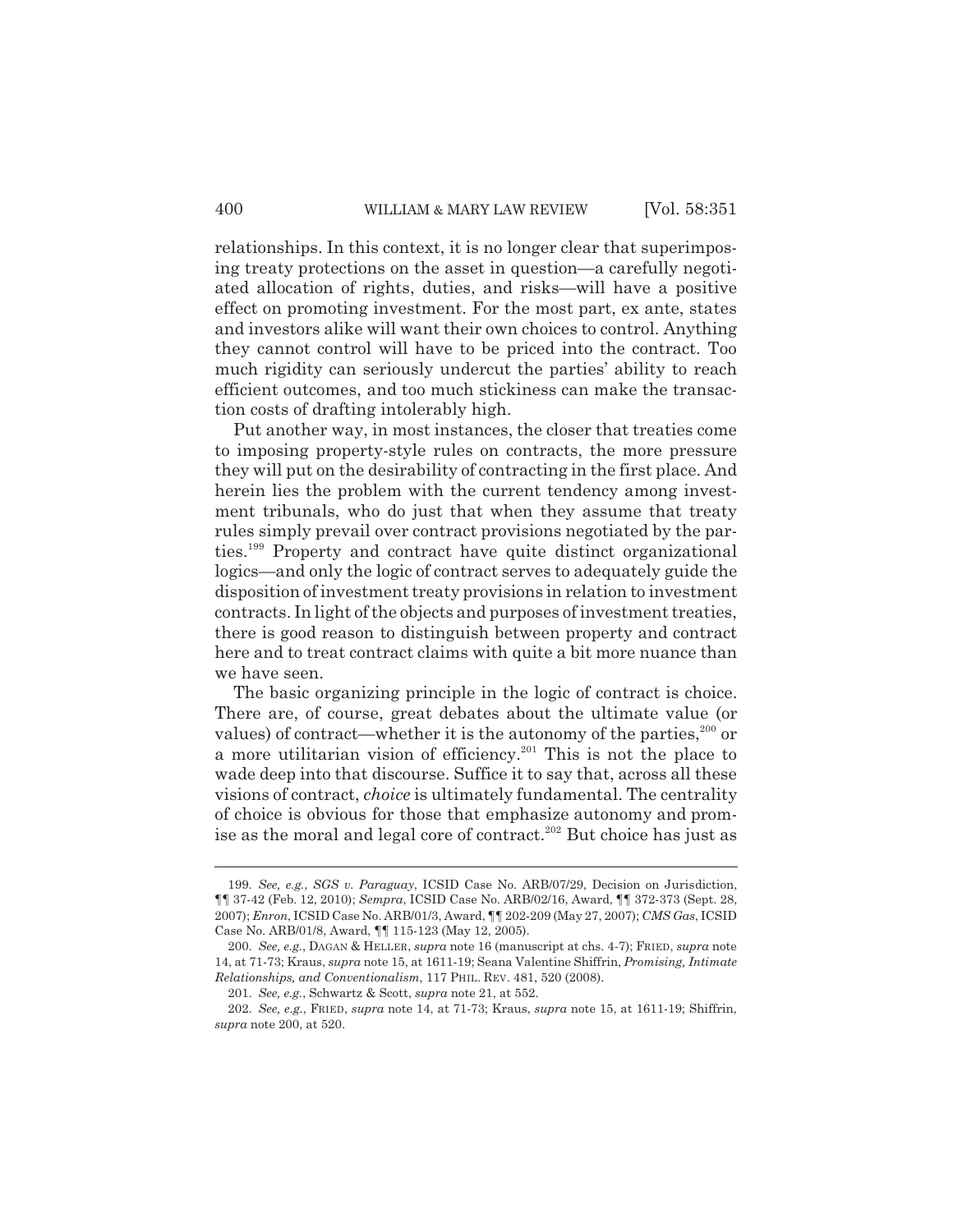relationships. In this context, it is no longer clear that superimposing treaty protections on the asset in question—a carefully negotiated allocation of rights, duties, and risks—will have a positive effect on promoting investment. For the most part, ex ante, states and investors alike will want their own choices to control. Anything they cannot control will have to be priced into the contract. Too much rigidity can seriously undercut the parties' ability to reach efficient outcomes, and too much stickiness can make the transaction costs of drafting intolerably high.

Put another way, in most instances, the closer that treaties come to imposing property-style rules on contracts, the more pressure they will put on the desirability of contracting in the first place. And herein lies the problem with the current tendency among investment tribunals, who do just that when they assume that treaty rules simply prevail over contract provisions negotiated by the parties.[199] Property and contract have quite distinct organizational logics—and only the logic of contract serves to adequately guide the disposition of investment treaty provisions in relation to investment contracts. In light of the objects and purposes of investment treaties, there is good reason to distinguish between property and contract here and to treat contract claims with quite a bit more nuance than we have seen.

The basic organizing principle in the logic of contract is choice. There are, of course, great debates about the ultimate value (or values) of contract—whether it is the autonomy of the parties,[200] or a more utilitarian vision of efficiency.[201] This is not the place to wade deep into that discourse. Suffice it to say that, across all these visions of contract, *choice* is ultimately fundamental. The centrality of choice is obvious for those that emphasize autonomy and promise as the moral and legal core of contract.[202] But choice has just as

---

199. *See, e.g.*, *SGS v. Paraguay*, ICSID Case No. ARB/07/29, Decision on Jurisdiction, ¶¶ 37-42 (Feb. 12, 2010); *Sempra*, ICSID Case No. ARB/02/16, Award, ¶¶ 372-373 (Sept. 28, 2007); *Enron*, ICSID Case No. ARB/01/3, Award, ¶¶ 202-209 (May 27, 2007); *CMS Gas*, ICSID Case No. ARB/01/8, Award, ¶¶ 115-123 (May 12, 2005).

200. *See, e.g.*, DAGAN & HELLER, *supra* note 16 (manuscript at chs. 4-7); FRIED, *supra* note 14, at 71-73; Kraus, *supra* note 15, at 1611-19; Seana Valentine Shiffrin, *Promising, Intimate Relationships, and Conventionalism*, 117 PHIL. REV. 481, 520 (2008).

201. *See, e.g.*, Schwartz & Scott, *supra* note 21, at 552.

202. *See, e.g.*, FRIED, *supra* note 14, at 71-73; Kraus, *supra* note 15, at 1611-19; Shiffrin, *supra* note 200, at 520.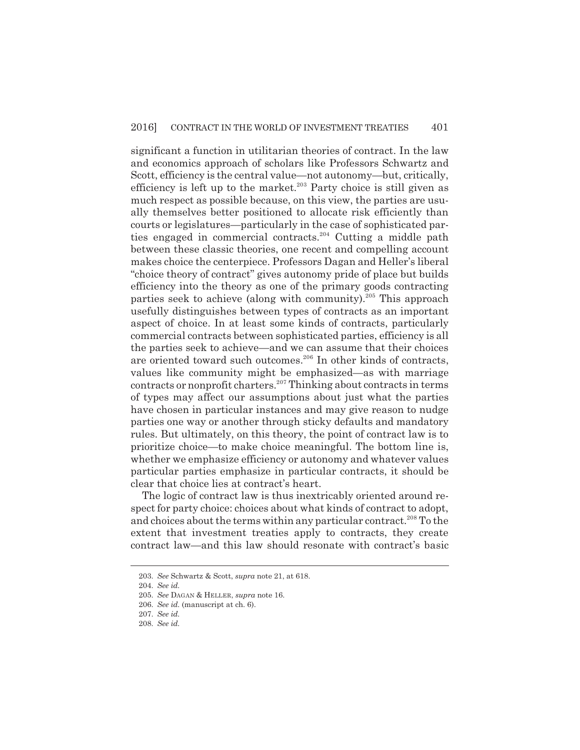significant a function in utilitarian theories of contract. In the law and economics approach of scholars like Professors Schwartz and Scott, efficiency is the central value—not autonomy—but, critically, efficiency is left up to the market.[203] Party choice is still given as much respect as possible because, on this view, the parties are usually themselves better positioned to allocate risk efficiently than courts or legislatures—particularly in the case of sophisticated parties engaged in commercial contracts.[204] Cutting a middle path between these classic theories, one recent and compelling account makes choice the centerpiece. Professors Dagan and Heller's liberal "choice theory of contract" gives autonomy pride of place but builds efficiency into the theory as one of the primary goods contracting parties seek to achieve (along with community).[205] This approach usefully distinguishes between types of contracts as an important aspect of choice. In at least some kinds of contracts, particularly commercial contracts between sophisticated parties, efficiency is all the parties seek to achieve—and we can assume that their choices are oriented toward such outcomes.[206] In other kinds of contracts, values like community might be emphasized—as with marriage contracts or nonprofit charters.[207] Thinking about contracts in terms of types may affect our assumptions about just what the parties have chosen in particular instances and may give reason to nudge parties one way or another through sticky defaults and mandatory rules. But ultimately, on this theory, the point of contract law is to prioritize choice—to make choice meaningful. The bottom line is, whether we emphasize efficiency or autonomy and whatever values particular parties emphasize in particular contracts, it should be clear that choice lies at contract's heart.

The logic of contract law is thus inextricably oriented around respect for party choice: choices about what kinds of contract to adopt, and choices about the terms within any particular contract.[208] To the extent that investment treaties apply to contracts, they create contract law—and this law should resonate with contract's basic

---

203. *See* Schwartz & Scott, *supra* note 21, at 618.

204. *See id.*

205. *See* DAGAN & HELLER, *supra* note 16.

206. *See id.* (manuscript at ch. 6).

207. *See id.*

208. *See id.*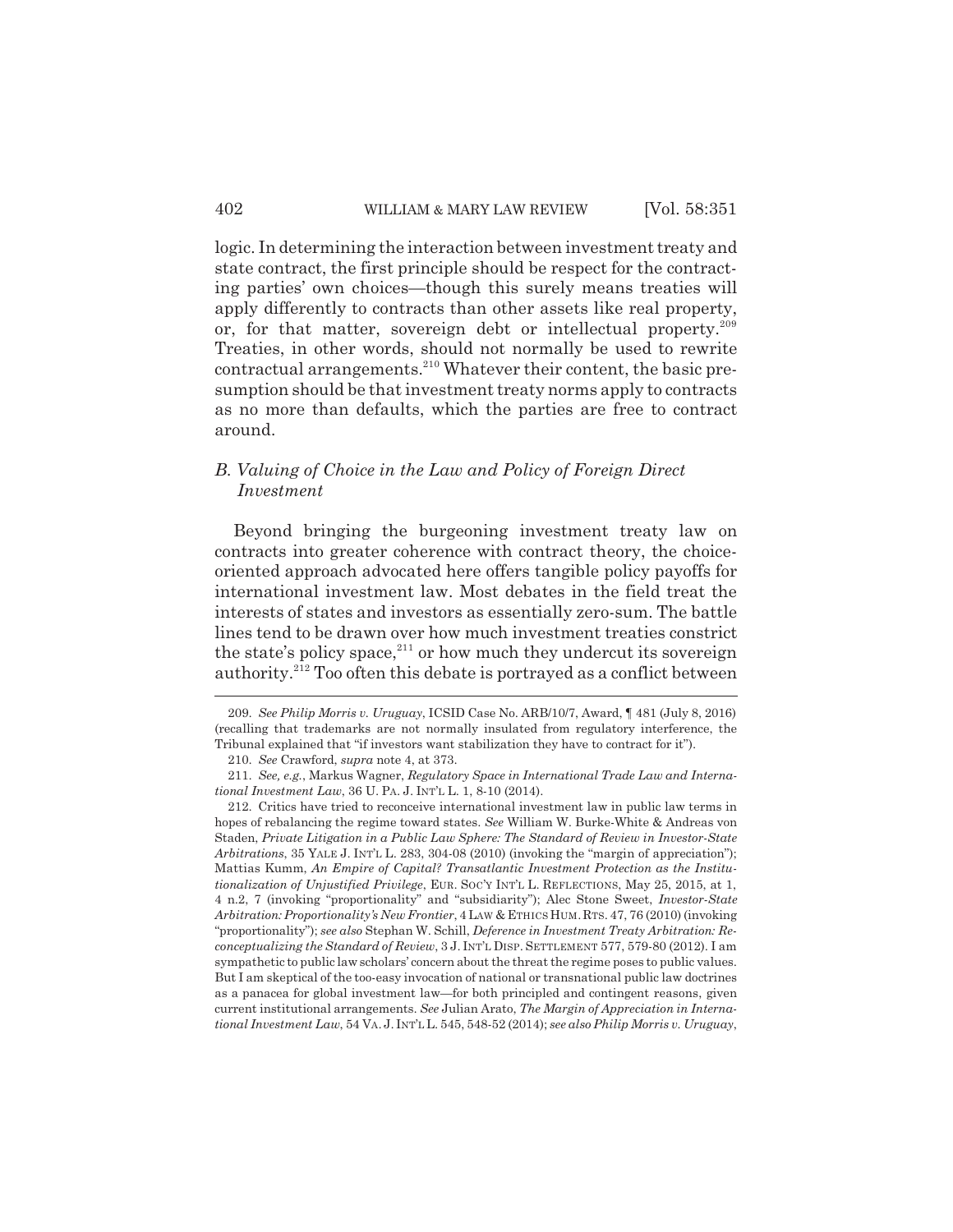logic. In determining the interaction between investment treaty and state contract, the first principle should be respect for the contracting parties' own choices—though this surely means treaties will apply differently to contracts than other assets like real property, or, for that matter, sovereign debt or intellectual property.[209] Treaties, in other words, should not normally be used to rewrite contractual arrangements.[210] Whatever their content, the basic presumption should be that investment treaty norms apply to contracts as no more than defaults, which the parties are free to contract around.

## *B. Valuing of Choice in the Law and Policy of Foreign Direct Investment*

Beyond bringing the burgeoning investment treaty law on contracts into greater coherence with contract theory, the choice-oriented approach advocated here offers tangible policy payoffs for international investment law. Most debates in the field treat the interests of states and investors as essentially zero-sum. The battle lines tend to be drawn over how much investment treaties constrict the state's policy space,[211] or how much they undercut its sovereign authority.[212] Too often this debate is portrayed as a conflict between

---

209. *See Philip Morris v. Uruguay*, ICSID Case No. ARB/10/7, Award, ¶ 481 (July 8, 2016) (recalling that trademarks are not normally insulated from regulatory interference, the Tribunal explained that "if investors want stabilization they have to contract for it").

210. *See* Crawford, *supra* note 4, at 373.

211. *See, e.g.*, Markus Wagner, *Regulatory Space in International Trade Law and International Investment Law*, 36 U. PA. J. INT'L L. 1, 8-10 (2014).

212. Critics have tried to reconceive international investment law in public law terms in hopes of rebalancing the regime toward states. *See* William W. Burke-White & Andreas von Staden, *Private Litigation in a Public Law Sphere: The Standard of Review in Investor-State Arbitrations*, 35 YALE J. INT'L L. 283, 304-08 (2010) (invoking the "margin of appreciation"); Mattias Kumm, *An Empire of Capital? Transatlantic Investment Protection as the Institutionalization of Unjustified Privilege*, EUR. SOC'Y INT'L L. REFLECTIONS, May 25, 2015, at 1, 4 n.2, 7 (invoking "proportionality" and "subsidiarity"); Alec Stone Sweet, *Investor-State Arbitration: Proportionality's New Frontier*, 4 LAW & ETHICS HUM. RTS. 47, 76 (2010) (invoking "proportionality"); *see also* Stephan W. Schill, *Deference in Investment Treaty Arbitration: Re-conceptualizing the Standard of Review*, 3 J. INT'L DISP. SETTLEMENT 577, 579-80 (2012). I am sympathetic to public law scholars' concern about the threat the regime poses to public values. But I am skeptical of the too-easy invocation of national or transnational public law doctrines as a panacea for global investment law—for both principled and contingent reasons, given current institutional arrangements. *See* Julian Arato, *The Margin of Appreciation in International Investment Law*, 54 VA. J. INT'L L. 545, 548-52 (2014); *see also Philip Morris v. Uruguay*,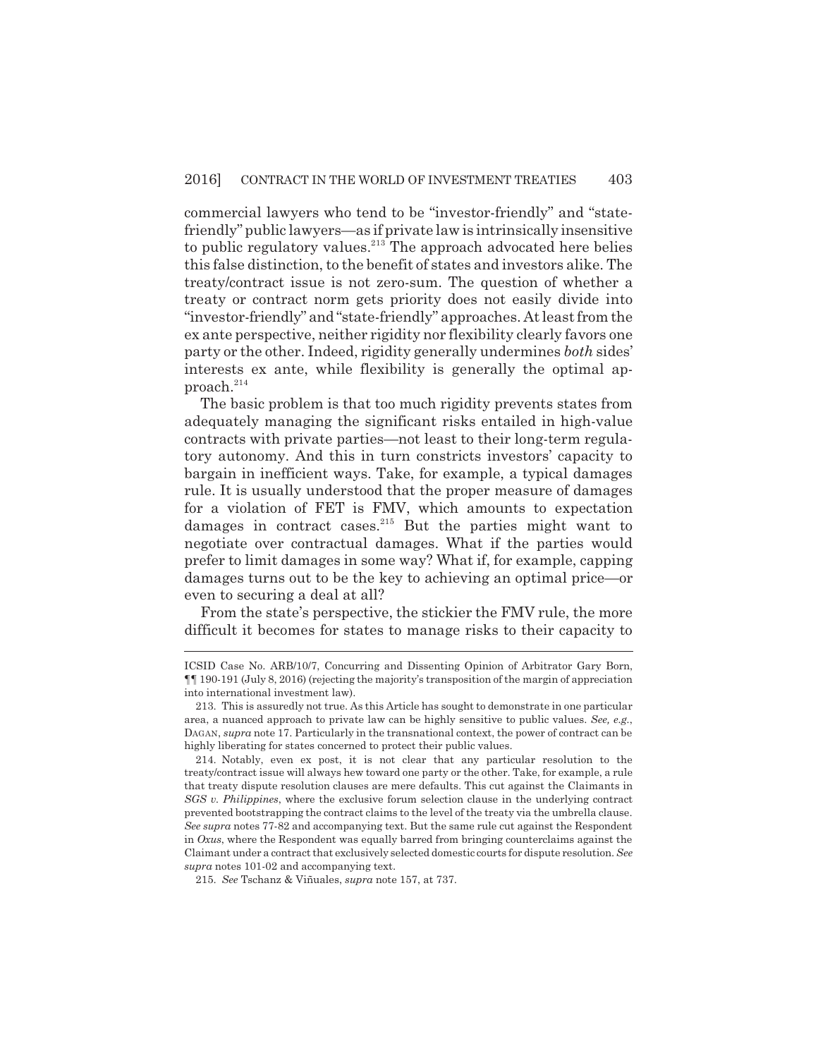commercial lawyers who tend to be "investor-friendly" and "state-friendly" public lawyers—as if private law is intrinsically insensitive to public regulatory values.[213] The approach advocated here belies this false distinction, to the benefit of states and investors alike. The treaty/contract issue is not zero-sum. The question of whether a treaty or contract norm gets priority does not easily divide into "investor-friendly" and "state-friendly" approaches. At least from the ex ante perspective, neither rigidity nor flexibility clearly favors one party or the other. Indeed, rigidity generally undermines *both* sides' interests ex ante, while flexibility is generally the optimal approach.[214]

The basic problem is that too much rigidity prevents states from adequately managing the significant risks entailed in high-value contracts with private parties—not least to their long-term regulatory autonomy. And this in turn constricts investors' capacity to bargain in inefficient ways. Take, for example, a typical damages rule. It is usually understood that the proper measure of damages for a violation of FET is FMV, which amounts to expectation damages in contract cases.[215] But the parties might want to negotiate over contractual damages. What if the parties would prefer to limit damages in some way? What if, for example, capping damages turns out to be the key to achieving an optimal price—or even to securing a deal at all?

From the state's perspective, the stickier the FMV rule, the more difficult it becomes for states to manage risks to their capacity to

---

ICSID Case No. ARB/10/7, Concurring and Dissenting Opinion of Arbitrator Gary Born, ¶¶ 190-191 (July 8, 2016) (rejecting the majority's transposition of the margin of appreciation into international investment law).

213. This is assuredly not true. As this Article has sought to demonstrate in one particular area, a nuanced approach to private law can be highly sensitive to public values. *See, e.g.*, DAGAN, *supra* note 17. Particularly in the transnational context, the power of contract can be highly liberating for states concerned to protect their public values.

214. Notably, even ex post, it is not clear that any particular resolution to the treaty/contract issue will always hew toward one party or the other. Take, for example, a rule that treaty dispute resolution clauses are mere defaults. This cut against the Claimants in *SGS v. Philippines*, where the exclusive forum selection clause in the underlying contract prevented bootstrapping the contract claims to the level of the treaty via the umbrella clause. *See supra* notes 77-82 and accompanying text. But the same rule cut against the Respondent in *Oxus*, where the Respondent was equally barred from bringing counterclaims against the Claimant under a contract that exclusively selected domestic courts for dispute resolution. *See supra* notes 101-02 and accompanying text.

215. *See* Tschanz & Viñuales, *supra* note 157, at 737.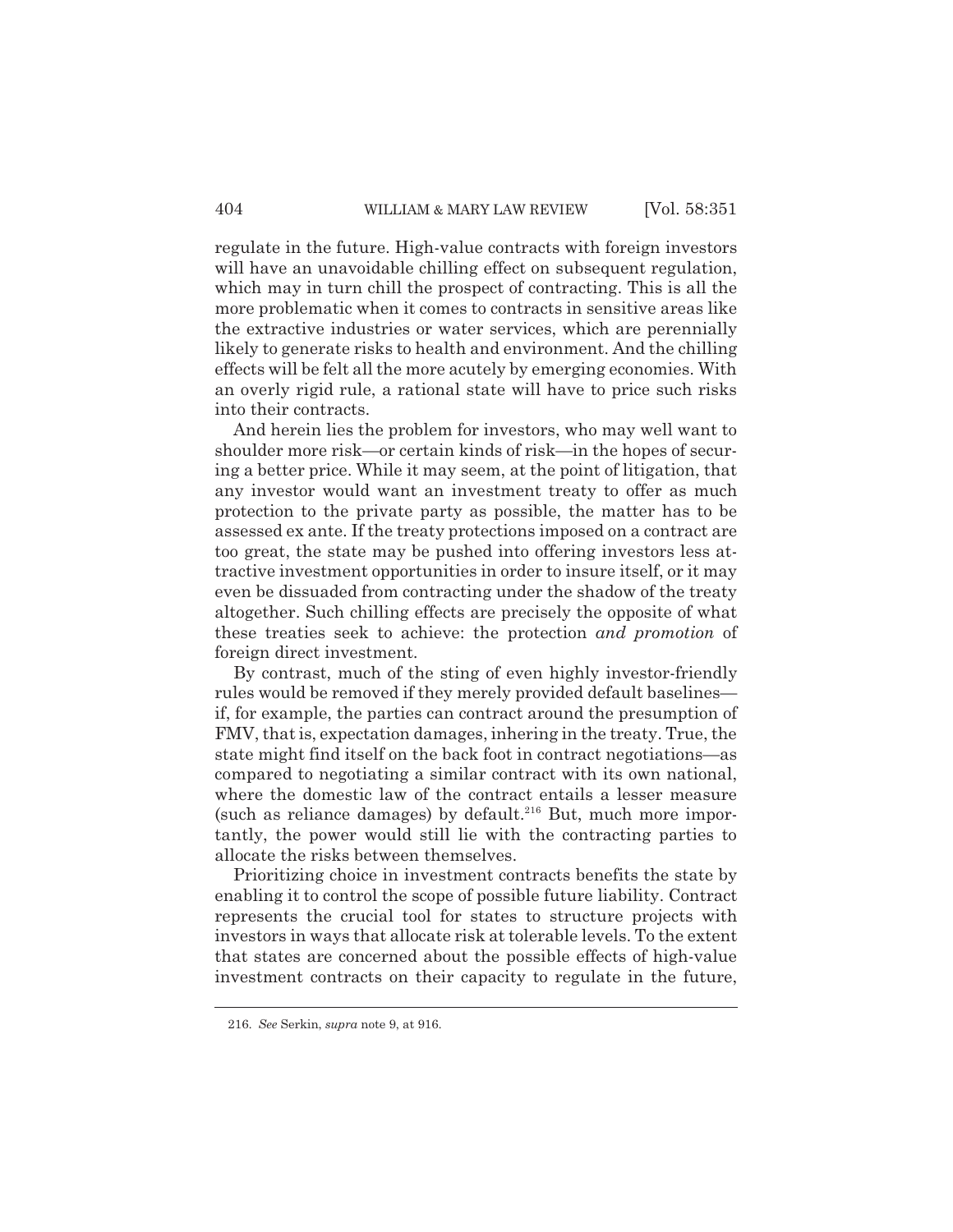regulate in the future. High-value contracts with foreign investors will have an unavoidable chilling effect on subsequent regulation, which may in turn chill the prospect of contracting. This is all the more problematic when it comes to contracts in sensitive areas like the extractive industries or water services, which are perennially likely to generate risks to health and environment. And the chilling effects will be felt all the more acutely by emerging economies. With an overly rigid rule, a rational state will have to price such risks into their contracts.

And herein lies the problem for investors, who may well want to shoulder more risk—or certain kinds of risk—in the hopes of securing a better price. While it may seem, at the point of litigation, that any investor would want an investment treaty to offer as much protection to the private party as possible, the matter has to be assessed ex ante. If the treaty protections imposed on a contract are too great, the state may be pushed into offering investors less attractive investment opportunities in order to insure itself, or it may even be dissuaded from contracting under the shadow of the treaty altogether. Such chilling effects are precisely the opposite of what these treaties seek to achieve: the protection *and promotion* of foreign direct investment.

By contrast, much of the sting of even highly investor-friendly rules would be removed if they merely provided default baselines—if, for example, the parties can contract around the presumption of FMV, that is, expectation damages, inhering in the treaty. True, the state might find itself on the back foot in contract negotiations—as compared to negotiating a similar contract with its own national, where the domestic law of the contract entails a lesser measure (such as reliance damages) by default.[216] But, much more importantly, the power would still lie with the contracting parties to allocate the risks between themselves.

Prioritizing choice in investment contracts benefits the state by enabling it to control the scope of possible future liability. Contract represents the crucial tool for states to structure projects with investors in ways that allocate risk at tolerable levels. To the extent that states are concerned about the possible effects of high-value investment contracts on their capacity to regulate in the future,

216. *See* Serkin, *supra* note 9, at 916.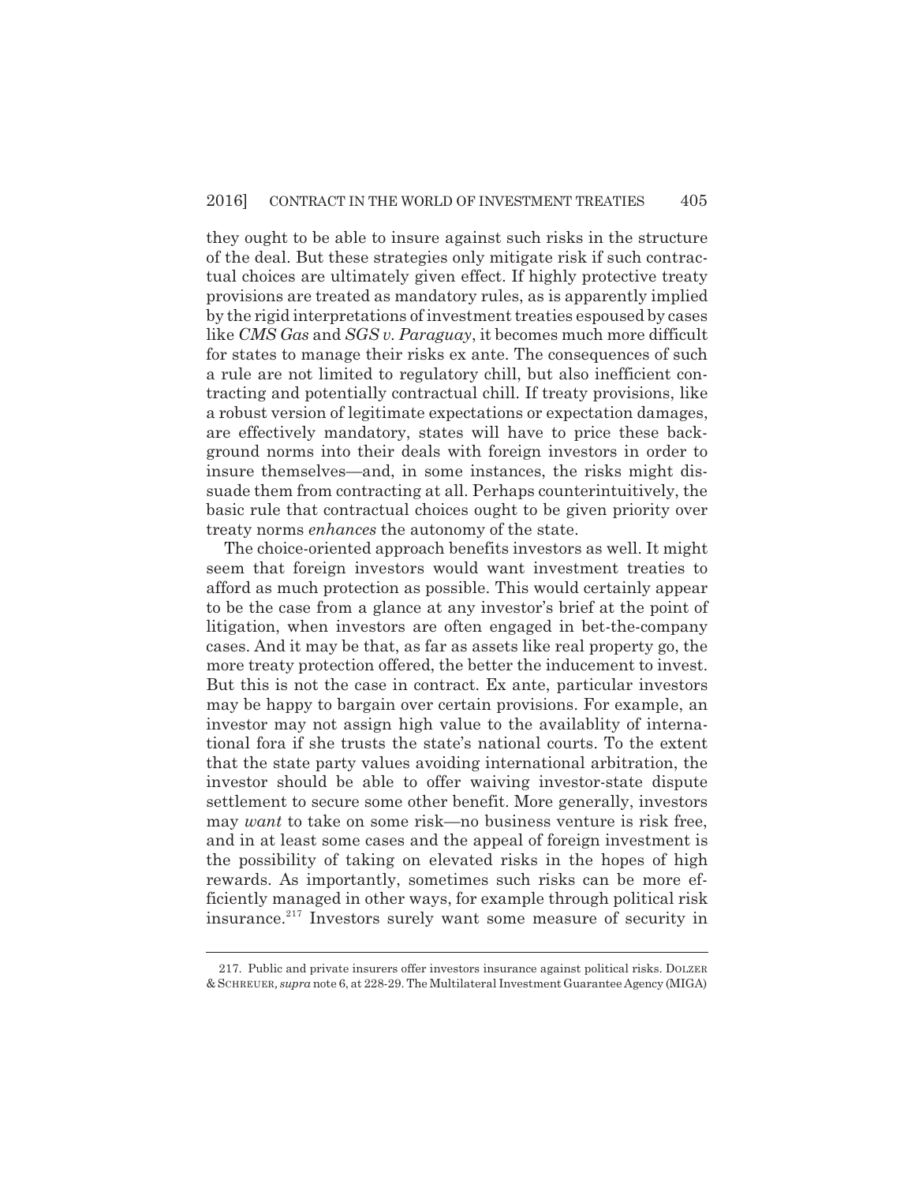they ought to be able to insure against such risks in the structure of the deal. But these strategies only mitigate risk if such contractual choices are ultimately given effect. If highly protective treaty provisions are treated as mandatory rules, as is apparently implied by the rigid interpretations of investment treaties espoused by cases like *CMS Gas* and *SGS v. Paraguay*, it becomes much more difficult for states to manage their risks ex ante. The consequences of such a rule are not limited to regulatory chill, but also inefficient contracting and potentially contractual chill. If treaty provisions, like a robust version of legitimate expectations or expectation damages, are effectively mandatory, states will have to price these background norms into their deals with foreign investors in order to insure themselves—and, in some instances, the risks might dissuade them from contracting at all. Perhaps counterintuitively, the basic rule that contractual choices ought to be given priority over treaty norms *enhances* the autonomy of the state.

The choice-oriented approach benefits investors as well. It might seem that foreign investors would want investment treaties to afford as much protection as possible. This would certainly appear to be the case from a glance at any investor's brief at the point of litigation, when investors are often engaged in bet-the-company cases. And it may be that, as far as assets like real property go, the more treaty protection offered, the better the inducement to invest. But this is not the case in contract. Ex ante, particular investors may be happy to bargain over certain provisions. For example, an investor may not assign high value to the availablity of international fora if she trusts the state's national courts. To the extent that the state party values avoiding international arbitration, the investor should be able to offer waiving investor-state dispute settlement to secure some other benefit. More generally, investors may *want* to take on some risk—no business venture is risk free, and in at least some cases and the appeal of foreign investment is the possibility of taking on elevated risks in the hopes of high rewards. As importantly, sometimes such risks can be more efficiently managed in other ways, for example through political risk insurance.[217] Investors surely want some measure of security in

217. Public and private insurers offer investors insurance against political risks. DOLZER & SCHREUER, *supra* note 6, at 228-29. The Multilateral Investment Guarantee Agency (MIGA)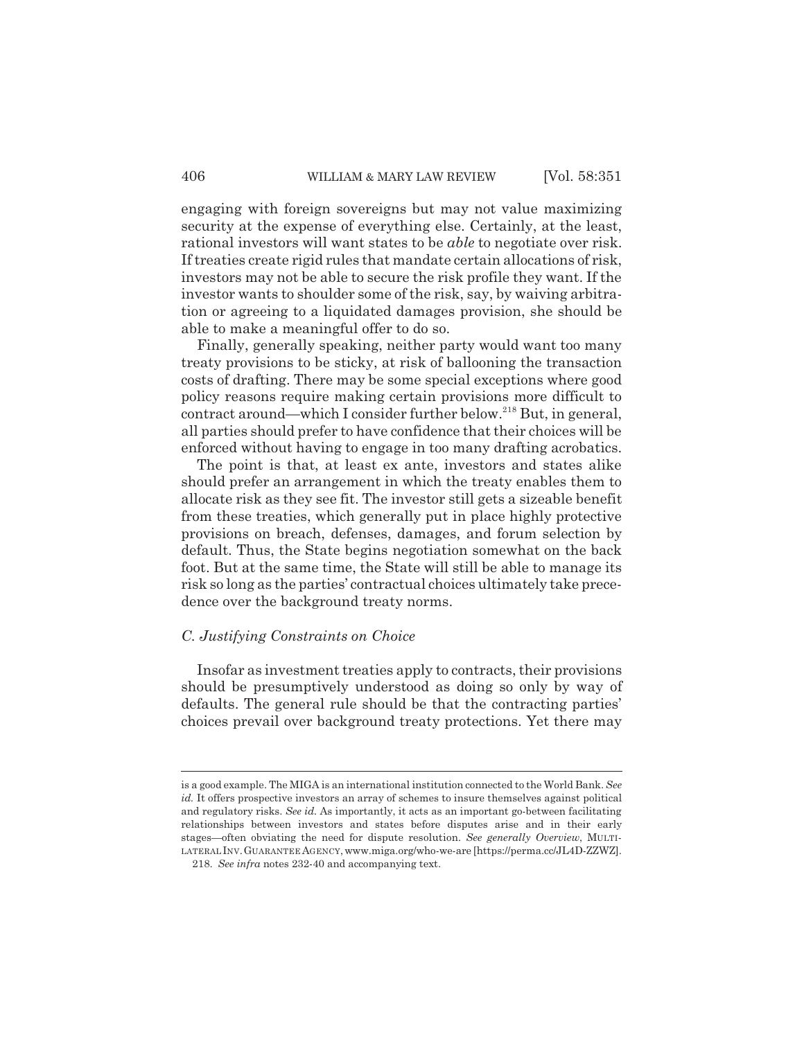engaging with foreign sovereigns but may not value maximizing security at the expense of everything else. Certainly, at the least, rational investors will want states to be *able* to negotiate over risk. If treaties create rigid rules that mandate certain allocations of risk, investors may not be able to secure the risk profile they want. If the investor wants to shoulder some of the risk, say, by waiving arbitration or agreeing to a liquidated damages provision, she should be able to make a meaningful offer to do so.

Finally, generally speaking, neither party would want too many treaty provisions to be sticky, at risk of ballooning the transaction costs of drafting. There may be some special exceptions where good policy reasons require making certain provisions more difficult to contract around—which I consider further below.[218] But, in general, all parties should prefer to have confidence that their choices will be enforced without having to engage in too many drafting acrobatics.

The point is that, at least ex ante, investors and states alike should prefer an arrangement in which the treaty enables them to allocate risk as they see fit. The investor still gets a sizeable benefit from these treaties, which generally put in place highly protective provisions on breach, defenses, damages, and forum selection by default. Thus, the State begins negotiation somewhat on the back foot. But at the same time, the State will still be able to manage its risk so long as the parties' contractual choices ultimately take precedence over the background treaty norms.

### *C. Justifying Constraints on Choice*

Insofar as investment treaties apply to contracts, their provisions should be presumptively understood as doing so only by way of defaults. The general rule should be that the contracting parties' choices prevail over background treaty protections. Yet there may

---

is a good example. The MIGA is an international institution connected to the World Bank. *See id.* It offers prospective investors an array of schemes to insure themselves against political and regulatory risks. *See id.* As importantly, it acts as an important go-between facilitating relationships between investors and states before disputes arise and in their early stages—often obviating the need for dispute resolution. *See generally Overview*, MULTILATERAL INV. GUARANTEE AGENCY, www.miga.org/who-we-are [https://perma.cc/JL4D-ZZWZ].

218. *See infra* notes 232-40 and accompanying text.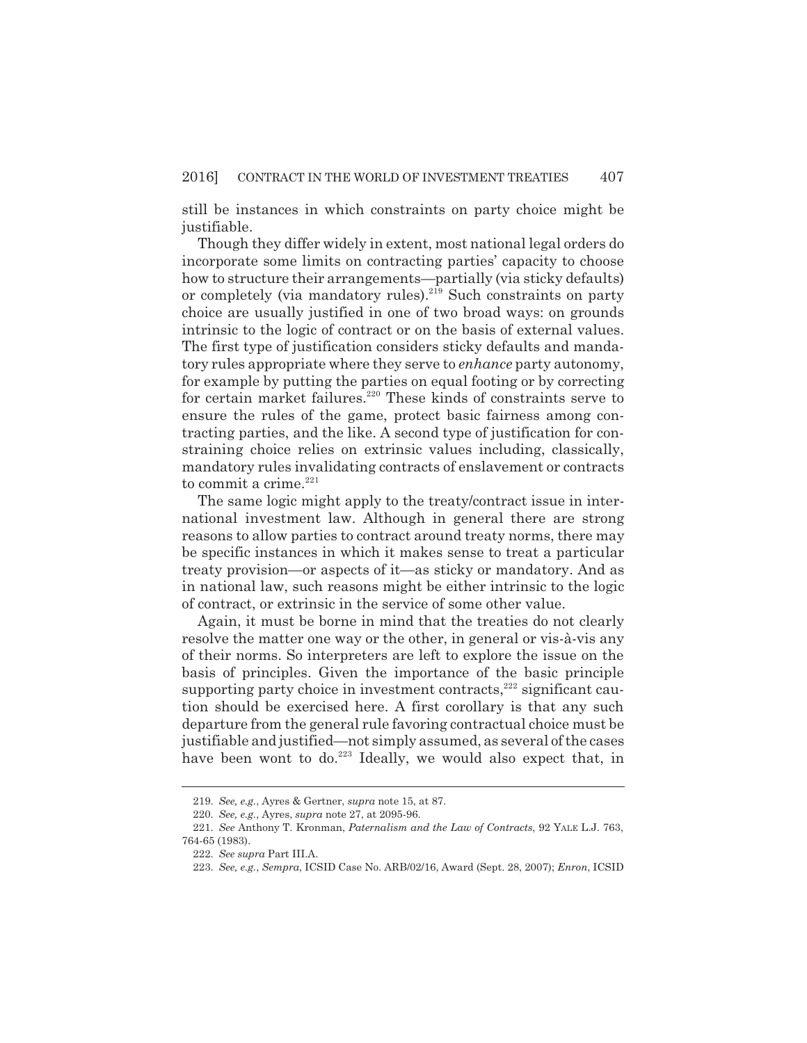still be instances in which constraints on party choice might be justifiable.

Though they differ widely in extent, most national legal orders do incorporate some limits on contracting parties' capacity to choose how to structure their arrangements—partially (via sticky defaults) or completely (via mandatory rules).[219] Such constraints on party choice are usually justified in one of two broad ways: on grounds intrinsic to the logic of contract or on the basis of external values. The first type of justification considers sticky defaults and mandatory rules appropriate where they serve to *enhance* party autonomy, for example by putting the parties on equal footing or by correcting for certain market failures.[220] These kinds of constraints serve to ensure the rules of the game, protect basic fairness among contracting parties, and the like. A second type of justification for constraining choice relies on extrinsic values including, classically, mandatory rules invalidating contracts of enslavement or contracts to commit a crime.[221]

The same logic might apply to the treaty/contract issue in international investment law. Although in general there are strong reasons to allow parties to contract around treaty norms, there may be specific instances in which it makes sense to treat a particular treaty provision—or aspects of it—as sticky or mandatory. And as in national law, such reasons might be either intrinsic to the logic of contract, or extrinsic in the service of some other value.

Again, it must be borne in mind that the treaties do not clearly resolve the matter one way or the other, in general or vis-à-vis any of their norms. So interpreters are left to explore the issue on the basis of principles. Given the importance of the basic principle supporting party choice in investment contracts,[222] significant caution should be exercised here. A first corollary is that any such departure from the general rule favoring contractual choice must be justifiable and justified—not simply assumed, as several of the cases have been wont to do.[223] Ideally, we would also expect that, in

---

219. *See, e.g.*, Ayres & Gertner, *supra* note 15, at 87.

220. *See, e.g.*, Ayres, *supra* note 27, at 2095-96.

221. *See* Anthony T. Kronman, *Paternalism and the Law of Contracts*, 92 YALE L.J. 763, 764-65 (1983).

222. *See supra* Part III.A.

223. *See, e.g.*, *Sempra*, ICSID Case No. ARB/02/16, Award (Sept. 28, 2007); *Enron*, ICSID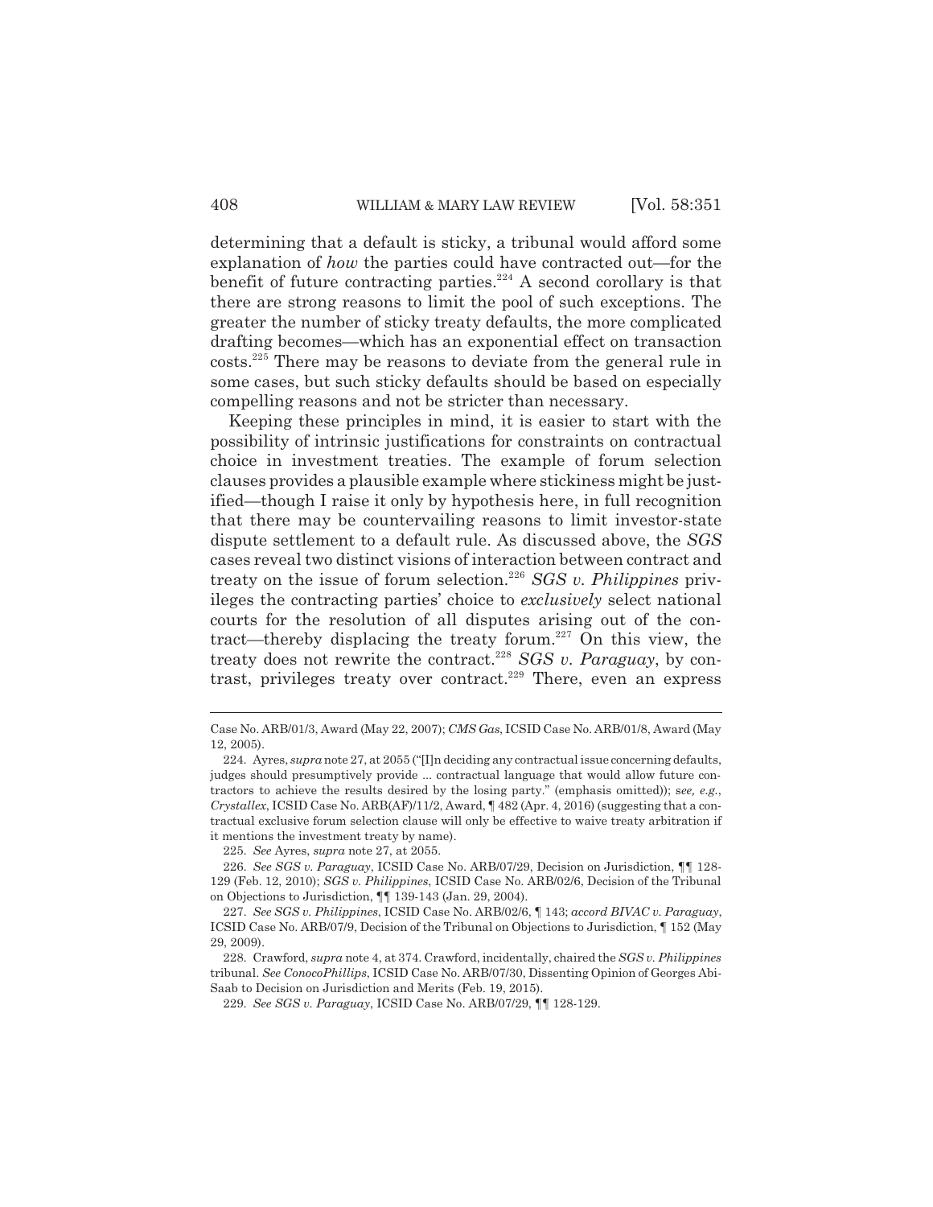determining that a default is sticky, a tribunal would afford some explanation of *how* the parties could have contracted out—for the benefit of future contracting parties.[224] A second corollary is that there are strong reasons to limit the pool of such exceptions. The greater the number of sticky treaty defaults, the more complicated drafting becomes—which has an exponential effect on transaction costs.[225] There may be reasons to deviate from the general rule in some cases, but such sticky defaults should be based on especially compelling reasons and not be stricter than necessary.

Keeping these principles in mind, it is easier to start with the possibility of intrinsic justifications for constraints on contractual choice in investment treaties. The example of forum selection clauses provides a plausible example where stickiness might be justified—though I raise it only by hypothesis here, in full recognition that there may be countervailing reasons to limit investor-state dispute settlement to a default rule. As discussed above, the *SGS* cases reveal two distinct visions of interaction between contract and treaty on the issue of forum selection.[226] *SGS v. Philippines* privileges the contracting parties' choice to *exclusively* select national courts for the resolution of all disputes arising out of the contract—thereby displacing the treaty forum.[227] On this view, the treaty does not rewrite the contract.[228] *SGS v. Paraguay*, by contrast, privileges treaty over contract.[229] There, even an express

---

Case No. ARB/01/3, Award (May 22, 2007); *CMS Gas*, ICSID Case No. ARB/01/8, Award (May 12, 2005).

224. Ayres, *supra* note 27, at 2055 ("[I]n deciding any contractual issue concerning defaults, judges should presumptively provide ... contractual language that would allow future contractors to achieve the results desired by the losing party." (emphasis omitted)); *see, e.g.*, *Crystallex*, ICSID Case No. ARB(AF)/11/2, Award, ¶ 482 (Apr. 4, 2016) (suggesting that a contractual exclusive forum selection clause will only be effective to waive treaty arbitration if it mentions the investment treaty by name).

225. *See* Ayres, *supra* note 27, at 2055.

226. *See SGS v. Paraguay*, ICSID Case No. ARB/07/29, Decision on Jurisdiction, ¶¶ 128-129 (Feb. 12, 2010); *SGS v. Philippines*, ICSID Case No. ARB/02/6, Decision of the Tribunal on Objections to Jurisdiction, ¶¶ 139-143 (Jan. 29, 2004).

227. *See SGS v. Philippines*, ICSID Case No. ARB/02/6, ¶ 143; *accord BIVAC v. Paraguay*, ICSID Case No. ARB/07/9, Decision of the Tribunal on Objections to Jurisdiction, ¶ 152 (May 29, 2009).

228. Crawford, *supra* note 4, at 374. Crawford, incidentally, chaired the *SGS v. Philippines* tribunal. *See ConocoPhillips*, ICSID Case No. ARB/07/30, Dissenting Opinion of Georges Abi-Saab to Decision on Jurisdiction and Merits (Feb. 19, 2015).

229. *See SGS v. Paraguay*, ICSID Case No. ARB/07/29, ¶¶ 128-129.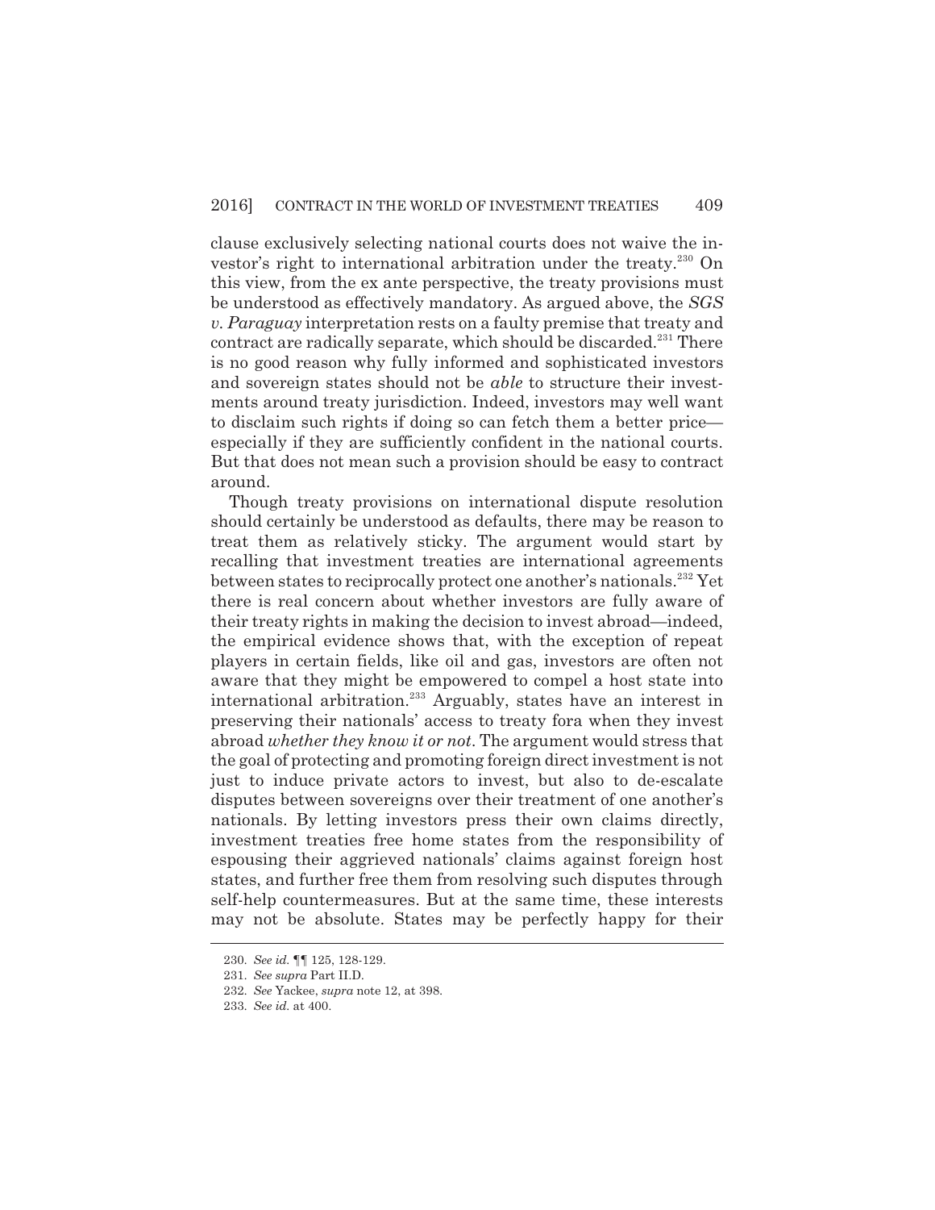clause exclusively selecting national courts does not waive the investor's right to international arbitration under the treaty.[230] On this view, from the ex ante perspective, the treaty provisions must be understood as effectively mandatory. As argued above, the *SGS v. Paraguay* interpretation rests on a faulty premise that treaty and contract are radically separate, which should be discarded.[231] There is no good reason why fully informed and sophisticated investors and sovereign states should not be *able* to structure their investments around treaty jurisdiction. Indeed, investors may well want to disclaim such rights if doing so can fetch them a better price—especially if they are sufficiently confident in the national courts. But that does not mean such a provision should be easy to contract around.

Though treaty provisions on international dispute resolution should certainly be understood as defaults, there may be reason to treat them as relatively sticky. The argument would start by recalling that investment treaties are international agreements between states to reciprocally protect one another's nationals.[232] Yet there is real concern about whether investors are fully aware of their treaty rights in making the decision to invest abroad—indeed, the empirical evidence shows that, with the exception of repeat players in certain fields, like oil and gas, investors are often not aware that they might be empowered to compel a host state into international arbitration.[233] Arguably, states have an interest in preserving their nationals' access to treaty fora when they invest abroad *whether they know it or not*. The argument would stress that the goal of protecting and promoting foreign direct investment is not just to induce private actors to invest, but also to de-escalate disputes between sovereigns over their treatment of one another's nationals. By letting investors press their own claims directly, investment treaties free home states from the responsibility of espousing their aggrieved nationals' claims against foreign host states, and further free them from resolving such disputes through self-help countermeasures. But at the same time, these interests may not be absolute. States may be perfectly happy for their

230. *See id.* ¶¶ 125, 128-129.

231. *See supra* Part II.D.

232. *See* Yackee, *supra* note 12, at 398.

233. *See id.* at 400.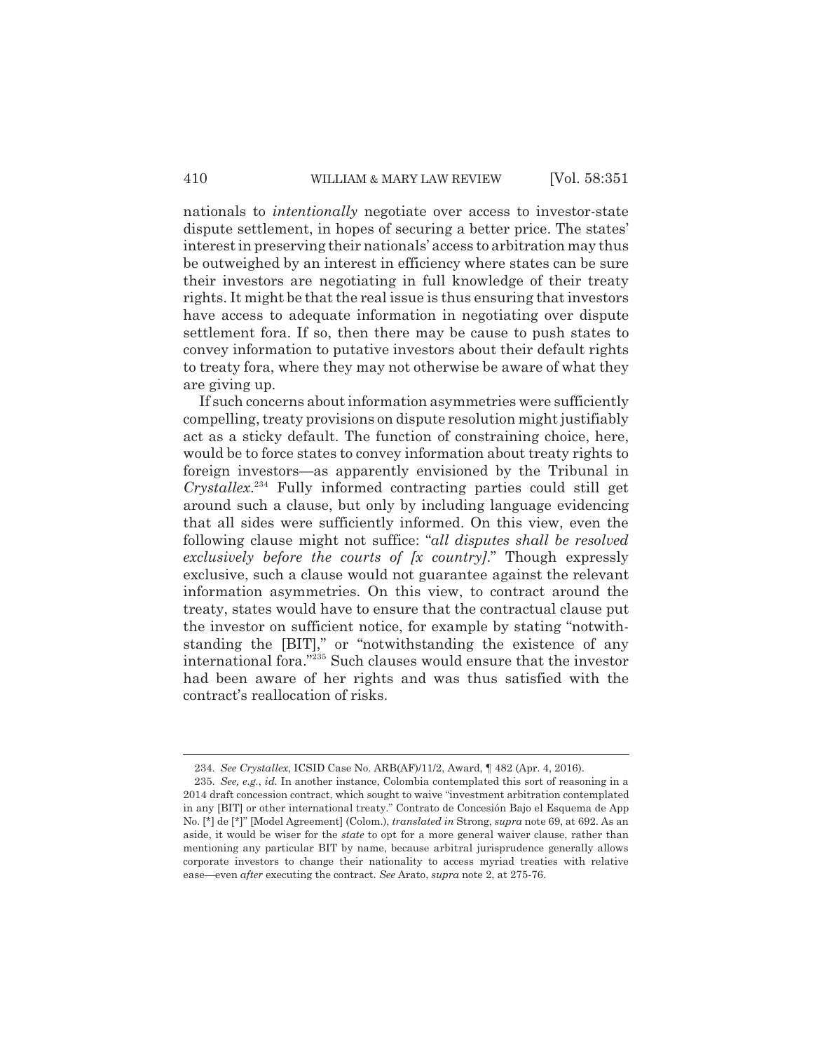nationals to *intentionally* negotiate over access to investor-state dispute settlement, in hopes of securing a better price. The states' interest in preserving their nationals' access to arbitration may thus be outweighed by an interest in efficiency where states can be sure their investors are negotiating in full knowledge of their treaty rights. It might be that the real issue is thus ensuring that investors have access to adequate information in negotiating over dispute settlement fora. If so, then there may be cause to push states to convey information to putative investors about their default rights to treaty fora, where they may not otherwise be aware of what they are giving up.

If such concerns about information asymmetries were sufficiently compelling, treaty provisions on dispute resolution might justifiably act as a sticky default. The function of constraining choice, here, would be to force states to convey information about treaty rights to foreign investors—as apparently envisioned by the Tribunal in *Crystallex*.[234] Fully informed contracting parties could still get around such a clause, but only by including language evidencing that all sides were sufficiently informed. On this view, even the following clause might not suffice: "*all disputes shall be resolved exclusively before the courts of [x country]*." Though expressly exclusive, such a clause would not guarantee against the relevant information asymmetries. On this view, to contract around the treaty, states would have to ensure that the contractual clause put the investor on sufficient notice, for example by stating "notwithstanding the [BIT]," or "notwithstanding the existence of any international fora."[235] Such clauses would ensure that the investor had been aware of her rights and was thus satisfied with the contract's reallocation of risks.

---

234. *See Crystallex*, ICSID Case No. ARB(AF)/11/2, Award, ¶ 482 (Apr. 4, 2016).

235. *See, e.g.*, *id.* In another instance, Colombia contemplated this sort of reasoning in a 2014 draft concession contract, which sought to waive "investment arbitration contemplated in any [BIT] or other international treaty." Contrato de Concesión Bajo el Esquema de App No. [*] de [*]" [Model Agreement] (Colom.), *translated in* Strong, *supra* note 69, at 692. As an aside, it would be wiser for the *state* to opt for a more general waiver clause, rather than mentioning any particular BIT by name, because arbitral jurisprudence generally allows corporate investors to change their nationality to access myriad treaties with relative ease—even *after* executing the contract. *See* Arato, *supra* note 2, at 275-76.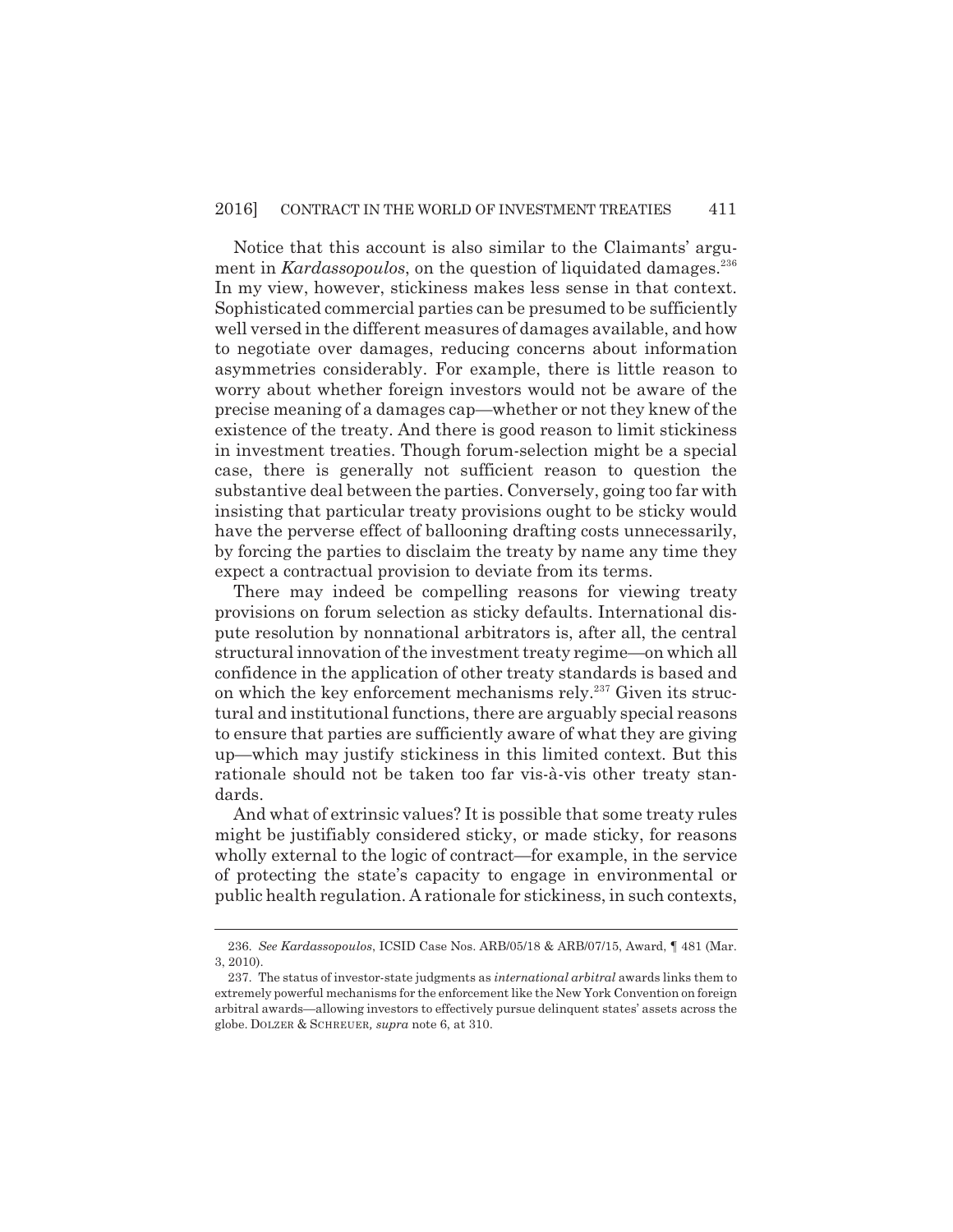Notice that this account is also similar to the Claimants' argument in *Kardassopoulos*, on the question of liquidated damages.[236] In my view, however, stickiness makes less sense in that context. Sophisticated commercial parties can be presumed to be sufficiently well versed in the different measures of damages available, and how to negotiate over damages, reducing concerns about information asymmetries considerably. For example, there is little reason to worry about whether foreign investors would not be aware of the precise meaning of a damages cap—whether or not they knew of the existence of the treaty. And there is good reason to limit stickiness in investment treaties. Though forum-selection might be a special case, there is generally not sufficient reason to question the substantive deal between the parties. Conversely, going too far with insisting that particular treaty provisions ought to be sticky would have the perverse effect of ballooning drafting costs unnecessarily, by forcing the parties to disclaim the treaty by name any time they expect a contractual provision to deviate from its terms.

There may indeed be compelling reasons for viewing treaty provisions on forum selection as sticky defaults. International dispute resolution by nonnational arbitrators is, after all, the central structural innovation of the investment treaty regime—on which all confidence in the application of other treaty standards is based and on which the key enforcement mechanisms rely.[237] Given its structural and institutional functions, there are arguably special reasons to ensure that parties are sufficiently aware of what they are giving up—which may justify stickiness in this limited context. But this rationale should not be taken too far vis-à-vis other treaty standards.

And what of extrinsic values? It is possible that some treaty rules might be justifiably considered sticky, or made sticky, for reasons wholly external to the logic of contract—for example, in the service of protecting the state's capacity to engage in environmental or public health regulation. A rationale for stickiness, in such contexts,

---

236. *See Kardassopoulos*, ICSID Case Nos. ARB/05/18 & ARB/07/15, Award, ¶ 481 (Mar. 3, 2010).

237. The status of investor-state judgments as *international arbitral* awards links them to extremely powerful mechanisms for the enforcement like the New York Convention on foreign arbitral awards—allowing investors to effectively pursue delinquent states' assets across the globe. DOLZER & SCHREUER, *supra* note 6, at 310.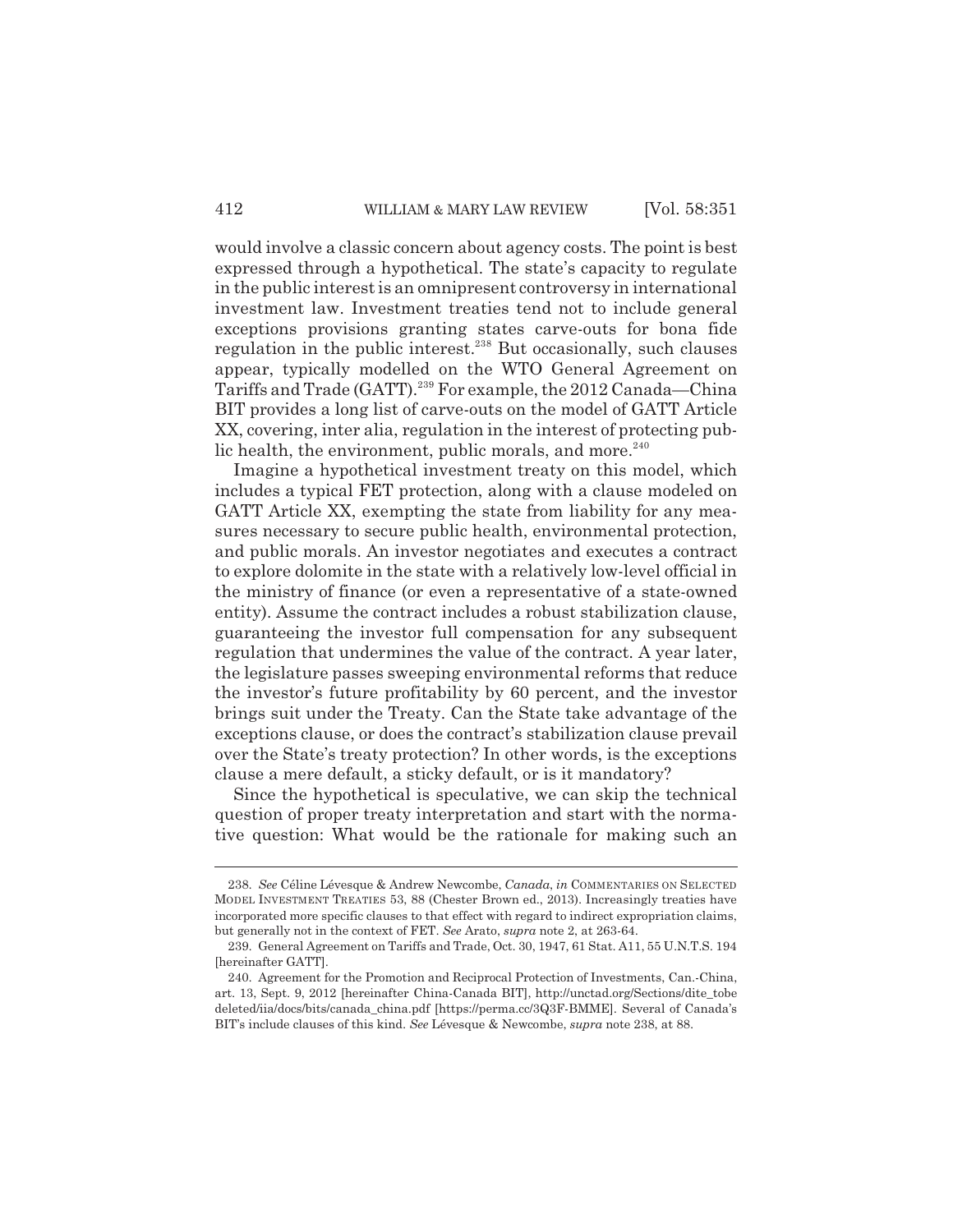would involve a classic concern about agency costs. The point is best expressed through a hypothetical. The state's capacity to regulate in the public interest is an omnipresent controversy in international investment law. Investment treaties tend not to include general exceptions provisions granting states carve-outs for bona fide regulation in the public interest.[238] But occasionally, such clauses appear, typically modelled on the WTO General Agreement on Tariffs and Trade (GATT).[239] For example, the 2012 Canada—China BIT provides a long list of carve-outs on the model of GATT Article XX, covering, inter alia, regulation in the interest of protecting public health, the environment, public morals, and more.[240]

Imagine a hypothetical investment treaty on this model, which includes a typical FET protection, along with a clause modeled on GATT Article XX, exempting the state from liability for any measures necessary to secure public health, environmental protection, and public morals. An investor negotiates and executes a contract to explore dolomite in the state with a relatively low-level official in the ministry of finance (or even a representative of a state-owned entity). Assume the contract includes a robust stabilization clause, guaranteeing the investor full compensation for any subsequent regulation that undermines the value of the contract. A year later, the legislature passes sweeping environmental reforms that reduce the investor's future profitability by 60 percent, and the investor brings suit under the Treaty. Can the State take advantage of the exceptions clause, or does the contract's stabilization clause prevail over the State's treaty protection? In other words, is the exceptions clause a mere default, a sticky default, or is it mandatory?

Since the hypothetical is speculative, we can skip the technical question of proper treaty interpretation and start with the normative question: What would be the rationale for making such an

---

238. *See* Céline Lévesque & Andrew Newcombe, *Canada*, *in* COMMENTARIES ON SELECTED MODEL INVESTMENT TREATIES 53, 88 (Chester Brown ed., 2013). Increasingly treaties have incorporated more specific clauses to that effect with regard to indirect expropriation claims, but generally not in the context of FET. *See* Arato, *supra* note 2, at 263-64.

239. General Agreement on Tariffs and Trade, Oct. 30, 1947, 61 Stat. A11, 55 U.N.T.S. 194 [hereinafter GATT].

240. Agreement for the Promotion and Reciprocal Protection of Investments, Can.-China, art. 13, Sept. 9, 2012 [hereinafter China-Canada BIT], http://unctad.org/Sections/dite_tobe deleted/iia/docs/bits/canada_china.pdf [https://perma.cc/3Q3F-BMME]. Several of Canada's BIT's include clauses of this kind. *See* Lévesque & Newcombe, *supra* note 238, at 88.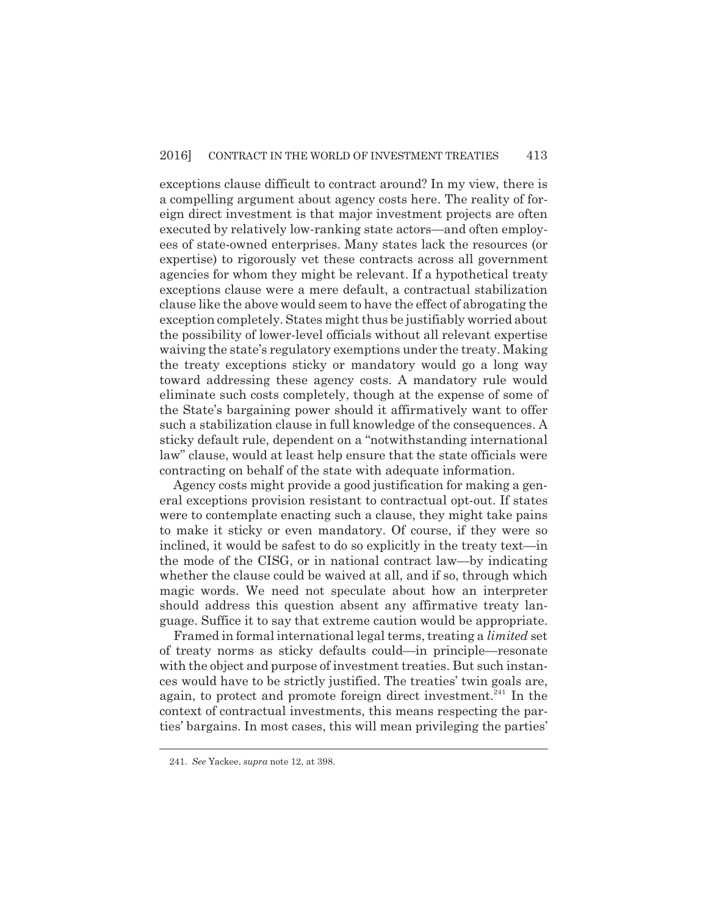exceptions clause difficult to contract around? In my view, there is a compelling argument about agency costs here. The reality of foreign direct investment is that major investment projects are often executed by relatively low-ranking state actors—and often employees of state-owned enterprises. Many states lack the resources (or expertise) to rigorously vet these contracts across all government agencies for whom they might be relevant. If a hypothetical treaty exceptions clause were a mere default, a contractual stabilization clause like the above would seem to have the effect of abrogating the exception completely. States might thus be justifiably worried about the possibility of lower-level officials without all relevant expertise waiving the state's regulatory exemptions under the treaty. Making the treaty exceptions sticky or mandatory would go a long way toward addressing these agency costs. A mandatory rule would eliminate such costs completely, though at the expense of some of the State's bargaining power should it affirmatively want to offer such a stabilization clause in full knowledge of the consequences. A sticky default rule, dependent on a "notwithstanding international law" clause, would at least help ensure that the state officials were contracting on behalf of the state with adequate information.

Agency costs might provide a good justification for making a general exceptions provision resistant to contractual opt-out. If states were to contemplate enacting such a clause, they might take pains to make it sticky or even mandatory. Of course, if they were so inclined, it would be safest to do so explicitly in the treaty text—in the mode of the CISG, or in national contract law—by indicating whether the clause could be waived at all, and if so, through which magic words. We need not speculate about how an interpreter should address this question absent any affirmative treaty language. Suffice it to say that extreme caution would be appropriate.

Framed in formal international legal terms, treating a *limited* set of treaty norms as sticky defaults could—in principle—resonate with the object and purpose of investment treaties. But such instances would have to be strictly justified. The treaties' twin goals are, again, to protect and promote foreign direct investment.[241] In the context of contractual investments, this means respecting the parties' bargains. In most cases, this will mean privileging the parties'

241. *See* Yackee, *supra* note 12, at 398.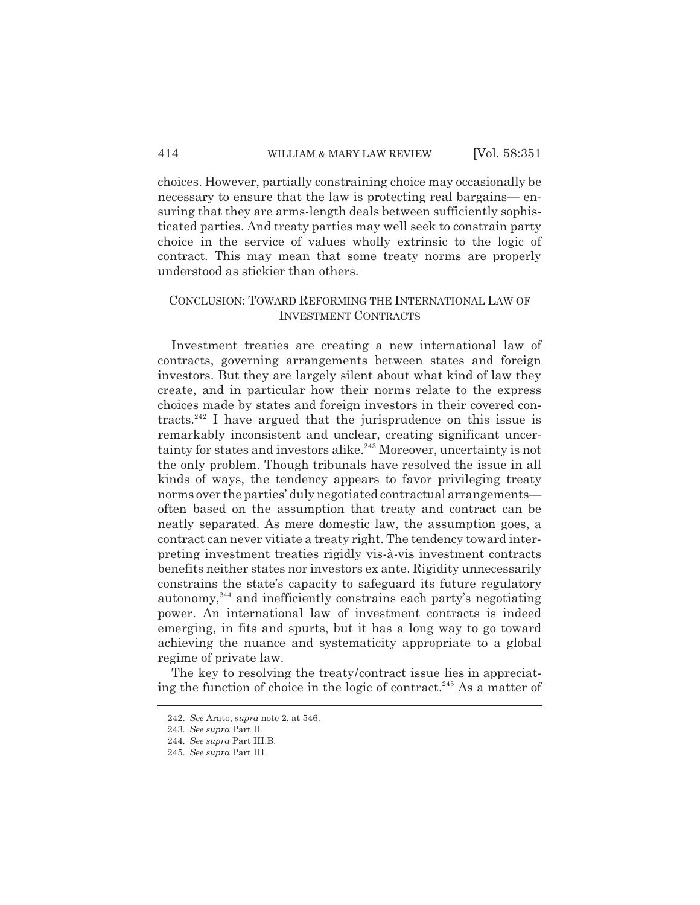choices. However, partially constraining choice may occasionally be necessary to ensure that the law is protecting real bargains— ensuring that they are arms-length deals between sufficiently sophisticated parties. And treaty parties may well seek to constrain party choice in the service of values wholly extrinsic to the logic of contract. This may mean that some treaty norms are properly understood as stickier than others.

## CONCLUSION: TOWARD REFORMING THE INTERNATIONAL LAW OF INVESTMENT CONTRACTS

Investment treaties are creating a new international law of contracts, governing arrangements between states and foreign investors. But they are largely silent about what kind of law they create, and in particular how their norms relate to the express choices made by states and foreign investors in their covered contracts.[242] I have argued that the jurisprudence on this issue is remarkably inconsistent and unclear, creating significant uncertainty for states and investors alike.[243] Moreover, uncertainty is not the only problem. Though tribunals have resolved the issue in all kinds of ways, the tendency appears to favor privileging treaty norms over the parties' duly negotiated contractual arrangements—often based on the assumption that treaty and contract can be neatly separated. As mere domestic law, the assumption goes, a contract can never vitiate a treaty right. The tendency toward interpreting investment treaties rigidly vis-à-vis investment contracts benefits neither states nor investors ex ante. Rigidity unnecessarily constrains the state's capacity to safeguard its future regulatory autonomy,[244] and inefficiently constrains each party's negotiating power. An international law of investment contracts is indeed emerging, in fits and spurts, but it has a long way to go toward achieving the nuance and systematicity appropriate to a global regime of private law.

The key to resolving the treaty/contract issue lies in appreciating the function of choice in the logic of contract.[245] As a matter of

---

242. *See* Arato, *supra* note 2, at 546.

243. *See supra* Part II.

244. *See supra* Part III.B.

245. *See supra* Part III.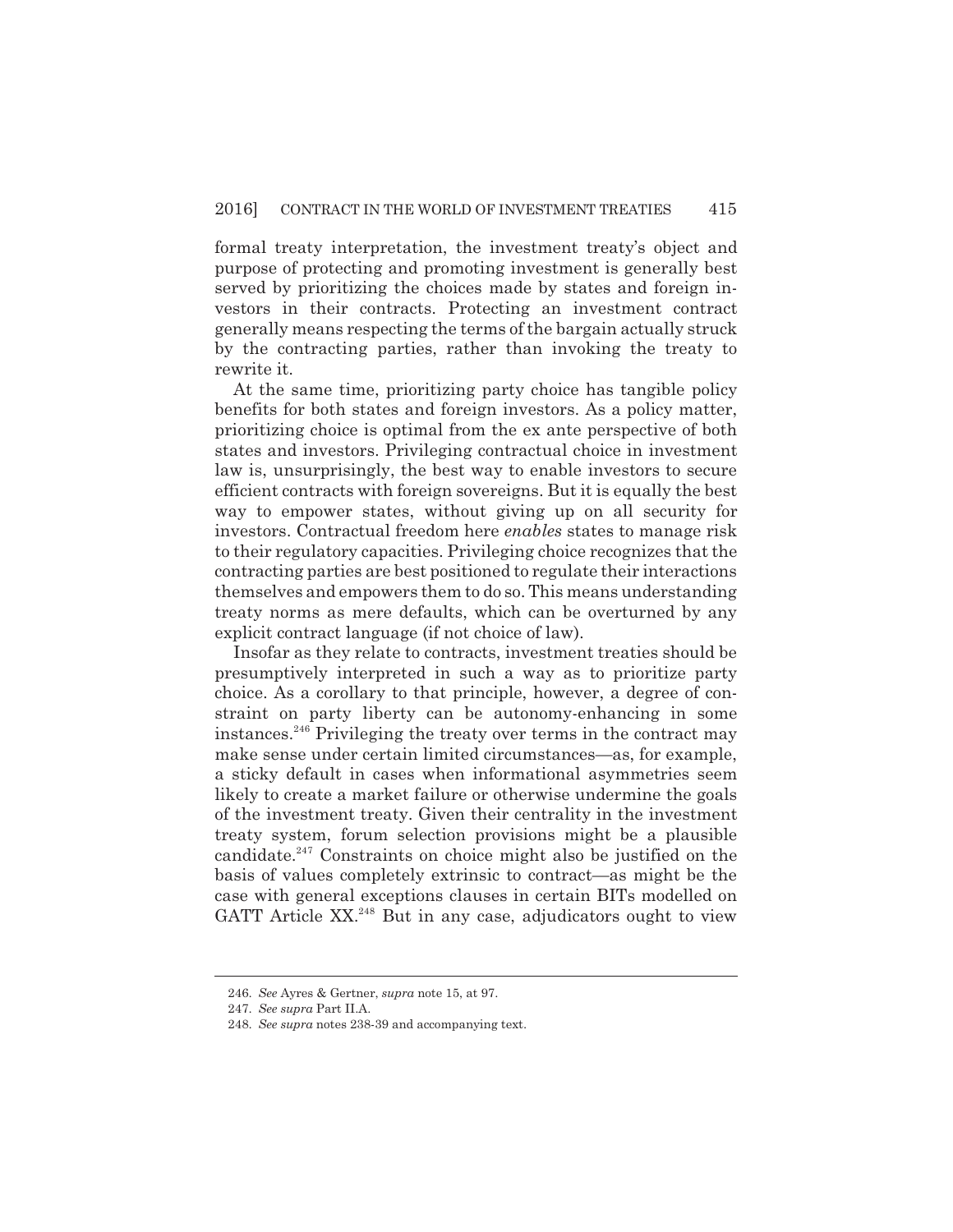formal treaty interpretation, the investment treaty's object and purpose of protecting and promoting investment is generally best served by prioritizing the choices made by states and foreign investors in their contracts. Protecting an investment contract generally means respecting the terms of the bargain actually struck by the contracting parties, rather than invoking the treaty to rewrite it.

At the same time, prioritizing party choice has tangible policy benefits for both states and foreign investors. As a policy matter, prioritizing choice is optimal from the ex ante perspective of both states and investors. Privileging contractual choice in investment law is, unsurprisingly, the best way to enable investors to secure efficient contracts with foreign sovereigns. But it is equally the best way to empower states, without giving up on all security for investors. Contractual freedom here *enables* states to manage risk to their regulatory capacities. Privileging choice recognizes that the contracting parties are best positioned to regulate their interactions themselves and empowers them to do so. This means understanding treaty norms as mere defaults, which can be overturned by any explicit contract language (if not choice of law).

Insofar as they relate to contracts, investment treaties should be presumptively interpreted in such a way as to prioritize party choice. As a corollary to that principle, however, a degree of constraint on party liberty can be autonomy-enhancing in some instances.[246] Privileging the treaty over terms in the contract may make sense under certain limited circumstances—as, for example, a sticky default in cases when informational asymmetries seem likely to create a market failure or otherwise undermine the goals of the investment treaty. Given their centrality in the investment treaty system, forum selection provisions might be a plausible candidate.[247] Constraints on choice might also be justified on the basis of values completely extrinsic to contract—as might be the case with general exceptions clauses in certain BITs modelled on GATT Article XX.[248] But in any case, adjudicators ought to view

246. *See* Ayres & Gertner, *supra* note 15, at 97.

247. *See supra* Part II.A.

248. *See supra* notes 238-39 and accompanying text.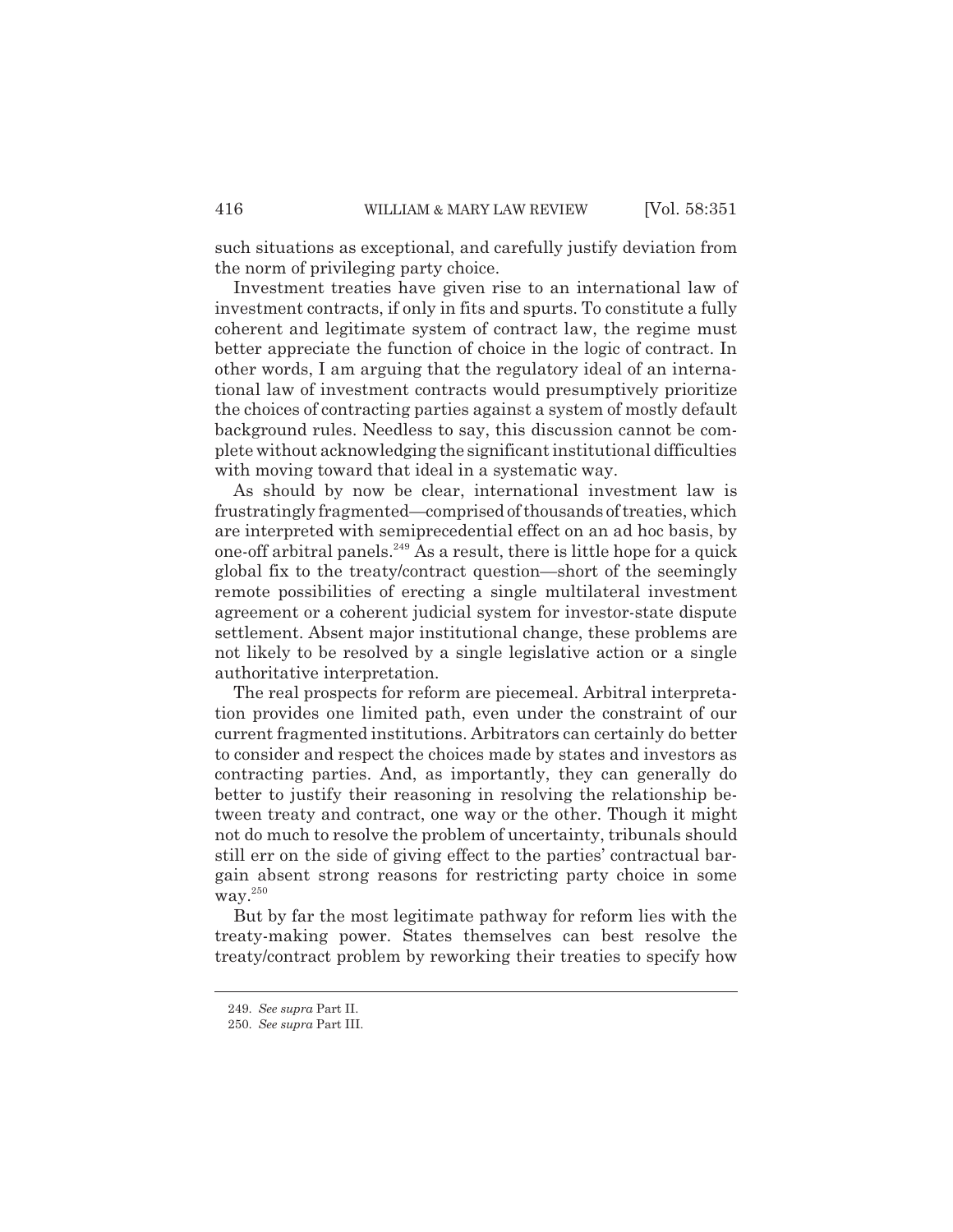such situations as exceptional, and carefully justify deviation from the norm of privileging party choice.

Investment treaties have given rise to an international law of investment contracts, if only in fits and spurts. To constitute a fully coherent and legitimate system of contract law, the regime must better appreciate the function of choice in the logic of contract. In other words, I am arguing that the regulatory ideal of an international law of investment contracts would presumptively prioritize the choices of contracting parties against a system of mostly default background rules. Needless to say, this discussion cannot be complete without acknowledging the significant institutional difficulties with moving toward that ideal in a systematic way.

As should by now be clear, international investment law is frustratingly fragmented—comprised of thousands of treaties, which are interpreted with semiprecedential effect on an ad hoc basis, by one-off arbitral panels.[249] As a result, there is little hope for a quick global fix to the treaty/contract question—short of the seemingly remote possibilities of erecting a single multilateral investment agreement or a coherent judicial system for investor-state dispute settlement. Absent major institutional change, these problems are not likely to be resolved by a single legislative action or a single authoritative interpretation.

The real prospects for reform are piecemeal. Arbitral interpretation provides one limited path, even under the constraint of our current fragmented institutions. Arbitrators can certainly do better to consider and respect the choices made by states and investors as contracting parties. And, as importantly, they can generally do better to justify their reasoning in resolving the relationship between treaty and contract, one way or the other. Though it might not do much to resolve the problem of uncertainty, tribunals should still err on the side of giving effect to the parties' contractual bargain absent strong reasons for restricting party choice in some way.[250]

But by far the most legitimate pathway for reform lies with the treaty-making power. States themselves can best resolve the treaty/contract problem by reworking their treaties to specify how

---

249. *See supra* Part II.

250. *See supra* Part III.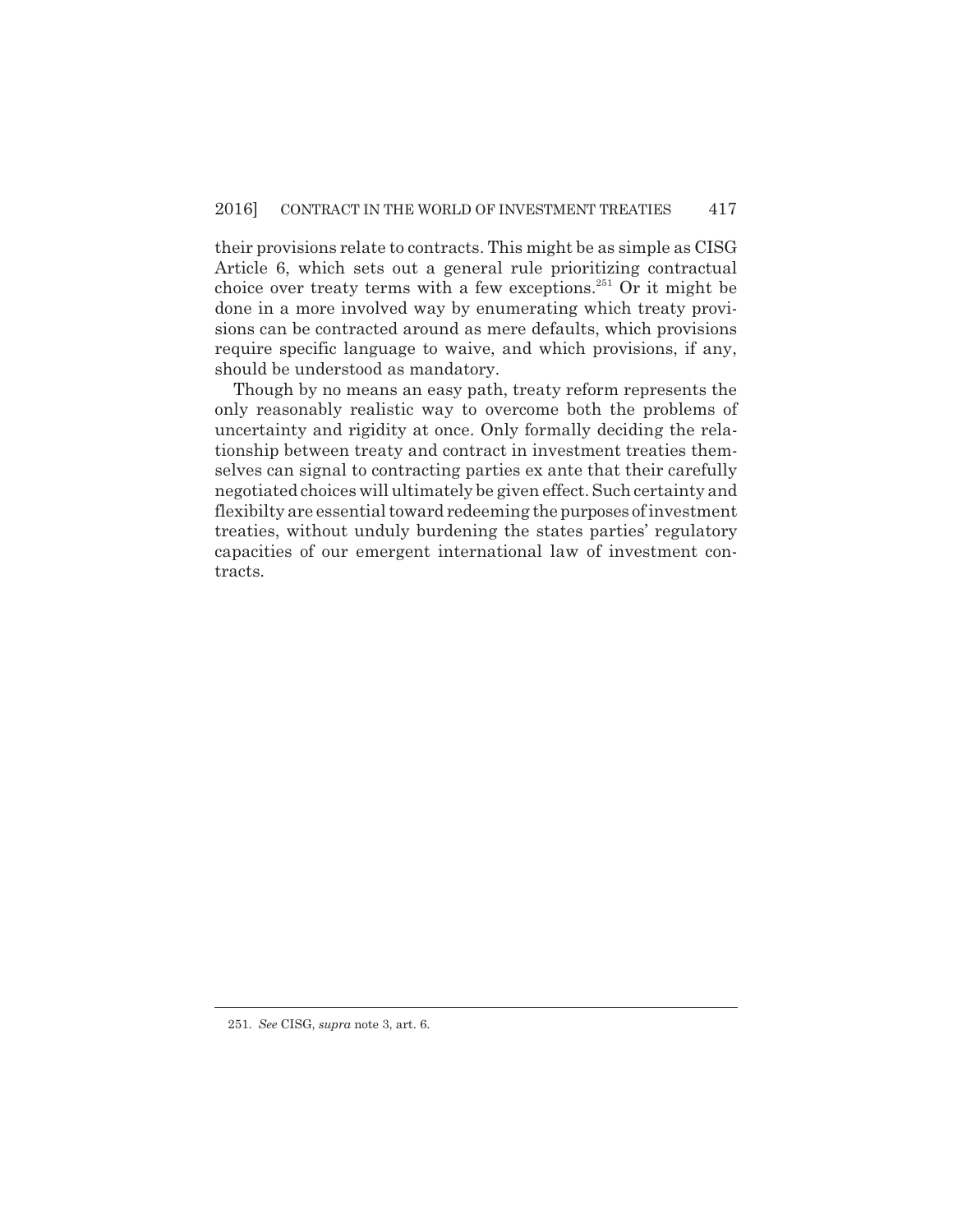their provisions relate to contracts. This might be as simple as CISG Article 6, which sets out a general rule prioritizing contractual choice over treaty terms with a few exceptions.[251] Or it might be done in a more involved way by enumerating which treaty provisions can be contracted around as mere defaults, which provisions require specific language to waive, and which provisions, if any, should be understood as mandatory.

Though by no means an easy path, treaty reform represents the only reasonably realistic way to overcome both the problems of uncertainty and rigidity at once. Only formally deciding the relationship between treaty and contract in investment treaties themselves can signal to contracting parties ex ante that their carefully negotiated choices will ultimately be given effect. Such certainty and flexibilty are essential toward redeeming the purposes of investment treaties, without unduly burdening the states parties' regulatory capacities of our emergent international law of investment contracts.

---

251. *See* CISG, *supra* note 3, art. 6.